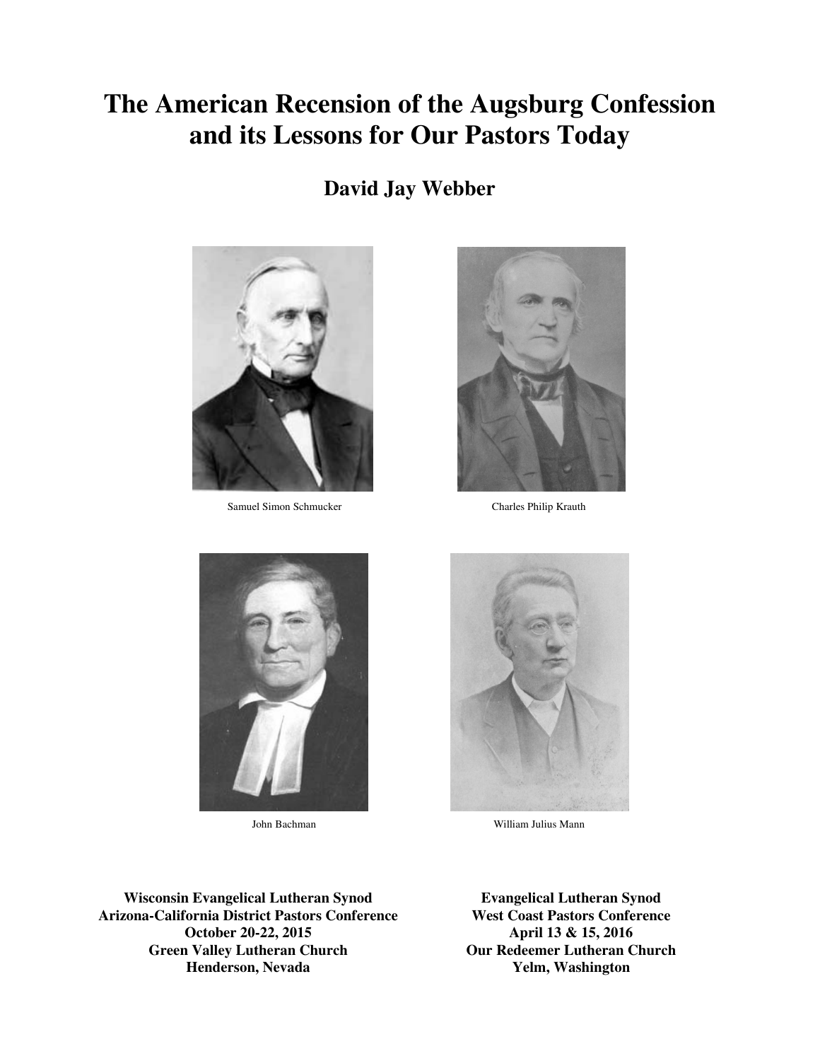# The American Recension of the Augsburg Confession and its Lessons for Our Pastors Today

## David Jay Webber

Samuel Simon Schmucker

Charles Philip Krauth

John Bachman

William Julius Mann

**Wisconsin Evangelical Lutheran Synod**
**Arizona-California District Pastors Conference**
**October 20-22, 2015**
**Green Valley Lutheran Church**
**Henderson, Nevada**

**Evangelical Lutheran Synod**
**West Coast Pastors Conference**
**April 13 & 15, 2016**
**Our Redeemer Lutheran Church**
**Yelm, Washington**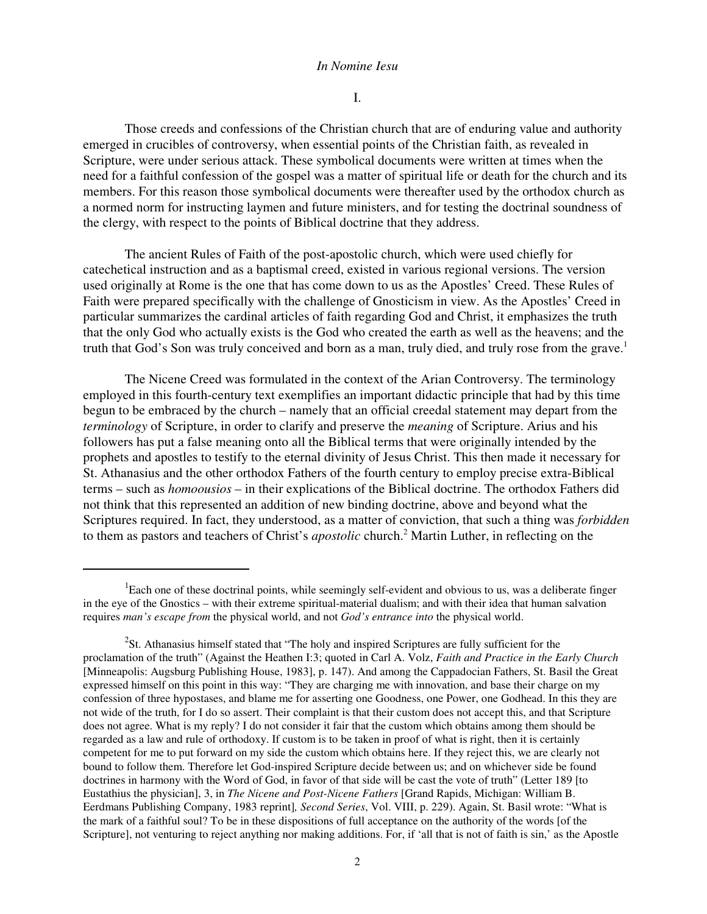*In Nomine Iesu*

I.

Those creeds and confessions of the Christian church that are of enduring value and authority emerged in crucibles of controversy, when essential points of the Christian faith, as revealed in Scripture, were under serious attack. These symbolical documents were written at times when the need for a faithful confession of the gospel was a matter of spiritual life or death for the church and its members. For this reason those symbolical documents were thereafter used by the orthodox church as a normed norm for instructing laymen and future ministers, and for testing the doctrinal soundness of the clergy, with respect to the points of Biblical doctrine that they address.

The ancient Rules of Faith of the post-apostolic church, which were used chiefly for catechetical instruction and as a baptismal creed, existed in various regional versions. The version used originally at Rome is the one that has come down to us as the Apostles' Creed. These Rules of Faith were prepared specifically with the challenge of Gnosticism in view. As the Apostles' Creed in particular summarizes the cardinal articles of faith regarding God and Christ, it emphasizes the truth that the only God who actually exists is the God who created the earth as well as the heavens; and the truth that God's Son was truly conceived and born as a man, truly died, and truly rose from the grave.[1]

The Nicene Creed was formulated in the context of the Arian Controversy. The terminology employed in this fourth-century text exemplifies an important didactic principle that had by this time begun to be embraced by the church – namely that an official creedal statement may depart from the *terminology* of Scripture, in order to clarify and preserve the *meaning* of Scripture. Arius and his followers has put a false meaning onto all the Biblical terms that were originally intended by the prophets and apostles to testify to the eternal divinity of Jesus Christ. This then made it necessary for St. Athanasius and the other orthodox Fathers of the fourth century to employ precise extra-Biblical terms – such as *homoousios* – in their explications of the Biblical doctrine. The orthodox Fathers did not think that this represented an addition of new binding doctrine, above and beyond what the Scriptures required. In fact, they understood, as a matter of conviction, that such a thing was *forbidden* to them as pastors and teachers of Christ's *apostolic* church.[2] Martin Luther, in reflecting on the

---

[1]Each one of these doctrinal points, while seemingly self-evident and obvious to us, was a deliberate finger in the eye of the Gnostics – with their extreme spiritual-material dualism; and with their idea that human salvation requires *man's escape from* the physical world, and not *God's entrance into* the physical world.

[2]St. Athanasius himself stated that "The holy and inspired Scriptures are fully sufficient for the proclamation of the truth" (Against the Heathen I:3; quoted in Carl A. Volz, *Faith and Practice in the Early Church* [Minneapolis: Augsburg Publishing House, 1983], p. 147). And among the Cappadocian Fathers, St. Basil the Great expressed himself on this point in this way: "They are charging me with innovation, and base their charge on my confession of three hypostases, and blame me for asserting one Goodness, one Power, one Godhead. In this they are not wide of the truth, for I do so assert. Their complaint is that their custom does not accept this, and that Scripture does not agree. What is my reply? I do not consider it fair that the custom which obtains among them should be regarded as a law and rule of orthodoxy. If custom is to be taken in proof of what is right, then it is certainly competent for me to put forward on my side the custom which obtains here. If they reject this, we are clearly not bound to follow them. Therefore let God-inspired Scripture decide between us; and on whichever side be found doctrines in harmony with the Word of God, in favor of that side will be cast the vote of truth" (Letter 189 [to Eustathius the physician], 3, in *The Nicene and Post-Nicene Fathers* [Grand Rapids, Michigan: William B. Eerdmans Publishing Company, 1983 reprint], *Second Series*, Vol. VIII, p. 229). Again, St. Basil wrote: "What is the mark of a faithful soul? To be in these dispositions of full acceptance on the authority of the words [of the Scripture], not venturing to reject anything nor making additions. For, if 'all that is not of faith is sin,' as the Apostle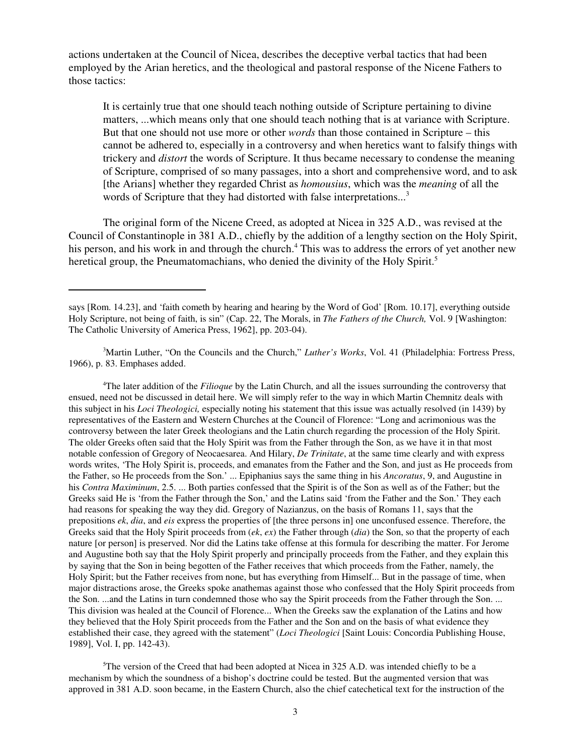actions undertaken at the Council of Nicea, describes the deceptive verbal tactics that had been employed by the Arian heretics, and the theological and pastoral response of the Nicene Fathers to those tactics:

> It is certainly true that one should teach nothing outside of Scripture pertaining to divine matters, ...which means only that one should teach nothing that is at variance with Scripture. But that one should not use more or other *words* than those contained in Scripture – this cannot be adhered to, especially in a controversy and when heretics want to falsify things with trickery and *distort* the words of Scripture. It thus became necessary to condense the meaning of Scripture, comprised of so many passages, into a short and comprehensive word, and to ask [the Arians] whether they regarded Christ as *homousius*, which was the *meaning* of all the words of Scripture that they had distorted with false interpretations...[3]

The original form of the Nicene Creed, as adopted at Nicea in 325 A.D., was revised at the Council of Constantinople in 381 A.D., chiefly by the addition of a lengthy section on the Holy Spirit, his person, and his work in and through the church.[4] This was to address the errors of yet another new heretical group, the Pneumatomachians, who denied the divinity of the Holy Spirit.[5]

---

says [Rom. 14.23], and 'faith cometh by hearing and hearing by the Word of God' [Rom. 10.17], everything outside Holy Scripture, not being of faith, is sin" (Cap. 22, The Morals, in *The Fathers of the Church,* Vol. 9 [Washington: The Catholic University of America Press, 1962], pp. 203-04).

[3]Martin Luther, "On the Councils and the Church," *Luther's Works*, Vol. 41 (Philadelphia: Fortress Press, 1966), p. 83. Emphases added.

[4]The later addition of the *Filioque* by the Latin Church, and all the issues surrounding the controversy that ensued, need not be discussed in detail here. We will simply refer to the way in which Martin Chemnitz deals with this subject in his *Loci Theologici,* especially noting his statement that this issue was actually resolved (in 1439) by representatives of the Eastern and Western Churches at the Council of Florence: "Long and acrimonious was the controversy between the later Greek theologians and the Latin church regarding the procession of the Holy Spirit. The older Greeks often said that the Holy Spirit was from the Father through the Son, as we have it in that most notable confession of Gregory of Neocaesarea. And Hilary, *De Trinitate*, at the same time clearly and with express words writes, 'The Holy Spirit is, proceeds, and emanates from the Father and the Son, and just as He proceeds from the Father, so He proceeds from the Son.' ... Epiphanius says the same thing in his *Ancoratus*, 9, and Augustine in his *Contra Maximinum*, 2.5. ... Both parties confessed that the Spirit is of the Son as well as of the Father; but the Greeks said He is 'from the Father through the Son,' and the Latins said 'from the Father and the Son.' They each had reasons for speaking the way they did. Gregory of Nazianzus, on the basis of Romans 11, says that the prepositions *ek*, *dia*, and *eis* express the properties of [the three persons in] one unconfused essence. Therefore, the Greeks said that the Holy Spirit proceeds from (*ek*, *ex*) the Father through (*dia*) the Son, so that the property of each nature [or person] is preserved. Nor did the Latins take offense at this formula for describing the matter. For Jerome and Augustine both say that the Holy Spirit properly and principally proceeds from the Father, and they explain this by saying that the Son in being begotten of the Father receives that which proceeds from the Father, namely, the Holy Spirit; but the Father receives from none, but has everything from Himself... But in the passage of time, when major distractions arose, the Greeks spoke anathemas against those who confessed that the Holy Spirit proceeds from the Son. ...and the Latins in turn condemned those who say the Spirit proceeds from the Father through the Son. ... This division was healed at the Council of Florence... When the Greeks saw the explanation of the Latins and how they believed that the Holy Spirit proceeds from the Father and the Son and on the basis of what evidence they established their case, they agreed with the statement" (*Loci Theologici* [Saint Louis: Concordia Publishing House, 1989], Vol. I, pp. 142-43).

[5]The version of the Creed that had been adopted at Nicea in 325 A.D. was intended chiefly to be a mechanism by which the soundness of a bishop's doctrine could be tested. But the augmented version that was approved in 381 A.D. soon became, in the Eastern Church, also the chief catechetical text for the instruction of the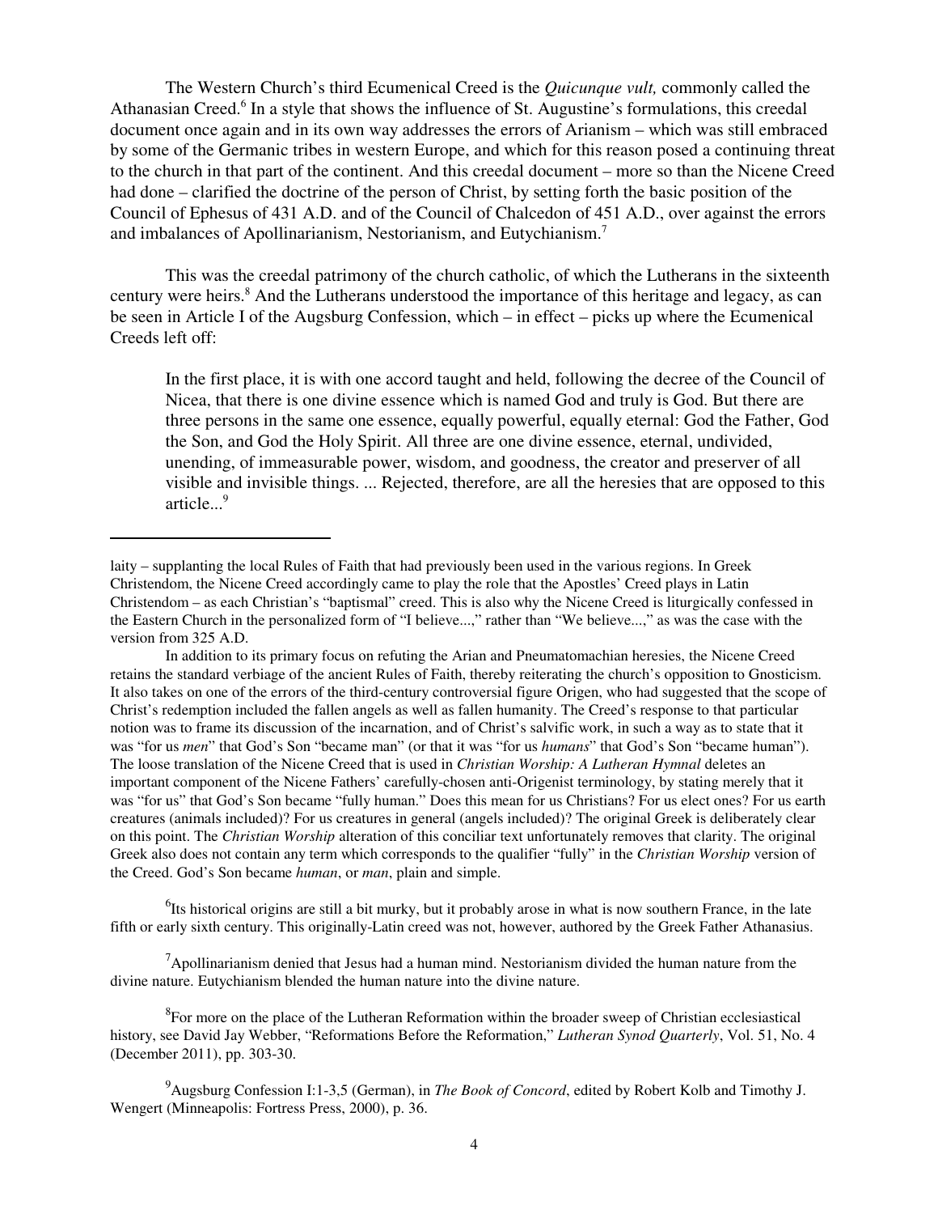The Western Church's third Ecumenical Creed is the *Quicunque vult,* commonly called the Athanasian Creed.[6] In a style that shows the influence of St. Augustine's formulations, this creedal document once again and in its own way addresses the errors of Arianism – which was still embraced by some of the Germanic tribes in western Europe, and which for this reason posed a continuing threat to the church in that part of the continent. And this creedal document – more so than the Nicene Creed had done – clarified the doctrine of the person of Christ, by setting forth the basic position of the Council of Ephesus of 431 A.D. and of the Council of Chalcedon of 451 A.D., over against the errors and imbalances of Apollinarianism, Nestorianism, and Eutychianism.[7]

This was the creedal patrimony of the church catholic, of which the Lutherans in the sixteenth century were heirs.[8] And the Lutherans understood the importance of this heritage and legacy, as can be seen in Article I of the Augsburg Confession, which – in effect – picks up where the Ecumenical Creeds left off:

> In the first place, it is with one accord taught and held, following the decree of the Council of Nicea, that there is one divine essence which is named God and truly is God. But there are three persons in the same one essence, equally powerful, equally eternal: God the Father, God the Son, and God the Holy Spirit. All three are one divine essence, eternal, undivided, unending, of immeasurable power, wisdom, and goodness, the creator and preserver of all visible and invisible things. ... Rejected, therefore, are all the heresies that are opposed to this article...[9]

---

laity – supplanting the local Rules of Faith that had previously been used in the various regions. In Greek Christendom, the Nicene Creed accordingly came to play the role that the Apostles' Creed plays in Latin Christendom – as each Christian's "baptismal" creed. This is also why the Nicene Creed is liturgically confessed in the Eastern Church in the personalized form of "I believe...," rather than "We believe...," as was the case with the version from 325 A.D.

In addition to its primary focus on refuting the Arian and Pneumatomachian heresies, the Nicene Creed retains the standard verbiage of the ancient Rules of Faith, thereby reiterating the church's opposition to Gnosticism. It also takes on one of the errors of the third-century controversial figure Origen, who had suggested that the scope of Christ's redemption included the fallen angels as well as fallen humanity. The Creed's response to that particular notion was to frame its discussion of the incarnation, and of Christ's salvific work, in such a way as to state that it was "for us *men*" that God's Son "became man" (or that it was "for us *humans*" that God's Son "became human"). The loose translation of the Nicene Creed that is used in *Christian Worship: A Lutheran Hymnal* deletes an important component of the Nicene Fathers' carefully-chosen anti-Origenist terminology, by stating merely that it was "for us" that God's Son became "fully human." Does this mean for us Christians? For us elect ones? For us earth creatures (animals included)? For us creatures in general (angels included)? The original Greek is deliberately clear on this point. The *Christian Worship* alteration of this conciliar text unfortunately removes that clarity. The original Greek also does not contain any term which corresponds to the qualifier "fully" in the *Christian Worship* version of the Creed. God's Son became *human*, or *man*, plain and simple.

[6] Its historical origins are still a bit murky, but it probably arose in what is now southern France, in the late fifth or early sixth century. This originally-Latin creed was not, however, authored by the Greek Father Athanasius.

[7] Apollinarianism denied that Jesus had a human mind. Nestorianism divided the human nature from the divine nature. Eutychianism blended the human nature into the divine nature.

[8] For more on the place of the Lutheran Reformation within the broader sweep of Christian ecclesiastical history, see David Jay Webber, "Reformations Before the Reformation," *Lutheran Synod Quarterly*, Vol. 51, No. 4 (December 2011), pp. 303-30.

[9] Augsburg Confession I:1-3,5 (German), in *The Book of Concord*, edited by Robert Kolb and Timothy J. Wengert (Minneapolis: Fortress Press, 2000), p. 36.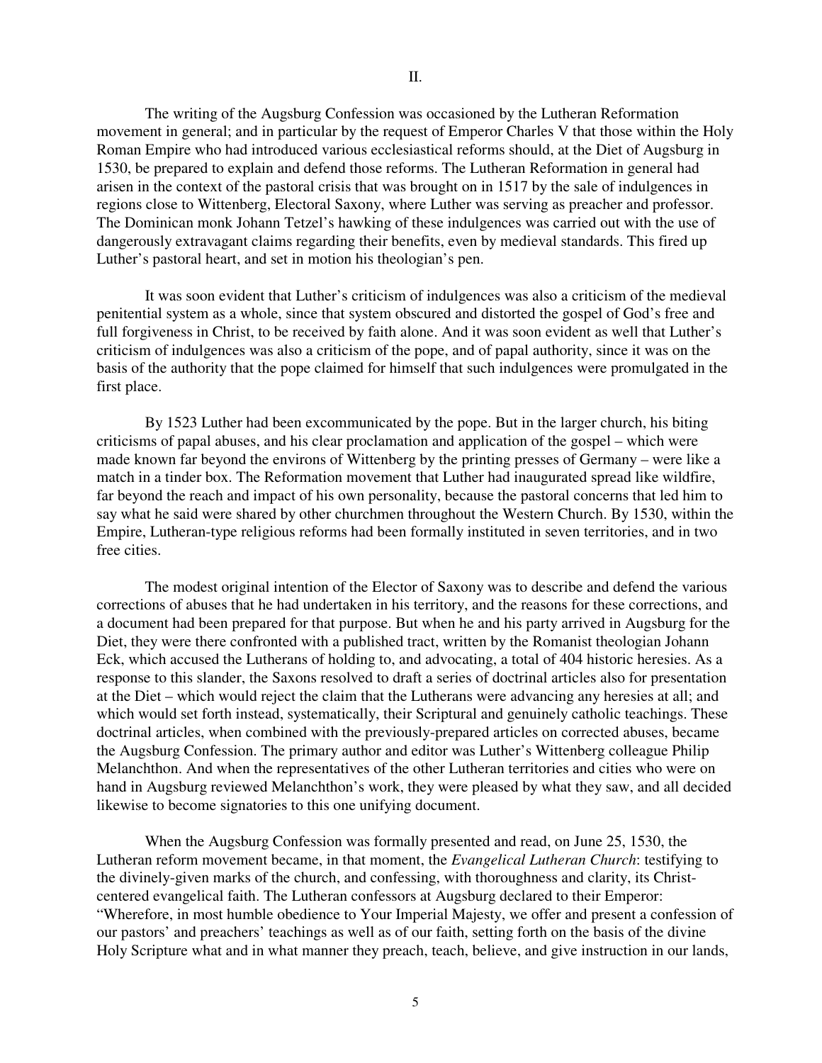## II.

The writing of the Augsburg Confession was occasioned by the Lutheran Reformation movement in general; and in particular by the request of Emperor Charles V that those within the Holy Roman Empire who had introduced various ecclesiastical reforms should, at the Diet of Augsburg in 1530, be prepared to explain and defend those reforms. The Lutheran Reformation in general had arisen in the context of the pastoral crisis that was brought on in 1517 by the sale of indulgences in regions close to Wittenberg, Electoral Saxony, where Luther was serving as preacher and professor. The Dominican monk Johann Tetzel's hawking of these indulgences was carried out with the use of dangerously extravagant claims regarding their benefits, even by medieval standards. This fired up Luther's pastoral heart, and set in motion his theologian's pen.

It was soon evident that Luther's criticism of indulgences was also a criticism of the medieval penitential system as a whole, since that system obscured and distorted the gospel of God's free and full forgiveness in Christ, to be received by faith alone. And it was soon evident as well that Luther's criticism of indulgences was also a criticism of the pope, and of papal authority, since it was on the basis of the authority that the pope claimed for himself that such indulgences were promulgated in the first place.

By 1523 Luther had been excommunicated by the pope. But in the larger church, his biting criticisms of papal abuses, and his clear proclamation and application of the gospel – which were made known far beyond the environs of Wittenberg by the printing presses of Germany – were like a match in a tinder box. The Reformation movement that Luther had inaugurated spread like wildfire, far beyond the reach and impact of his own personality, because the pastoral concerns that led him to say what he said were shared by other churchmen throughout the Western Church. By 1530, within the Empire, Lutheran-type religious reforms had been formally instituted in seven territories, and in two free cities.

The modest original intention of the Elector of Saxony was to describe and defend the various corrections of abuses that he had undertaken in his territory, and the reasons for these corrections, and a document had been prepared for that purpose. But when he and his party arrived in Augsburg for the Diet, they were there confronted with a published tract, written by the Romanist theologian Johann Eck, which accused the Lutherans of holding to, and advocating, a total of 404 historic heresies. As a response to this slander, the Saxons resolved to draft a series of doctrinal articles also for presentation at the Diet – which would reject the claim that the Lutherans were advancing any heresies at all; and which would set forth instead, systematically, their Scriptural and genuinely catholic teachings. These doctrinal articles, when combined with the previously-prepared articles on corrected abuses, became the Augsburg Confession. The primary author and editor was Luther's Wittenberg colleague Philip Melanchthon. And when the representatives of the other Lutheran territories and cities who were on hand in Augsburg reviewed Melanchthon's work, they were pleased by what they saw, and all decided likewise to become signatories to this one unifying document.

When the Augsburg Confession was formally presented and read, on June 25, 1530, the Lutheran reform movement became, in that moment, the *Evangelical Lutheran Church*: testifying to the divinely-given marks of the church, and confessing, with thoroughness and clarity, its Christ-centered evangelical faith. The Lutheran confessors at Augsburg declared to their Emperor: "Wherefore, in most humble obedience to Your Imperial Majesty, we offer and present a confession of our pastors' and preachers' teachings as well as of our faith, setting forth on the basis of the divine Holy Scripture what and in what manner they preach, teach, believe, and give instruction in our lands,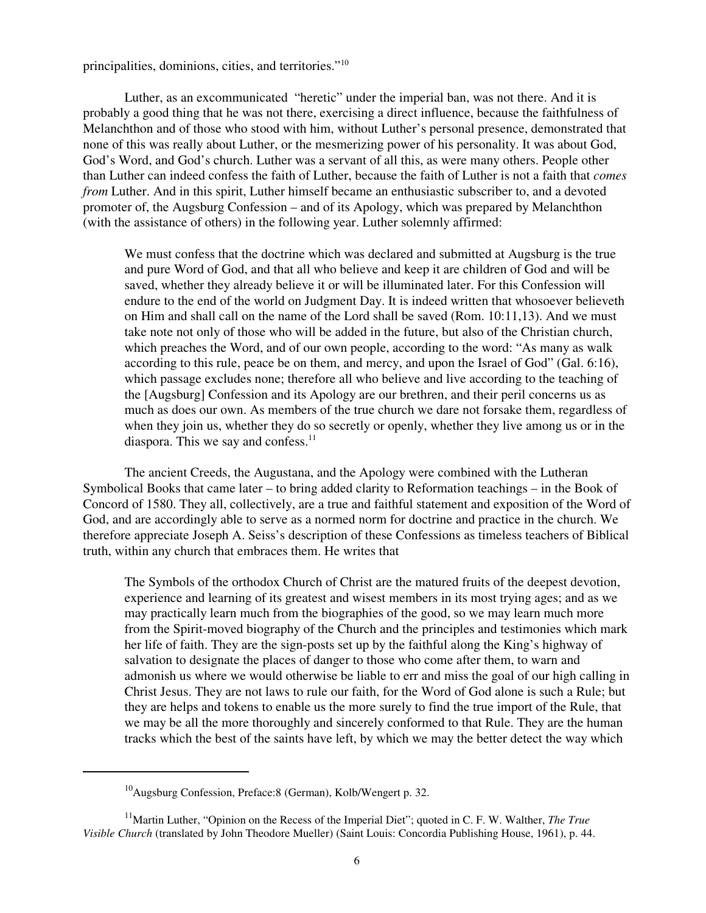principalities, dominions, cities, and territories."[10]

Luther, as an excommunicated "heretic" under the imperial ban, was not there. And it is probably a good thing that he was not there, exercising a direct influence, because the faithfulness of Melanchthon and of those who stood with him, without Luther's personal presence, demonstrated that none of this was really about Luther, or the mesmerizing power of his personality. It was about God, God's Word, and God's church. Luther was a servant of all this, as were many others. People other than Luther can indeed confess the faith of Luther, because the faith of Luther is not a faith that *comes from* Luther. And in this spirit, Luther himself became an enthusiastic subscriber to, and a devoted promoter of, the Augsburg Confession – and of its Apology, which was prepared by Melanchthon (with the assistance of others) in the following year. Luther solemnly affirmed:

> We must confess that the doctrine which was declared and submitted at Augsburg is the true and pure Word of God, and that all who believe and keep it are children of God and will be saved, whether they already believe it or will be illuminated later. For this Confession will endure to the end of the world on Judgment Day. It is indeed written that whosoever believeth on Him and shall call on the name of the Lord shall be saved (Rom. 10:11,13). And we must take note not only of those who will be added in the future, but also of the Christian church, which preaches the Word, and of our own people, according to the word: "As many as walk according to this rule, peace be on them, and mercy, and upon the Israel of God" (Gal. 6:16), which passage excludes none; therefore all who believe and live according to the teaching of the [Augsburg] Confession and its Apology are our brethren, and their peril concerns us as much as does our own. As members of the true church we dare not forsake them, regardless of when they join us, whether they do so secretly or openly, whether they live among us or in the diaspora. This we say and confess.[11]

The ancient Creeds, the Augustana, and the Apology were combined with the Lutheran Symbolical Books that came later – to bring added clarity to Reformation teachings – in the Book of Concord of 1580. They all, collectively, are a true and faithful statement and exposition of the Word of God, and are accordingly able to serve as a normed norm for doctrine and practice in the church. We therefore appreciate Joseph A. Seiss's description of these Confessions as timeless teachers of Biblical truth, within any church that embraces them. He writes that

> The Symbols of the orthodox Church of Christ are the matured fruits of the deepest devotion, experience and learning of its greatest and wisest members in its most trying ages; and as we may practically learn much from the biographies of the good, so we may learn much more from the Spirit-moved biography of the Church and the principles and testimonies which mark her life of faith. They are the sign-posts set up by the faithful along the King's highway of salvation to designate the places of danger to those who come after them, to warn and admonish us where we would otherwise be liable to err and miss the goal of our high calling in Christ Jesus. They are not laws to rule our faith, for the Word of God alone is such a Rule; but they are helps and tokens to enable us the more surely to find the true import of the Rule, that we may be all the more thoroughly and sincerely conformed to that Rule. They are the human tracks which the best of the saints have left, by which we may the better detect the way which

---

[10] Augsburg Confession, Preface:8 (German), Kolb/Wengert p. 32.

[11] Martin Luther, "Opinion on the Recess of the Imperial Diet"; quoted in C. F. W. Walther, *The True Visible Church* (translated by John Theodore Mueller) (Saint Louis: Concordia Publishing House, 1961), p. 44.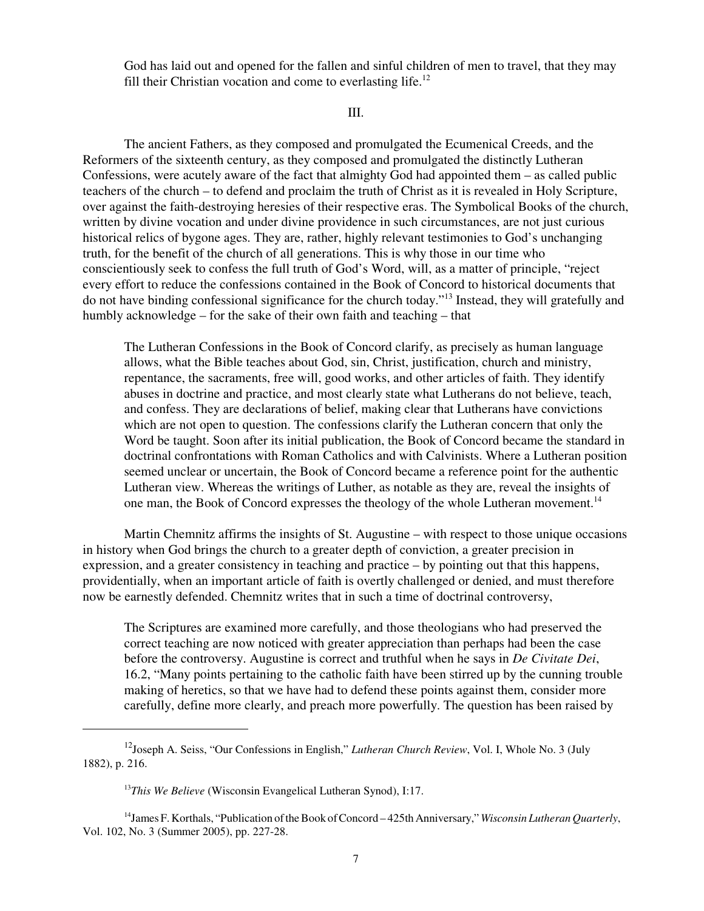> God has laid out and opened for the fallen and sinful children of men to travel, that they may fill their Christian vocation and come to everlasting life.[12]

III.

The ancient Fathers, as they composed and promulgated the Ecumenical Creeds, and the Reformers of the sixteenth century, as they composed and promulgated the distinctly Lutheran Confessions, were acutely aware of the fact that almighty God had appointed them – as called public teachers of the church – to defend and proclaim the truth of Christ as it is revealed in Holy Scripture, over against the faith-destroying heresies of their respective eras. The Symbolical Books of the church, written by divine vocation and under divine providence in such circumstances, are not just curious historical relics of bygone ages. They are, rather, highly relevant testimonies to God's unchanging truth, for the benefit of the church of all generations. This is why those in our time who conscientiously seek to confess the full truth of God's Word, will, as a matter of principle, "reject every effort to reduce the confessions contained in the Book of Concord to historical documents that do not have binding confessional significance for the church today."[13] Instead, they will gratefully and humbly acknowledge – for the sake of their own faith and teaching – that

> The Lutheran Confessions in the Book of Concord clarify, as precisely as human language allows, what the Bible teaches about God, sin, Christ, justification, church and ministry, repentance, the sacraments, free will, good works, and other articles of faith. They identify abuses in doctrine and practice, and most clearly state what Lutherans do not believe, teach, and confess. They are declarations of belief, making clear that Lutherans have convictions which are not open to question. The confessions clarify the Lutheran concern that only the Word be taught. Soon after its initial publication, the Book of Concord became the standard in doctrinal confrontations with Roman Catholics and with Calvinists. Where a Lutheran position seemed unclear or uncertain, the Book of Concord became a reference point for the authentic Lutheran view. Whereas the writings of Luther, as notable as they are, reveal the insights of one man, the Book of Concord expresses the theology of the whole Lutheran movement.[14]

Martin Chemnitz affirms the insights of St. Augustine – with respect to those unique occasions in history when God brings the church to a greater depth of conviction, a greater precision in expression, and a greater consistency in teaching and practice – by pointing out that this happens, providentially, when an important article of faith is overtly challenged or denied, and must therefore now be earnestly defended. Chemnitz writes that in such a time of doctrinal controversy,

> The Scriptures are examined more carefully, and those theologians who had preserved the correct teaching are now noticed with greater appreciation than perhaps had been the case before the controversy. Augustine is correct and truthful when he says in *De Civitate Dei*, 16.2, "Many points pertaining to the catholic faith have been stirred up by the cunning trouble making of heretics, so that we have had to defend these points against them, consider more carefully, define more clearly, and preach more powerfully. The question has been raised by

---

[12] Joseph A. Seiss, "Our Confessions in English," *Lutheran Church Review*, Vol. I, Whole No. 3 (July 1882), p. 216.

[13] *This We Believe* (Wisconsin Evangelical Lutheran Synod), I:17.

[14] James F. Korthals, "Publication of the Book of Concord – 425th Anniversary," *Wisconsin Lutheran Quarterly*, Vol. 102, No. 3 (Summer 2005), pp. 227-28.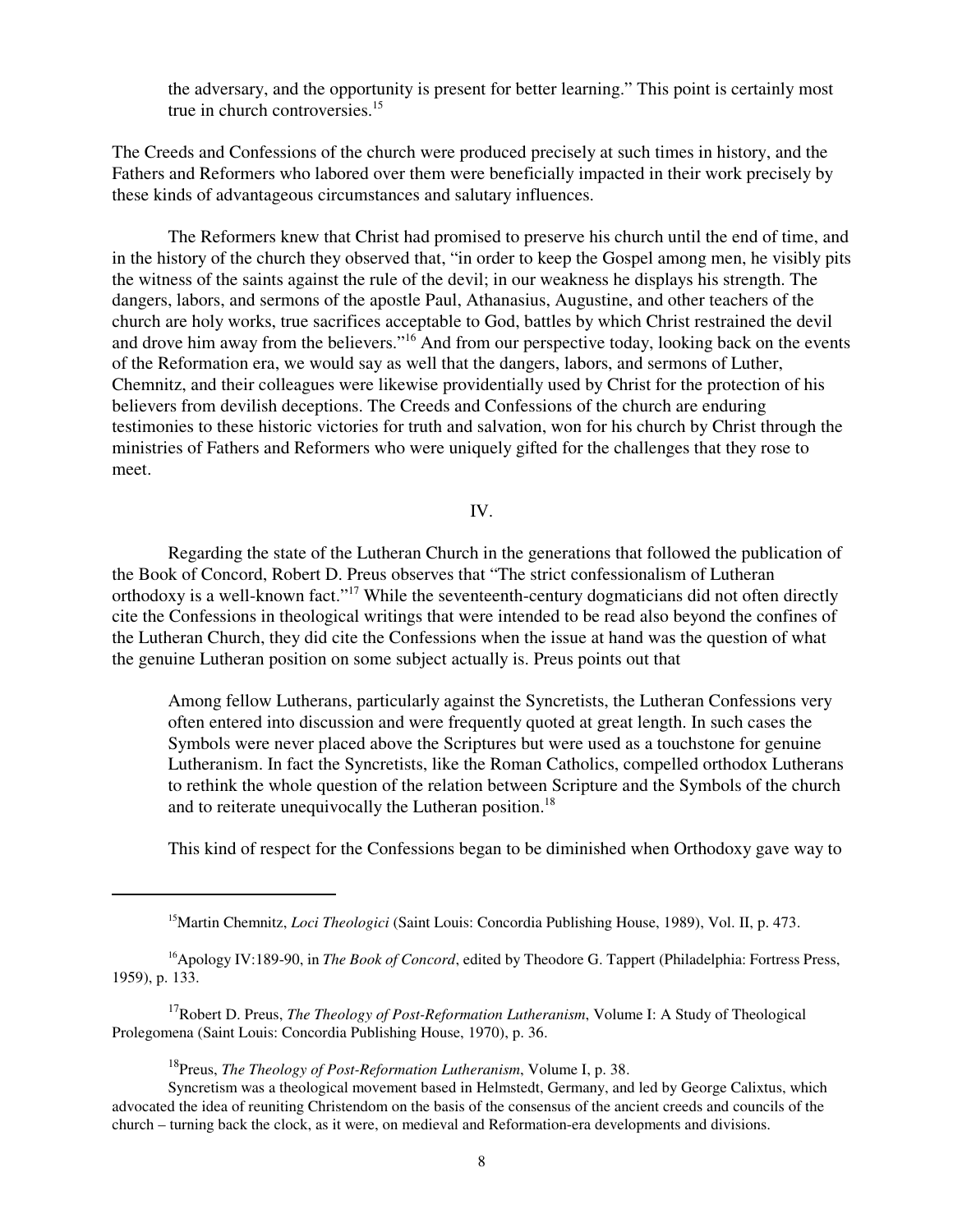> the adversary, and the opportunity is present for better learning." This point is certainly most true in church controversies.[15]

The Creeds and Confessions of the church were produced precisely at such times in history, and the Fathers and Reformers who labored over them were beneficially impacted in their work precisely by these kinds of advantageous circumstances and salutary influences.

The Reformers knew that Christ had promised to preserve his church until the end of time, and in the history of the church they observed that, "in order to keep the Gospel among men, he visibly pits the witness of the saints against the rule of the devil; in our weakness he displays his strength. The dangers, labors, and sermons of the apostle Paul, Athanasius, Augustine, and other teachers of the church are holy works, true sacrifices acceptable to God, battles by which Christ restrained the devil and drove him away from the believers."[16] And from our perspective today, looking back on the events of the Reformation era, we would say as well that the dangers, labors, and sermons of Luther, Chemnitz, and their colleagues were likewise providentially used by Christ for the protection of his believers from devilish deceptions. The Creeds and Confessions of the church are enduring testimonies to these historic victories for truth and salvation, won for his church by Christ through the ministries of Fathers and Reformers who were uniquely gifted for the challenges that they rose to meet.

## IV.

Regarding the state of the Lutheran Church in the generations that followed the publication of the Book of Concord, Robert D. Preus observes that "The strict confessionalism of Lutheran orthodoxy is a well-known fact."[17] While the seventeenth-century dogmaticians did not often directly cite the Confessions in theological writings that were intended to be read also beyond the confines of the Lutheran Church, they did cite the Confessions when the issue at hand was the question of what the genuine Lutheran position on some subject actually is. Preus points out that

> Among fellow Lutherans, particularly against the Syncretists, the Lutheran Confessions very often entered into discussion and were frequently quoted at great length. In such cases the Symbols were never placed above the Scriptures but were used as a touchstone for genuine Lutheranism. In fact the Syncretists, like the Roman Catholics, compelled orthodox Lutherans to rethink the whole question of the relation between Scripture and the Symbols of the church and to reiterate unequivocally the Lutheran position.[18]

This kind of respect for the Confessions began to be diminished when Orthodoxy gave way to

---

[15]Martin Chemnitz, *Loci Theologici* (Saint Louis: Concordia Publishing House, 1989), Vol. II, p. 473.

[16]Apology IV:189-90, in *The Book of Concord*, edited by Theodore G. Tappert (Philadelphia: Fortress Press, 1959), p. 133.

[17]Robert D. Preus, *The Theology of Post-Reformation Lutheranism*, Volume I: A Study of Theological Prolegomena (Saint Louis: Concordia Publishing House, 1970), p. 36.

[18]Preus, *The Theology of Post-Reformation Lutheranism*, Volume I, p. 38.

Syncretism was a theological movement based in Helmstedt, Germany, and led by George Calixtus, which advocated the idea of reuniting Christendom on the basis of the consensus of the ancient creeds and councils of the church – turning back the clock, as it were, on medieval and Reformation-era developments and divisions.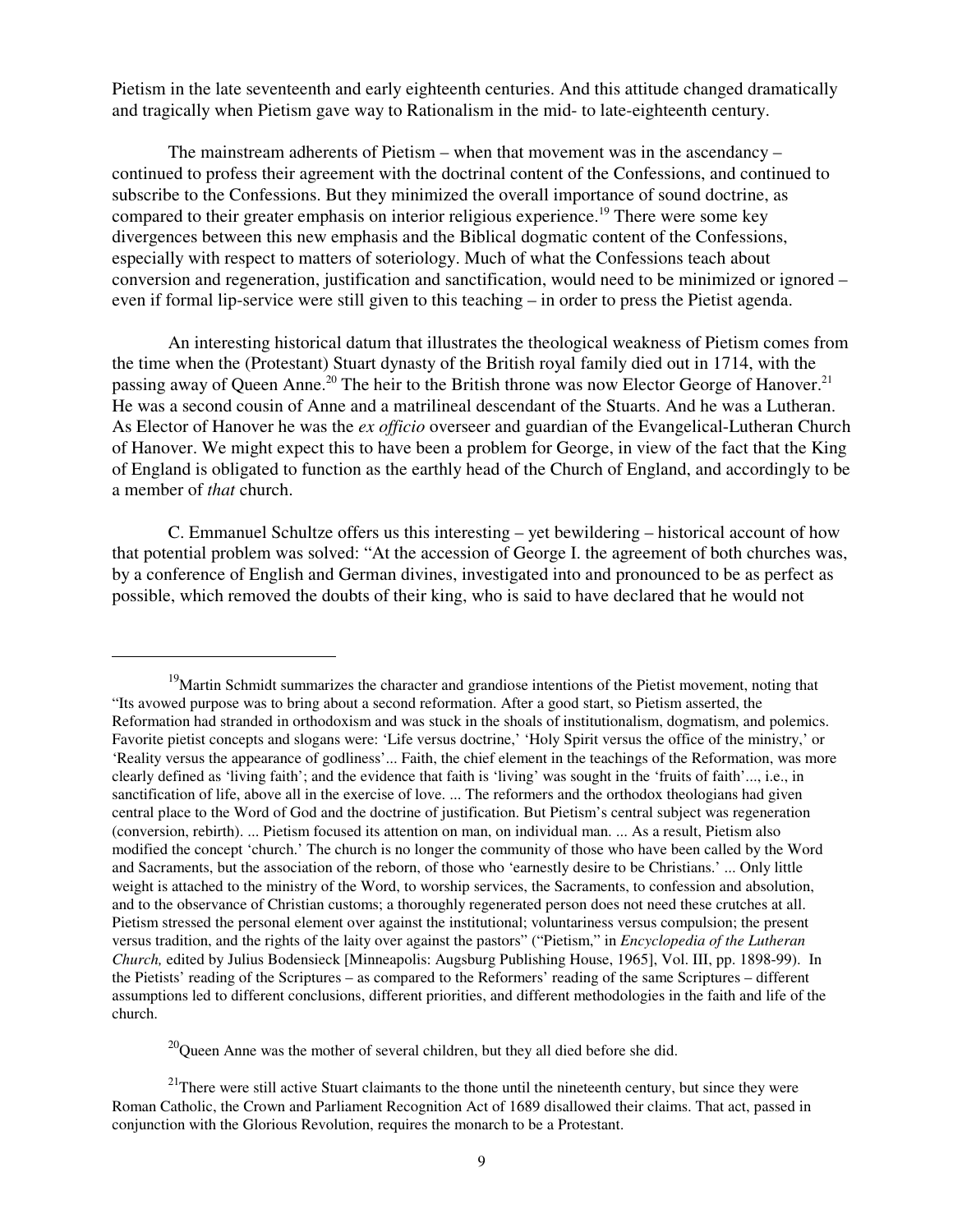Pietism in the late seventeenth and early eighteenth centuries. And this attitude changed dramatically and tragically when Pietism gave way to Rationalism in the mid- to late-eighteenth century.

The mainstream adherents of Pietism – when that movement was in the ascendancy – continued to profess their agreement with the doctrinal content of the Confessions, and continued to subscribe to the Confessions. But they minimized the overall importance of sound doctrine, as compared to their greater emphasis on interior religious experience.[19] There were some key divergences between this new emphasis and the Biblical dogmatic content of the Confessions, especially with respect to matters of soteriology. Much of what the Confessions teach about conversion and regeneration, justification and sanctification, would need to be minimized or ignored – even if formal lip-service were still given to this teaching – in order to press the Pietist agenda.

An interesting historical datum that illustrates the theological weakness of Pietism comes from the time when the (Protestant) Stuart dynasty of the British royal family died out in 1714, with the passing away of Queen Anne.[20] The heir to the British throne was now Elector George of Hanover.[21] He was a second cousin of Anne and a matrilineal descendant of the Stuarts. And he was a Lutheran. As Elector of Hanover he was the *ex officio* overseer and guardian of the Evangelical-Lutheran Church of Hanover. We might expect this to have been a problem for George, in view of the fact that the King of England is obligated to function as the earthly head of the Church of England, and accordingly to be a member of *that* church.

C. Emmanuel Schultze offers us this interesting – yet bewildering – historical account of how that potential problem was solved: "At the accession of George I. the agreement of both churches was, by a conference of English and German divines, investigated into and pronounced to be as perfect as possible, which removed the doubts of their king, who is said to have declared that he would not

---

[19]Martin Schmidt summarizes the character and grandiose intentions of the Pietist movement, noting that "Its avowed purpose was to bring about a second reformation. After a good start, so Pietism asserted, the Reformation had stranded in orthodoxism and was stuck in the shoals of institutionalism, dogmatism, and polemics. Favorite pietist concepts and slogans were: 'Life versus doctrine,' 'Holy Spirit versus the office of the ministry,' or 'Reality versus the appearance of godliness'... Faith, the chief element in the teachings of the Reformation, was more clearly defined as 'living faith'; and the evidence that faith is 'living' was sought in the 'fruits of faith'..., i.e., in sanctification of life, above all in the exercise of love. ... The reformers and the orthodox theologians had given central place to the Word of God and the doctrine of justification. But Pietism's central subject was regeneration (conversion, rebirth). ... Pietism focused its attention on man, on individual man. ... As a result, Pietism also modified the concept 'church.' The church is no longer the community of those who have been called by the Word and Sacraments, but the association of the reborn, of those who 'earnestly desire to be Christians.' ... Only little weight is attached to the ministry of the Word, to worship services, the Sacraments, to confession and absolution, and to the observance of Christian customs; a thoroughly regenerated person does not need these crutches at all. Pietism stressed the personal element over against the institutional; voluntariness versus compulsion; the present versus tradition, and the rights of the laity over against the pastors" ("Pietism," in *Encyclopedia of the Lutheran Church,* edited by Julius Bodensieck [Minneapolis: Augsburg Publishing House, 1965], Vol. III, pp. 1898-99). In the Pietists' reading of the Scriptures – as compared to the Reformers' reading of the same Scriptures – different assumptions led to different conclusions, different priorities, and different methodologies in the faith and life of the church.

[20]Queen Anne was the mother of several children, but they all died before she did.

[21]There were still active Stuart claimants to the thone until the nineteenth century, but since they were Roman Catholic, the Crown and Parliament Recognition Act of 1689 disallowed their claims. That act, passed in conjunction with the Glorious Revolution, requires the monarch to be a Protestant.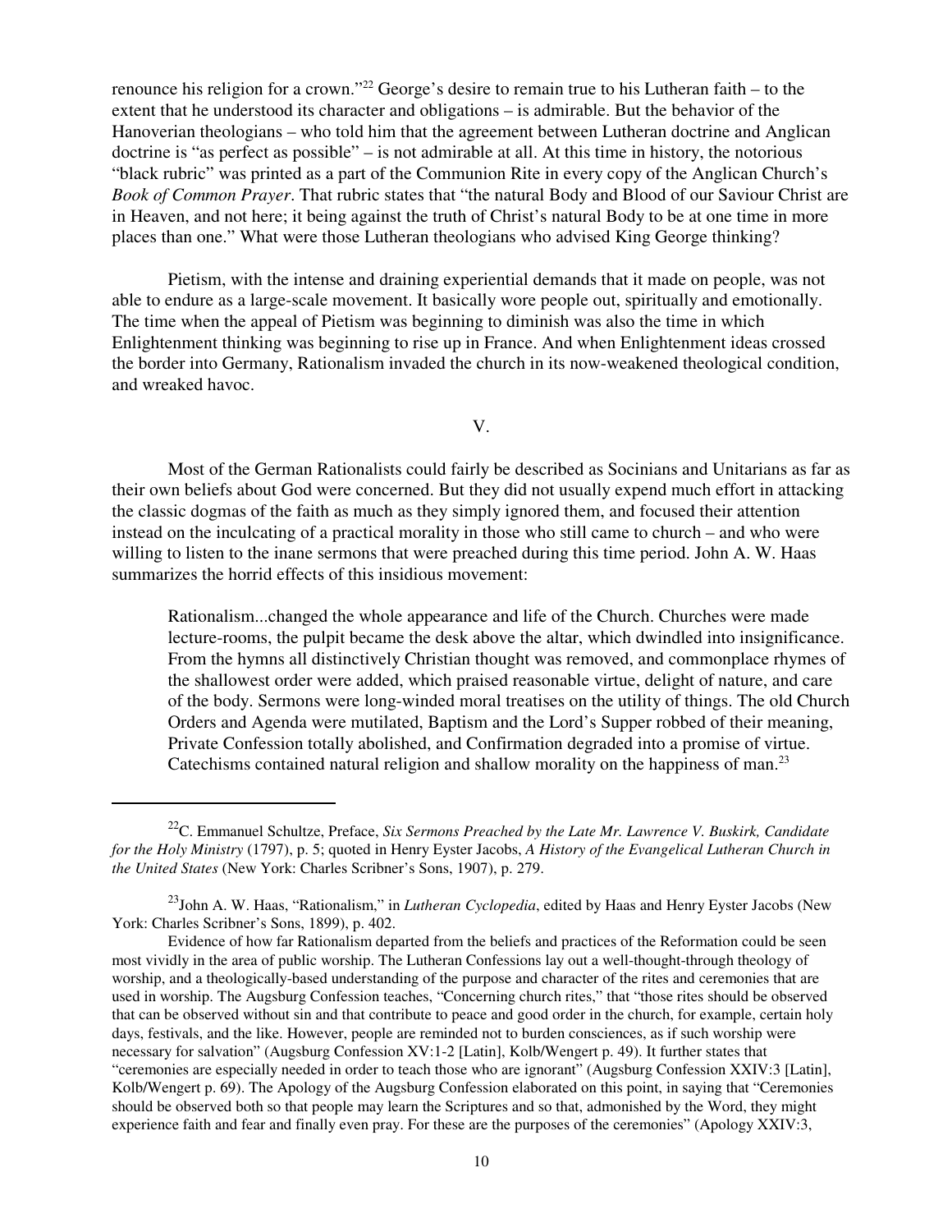renounce his religion for a crown."[22] George's desire to remain true to his Lutheran faith – to the extent that he understood its character and obligations – is admirable. But the behavior of the Hanoverian theologians – who told him that the agreement between Lutheran doctrine and Anglican doctrine is "as perfect as possible" – is not admirable at all. At this time in history, the notorious "black rubric" was printed as a part of the Communion Rite in every copy of the Anglican Church's *Book of Common Prayer*. That rubric states that "the natural Body and Blood of our Saviour Christ are in Heaven, and not here; it being against the truth of Christ's natural Body to be at one time in more places than one." What were those Lutheran theologians who advised King George thinking?

Pietism, with the intense and draining experiential demands that it made on people, was not able to endure as a large-scale movement. It basically wore people out, spiritually and emotionally. The time when the appeal of Pietism was beginning to diminish was also the time in which Enlightenment thinking was beginning to rise up in France. And when Enlightenment ideas crossed the border into Germany, Rationalism invaded the church in its now-weakened theological condition, and wreaked havoc.

## V.

Most of the German Rationalists could fairly be described as Socinians and Unitarians as far as their own beliefs about God were concerned. But they did not usually expend much effort in attacking the classic dogmas of the faith as much as they simply ignored them, and focused their attention instead on the inculcating of a practical morality in those who still came to church – and who were willing to listen to the inane sermons that were preached during this time period. John A. W. Haas summarizes the horrid effects of this insidious movement:

> Rationalism...changed the whole appearance and life of the Church. Churches were made lecture-rooms, the pulpit became the desk above the altar, which dwindled into insignificance. From the hymns all distinctively Christian thought was removed, and commonplace rhymes of the shallowest order were added, which praised reasonable virtue, delight of nature, and care of the body. Sermons were long-winded moral treatises on the utility of things. The old Church Orders and Agenda were mutilated, Baptism and the Lord's Supper robbed of their meaning, Private Confession totally abolished, and Confirmation degraded into a promise of virtue. Catechisms contained natural religion and shallow morality on the happiness of man.[23]

---

[22] C. Emmanuel Schultze, Preface, *Six Sermons Preached by the Late Mr. Lawrence V. Buskirk, Candidate for the Holy Ministry* (1797), p. 5; quoted in Henry Eyster Jacobs, *A History of the Evangelical Lutheran Church in the United States* (New York: Charles Scribner's Sons, 1907), p. 279.

[23] John A. W. Haas, "Rationalism," in *Lutheran Cyclopedia*, edited by Haas and Henry Eyster Jacobs (New York: Charles Scribner's Sons, 1899), p. 402.

Evidence of how far Rationalism departed from the beliefs and practices of the Reformation could be seen most vividly in the area of public worship. The Lutheran Confessions lay out a well-thought-through theology of worship, and a theologically-based understanding of the purpose and character of the rites and ceremonies that are used in worship. The Augsburg Confession teaches, "Concerning church rites," that "those rites should be observed that can be observed without sin and that contribute to peace and good order in the church, for example, certain holy days, festivals, and the like. However, people are reminded not to burden consciences, as if such worship were necessary for salvation" (Augsburg Confession XV:1-2 [Latin], Kolb/Wengert p. 49). It further states that "ceremonies are especially needed in order to teach those who are ignorant" (Augsburg Confession XXIV:3 [Latin], Kolb/Wengert p. 69). The Apology of the Augsburg Confession elaborated on this point, in saying that "Ceremonies should be observed both so that people may learn the Scriptures and so that, admonished by the Word, they might experience faith and fear and finally even pray. For these are the purposes of the ceremonies" (Apology XXIV:3,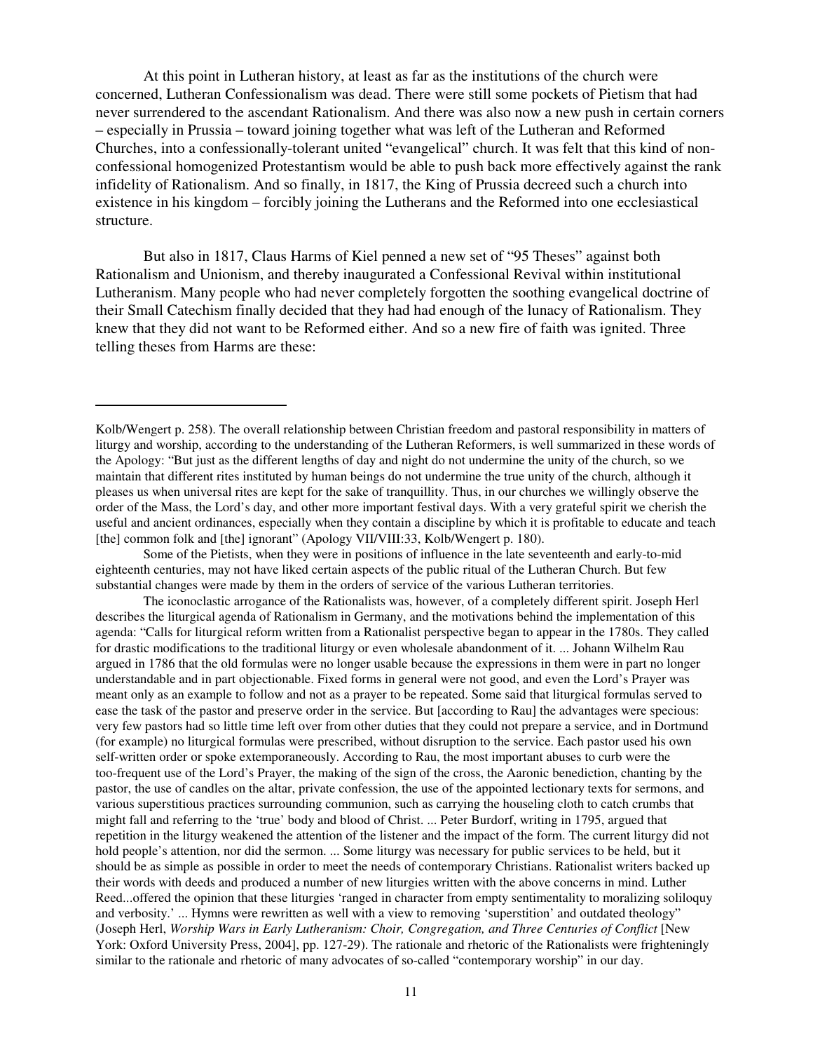At this point in Lutheran history, at least as far as the institutions of the church were concerned, Lutheran Confessionalism was dead. There were still some pockets of Pietism that had never surrendered to the ascendant Rationalism. And there was also now a new push in certain corners – especially in Prussia – toward joining together what was left of the Lutheran and Reformed Churches, into a confessionally-tolerant united "evangelical" church. It was felt that this kind of non-confessional homogenized Protestantism would be able to push back more effectively against the rank infidelity of Rationalism. And so finally, in 1817, the King of Prussia decreed such a church into existence in his kingdom – forcibly joining the Lutherans and the Reformed into one ecclesiastical structure.

But also in 1817, Claus Harms of Kiel penned a new set of "95 Theses" against both Rationalism and Unionism, and thereby inaugurated a Confessional Revival within institutional Lutheranism. Many people who had never completely forgotten the soothing evangelical doctrine of their Small Catechism finally decided that they had had enough of the lunacy of Rationalism. They knew that they did not want to be Reformed either. And so a new fire of faith was ignited. Three telling theses from Harms are these:

---

Kolb/Wengert p. 258). The overall relationship between Christian freedom and pastoral responsibility in matters of liturgy and worship, according to the understanding of the Lutheran Reformers, is well summarized in these words of the Apology: "But just as the different lengths of day and night do not undermine the unity of the church, so we maintain that different rites instituted by human beings do not undermine the true unity of the church, although it pleases us when universal rites are kept for the sake of tranquillity. Thus, in our churches we willingly observe the order of the Mass, the Lord's day, and other more important festival days. With a very grateful spirit we cherish the useful and ancient ordinances, especially when they contain a discipline by which it is profitable to educate and teach [the] common folk and [the] ignorant" (Apology VII/VIII:33, Kolb/Wengert p. 180).

Some of the Pietists, when they were in positions of influence in the late seventeenth and early-to-mid eighteenth centuries, may not have liked certain aspects of the public ritual of the Lutheran Church. But few substantial changes were made by them in the orders of service of the various Lutheran territories.

The iconoclastic arrogance of the Rationalists was, however, of a completely different spirit. Joseph Herl describes the liturgical agenda of Rationalism in Germany, and the motivations behind the implementation of this agenda: "Calls for liturgical reform written from a Rationalist perspective began to appear in the 1780s. They called for drastic modifications to the traditional liturgy or even wholesale abandonment of it. ... Johann Wilhelm Rau argued in 1786 that the old formulas were no longer usable because the expressions in them were in part no longer understandable and in part objectionable. Fixed forms in general were not good, and even the Lord's Prayer was meant only as an example to follow and not as a prayer to be repeated. Some said that liturgical formulas served to ease the task of the pastor and preserve order in the service. But [according to Rau] the advantages were specious: very few pastors had so little time left over from other duties that they could not prepare a service, and in Dortmund (for example) no liturgical formulas were prescribed, without disruption to the service. Each pastor used his own self-written order or spoke extemporaneously. According to Rau, the most important abuses to curb were the too-frequent use of the Lord's Prayer, the making of the sign of the cross, the Aaronic benediction, chanting by the pastor, the use of candles on the altar, private confession, the use of the appointed lectionary texts for sermons, and various superstitious practices surrounding communion, such as carrying the houseling cloth to catch crumbs that might fall and referring to the 'true' body and blood of Christ. ... Peter Burdorf, writing in 1795, argued that repetition in the liturgy weakened the attention of the listener and the impact of the form. The current liturgy did not hold people's attention, nor did the sermon. ... Some liturgy was necessary for public services to be held, but it should be as simple as possible in order to meet the needs of contemporary Christians. Rationalist writers backed up their words with deeds and produced a number of new liturgies written with the above concerns in mind. Luther Reed...offered the opinion that these liturgies 'ranged in character from empty sentimentality to moralizing soliloquy and verbosity.' ... Hymns were rewritten as well with a view to removing 'superstition' and outdated theology" (Joseph Herl, *Worship Wars in Early Lutheranism: Choir, Congregation, and Three Centuries of Conflict* [New York: Oxford University Press, 2004], pp. 127-29). The rationale and rhetoric of the Rationalists were frighteningly similar to the rationale and rhetoric of many advocates of so-called "contemporary worship" in our day.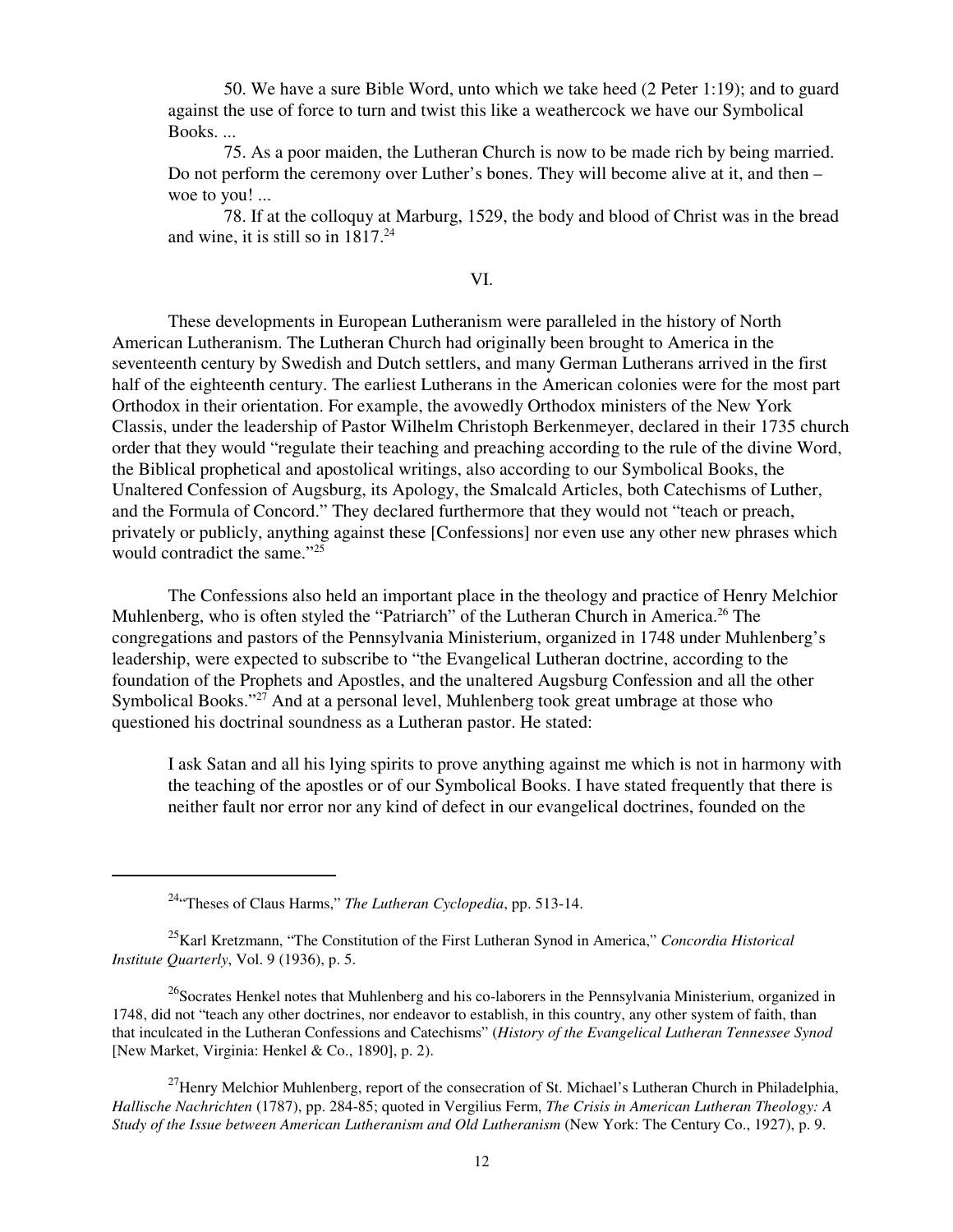50. We have a sure Bible Word, unto which we take heed (2 Peter 1:19); and to guard against the use of force to turn and twist this like a weathercock we have our Symbolical Books. ...

75. As a poor maiden, the Lutheran Church is now to be made rich by being married. Do not perform the ceremony over Luther's bones. They will become alive at it, and then – woe to you! ...

78. If at the colloquy at Marburg, 1529, the body and blood of Christ was in the bread and wine, it is still so in 1817.[24]

## VI.

These developments in European Lutheranism were paralleled in the history of North American Lutheranism. The Lutheran Church had originally been brought to America in the seventeenth century by Swedish and Dutch settlers, and many German Lutherans arrived in the first half of the eighteenth century. The earliest Lutherans in the American colonies were for the most part Orthodox in their orientation. For example, the avowedly Orthodox ministers of the New York Classis, under the leadership of Pastor Wilhelm Christoph Berkenmeyer, declared in their 1735 church order that they would "regulate their teaching and preaching according to the rule of the divine Word, the Biblical prophetical and apostolical writings, also according to our Symbolical Books, the Unaltered Confession of Augsburg, its Apology, the Smalcald Articles, both Catechisms of Luther, and the Formula of Concord." They declared furthermore that they would not "teach or preach, privately or publicly, anything against these [Confessions] nor even use any other new phrases which would contradict the same."[25]

The Confessions also held an important place in the theology and practice of Henry Melchior Muhlenberg, who is often styled the "Patriarch" of the Lutheran Church in America.[26] The congregations and pastors of the Pennsylvania Ministerium, organized in 1748 under Muhlenberg's leadership, were expected to subscribe to "the Evangelical Lutheran doctrine, according to the foundation of the Prophets and Apostles, and the unaltered Augsburg Confession and all the other Symbolical Books."[27] And at a personal level, Muhlenberg took great umbrage at those who questioned his doctrinal soundness as a Lutheran pastor. He stated:

> I ask Satan and all his lying spirits to prove anything against me which is not in harmony with the teaching of the apostles or of our Symbolical Books. I have stated frequently that there is neither fault nor error nor any kind of defect in our evangelical doctrines, founded on the

---

[24] "Theses of Claus Harms," *The Lutheran Cyclopedia*, pp. 513-14.

[25] Karl Kretzmann, "The Constitution of the First Lutheran Synod in America," *Concordia Historical Institute Quarterly*, Vol. 9 (1936), p. 5.

[26] Socrates Henkel notes that Muhlenberg and his co-laborers in the Pennsylvania Ministerium, organized in 1748, did not "teach any other doctrines, nor endeavor to establish, in this country, any other system of faith, than that inculcated in the Lutheran Confessions and Catechisms" (*History of the Evangelical Lutheran Tennessee Synod* [New Market, Virginia: Henkel & Co., 1890], p. 2).

[27] Henry Melchior Muhlenberg, report of the consecration of St. Michael's Lutheran Church in Philadelphia, *Hallische Nachrichten* (1787), pp. 284-85; quoted in Vergilius Ferm, *The Crisis in American Lutheran Theology: A Study of the Issue between American Lutheranism and Old Lutheranism* (New York: The Century Co., 1927), p. 9.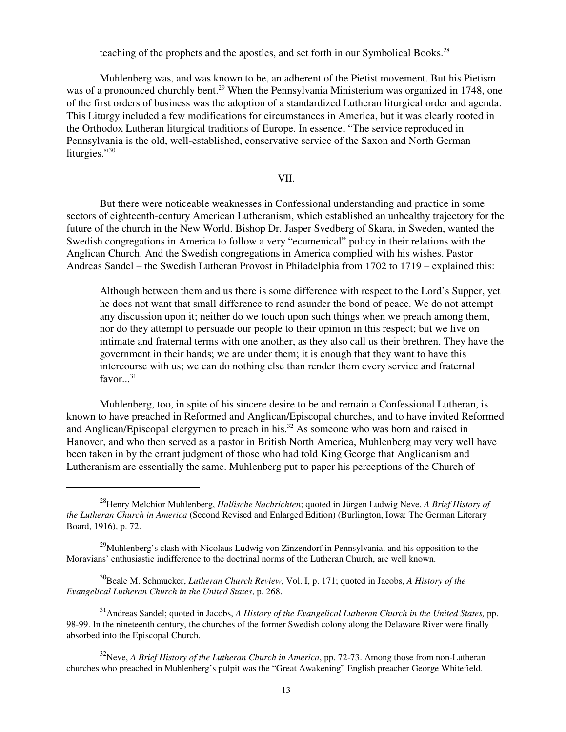teaching of the prophets and the apostles, and set forth in our Symbolical Books.[28]

Muhlenberg was, and was known to be, an adherent of the Pietist movement. But his Pietism was of a pronounced churchly bent.[29] When the Pennsylvania Ministerium was organized in 1748, one of the first orders of business was the adoption of a standardized Lutheran liturgical order and agenda. This Liturgy included a few modifications for circumstances in America, but it was clearly rooted in the Orthodox Lutheran liturgical traditions of Europe. In essence, "The service reproduced in Pennsylvania is the old, well-established, conservative service of the Saxon and North German liturgies."[30]

## VII.

But there were noticeable weaknesses in Confessional understanding and practice in some sectors of eighteenth-century American Lutheranism, which established an unhealthy trajectory for the future of the church in the New World. Bishop Dr. Jasper Svedberg of Skara, in Sweden, wanted the Swedish congregations in America to follow a very "ecumenical" policy in their relations with the Anglican Church. And the Swedish congregations in America complied with his wishes. Pastor Andreas Sandel – the Swedish Lutheran Provost in Philadelphia from 1702 to 1719 – explained this:

> Although between them and us there is some difference with respect to the Lord's Supper, yet he does not want that small difference to rend asunder the bond of peace. We do not attempt any discussion upon it; neither do we touch upon such things when we preach among them, nor do they attempt to persuade our people to their opinion in this respect; but we live on intimate and fraternal terms with one another, as they also call us their brethren. They have the government in their hands; we are under them; it is enough that they want to have this intercourse with us; we can do nothing else than render them every service and fraternal favor...[31]

Muhlenberg, too, in spite of his sincere desire to be and remain a Confessional Lutheran, is known to have preached in Reformed and Anglican/Episcopal churches, and to have invited Reformed and Anglican/Episcopal clergymen to preach in his.[32] As someone who was born and raised in Hanover, and who then served as a pastor in British North America, Muhlenberg may very well have been taken in by the errant judgment of those who had told King George that Anglicanism and Lutheranism are essentially the same. Muhlenberg put to paper his perceptions of the Church of

---

[28] Henry Melchior Muhlenberg, *Hallische Nachrichten*; quoted in Jürgen Ludwig Neve, *A Brief History of the Lutheran Church in America* (Second Revised and Enlarged Edition) (Burlington, Iowa: The German Literary Board, 1916), p. 72.

[29] Muhlenberg's clash with Nicolaus Ludwig von Zinzendorf in Pennsylvania, and his opposition to the Moravians' enthusiastic indifference to the doctrinal norms of the Lutheran Church, are well known.

[30] Beale M. Schmucker, *Lutheran Church Review*, Vol. I, p. 171; quoted in Jacobs, *A History of the Evangelical Lutheran Church in the United States*, p. 268.

[31] Andreas Sandel; quoted in Jacobs, *A History of the Evangelical Lutheran Church in the United States,* pp. 98-99. In the nineteenth century, the churches of the former Swedish colony along the Delaware River were finally absorbed into the Episcopal Church.

[32] Neve, *A Brief History of the Lutheran Church in America*, pp. 72-73. Among those from non-Lutheran churches who preached in Muhlenberg's pulpit was the "Great Awakening" English preacher George Whitefield.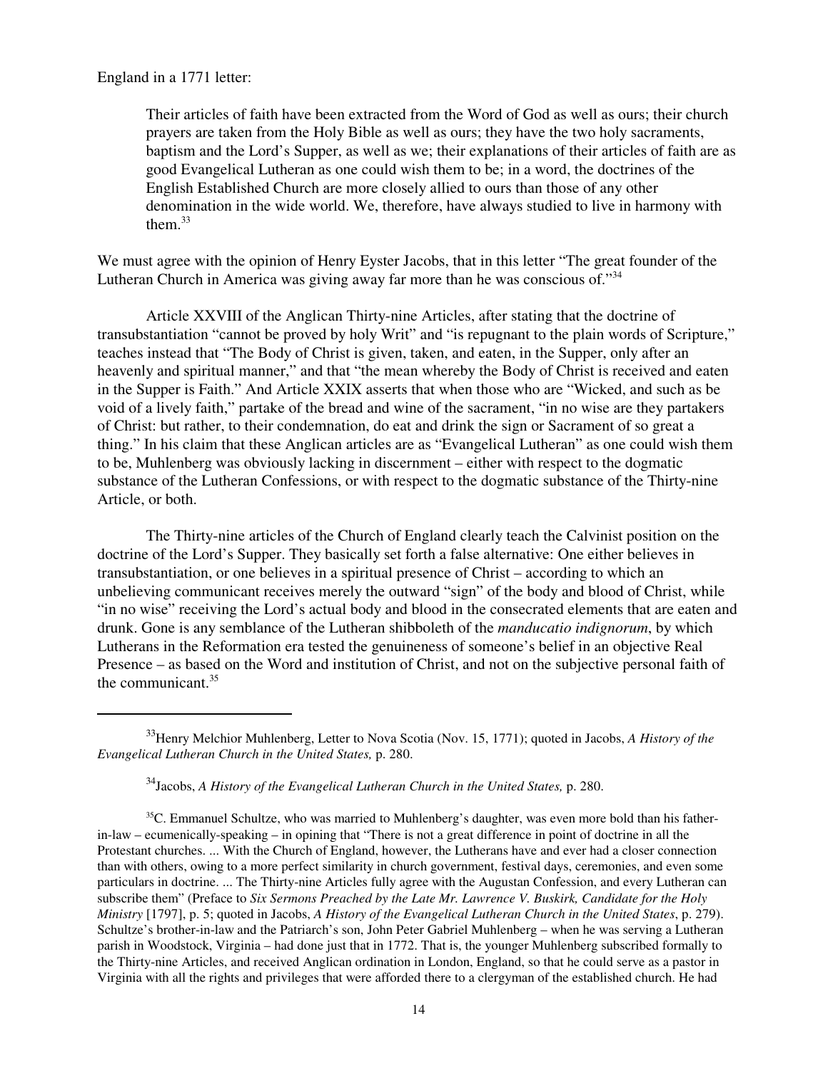England in a 1771 letter:

> Their articles of faith have been extracted from the Word of God as well as ours; their church prayers are taken from the Holy Bible as well as ours; they have the two holy sacraments, baptism and the Lord's Supper, as well as we; their explanations of their articles of faith are as good Evangelical Lutheran as one could wish them to be; in a word, the doctrines of the English Established Church are more closely allied to ours than those of any other denomination in the wide world. We, therefore, have always studied to live in harmony with them.[33]

We must agree with the opinion of Henry Eyster Jacobs, that in this letter "The great founder of the Lutheran Church in America was giving away far more than he was conscious of."[34]

Article XXVIII of the Anglican Thirty-nine Articles, after stating that the doctrine of transubstantiation "cannot be proved by holy Writ" and "is repugnant to the plain words of Scripture," teaches instead that "The Body of Christ is given, taken, and eaten, in the Supper, only after an heavenly and spiritual manner," and that "the mean whereby the Body of Christ is received and eaten in the Supper is Faith." And Article XXIX asserts that when those who are "Wicked, and such as be void of a lively faith," partake of the bread and wine of the sacrament, "in no wise are they partakers of Christ: but rather, to their condemnation, do eat and drink the sign or Sacrament of so great a thing." In his claim that these Anglican articles are as "Evangelical Lutheran" as one could wish them to be, Muhlenberg was obviously lacking in discernment – either with respect to the dogmatic substance of the Lutheran Confessions, or with respect to the dogmatic substance of the Thirty-nine Article, or both.

The Thirty-nine articles of the Church of England clearly teach the Calvinist position on the doctrine of the Lord's Supper. They basically set forth a false alternative: One either believes in transubstantiation, or one believes in a spiritual presence of Christ – according to which an unbelieving communicant receives merely the outward "sign" of the body and blood of Christ, while "in no wise" receiving the Lord's actual body and blood in the consecrated elements that are eaten and drunk. Gone is any semblance of the Lutheran shibboleth of the *manducatio indignorum*, by which Lutherans in the Reformation era tested the genuineness of someone's belief in an objective Real Presence – as based on the Word and institution of Christ, and not on the subjective personal faith of the communicant.[35]

---

[33] Henry Melchior Muhlenberg, Letter to Nova Scotia (Nov. 15, 1771); quoted in Jacobs, *A History of the Evangelical Lutheran Church in the United States,* p. 280.

[34] Jacobs, *A History of the Evangelical Lutheran Church in the United States,* p. 280.

[35] C. Emmanuel Schultze, who was married to Muhlenberg's daughter, was even more bold than his father-in-law – ecumenically-speaking – in opining that "There is not a great difference in point of doctrine in all the Protestant churches. ... With the Church of England, however, the Lutherans have and ever had a closer connection than with others, owing to a more perfect similarity in church government, festival days, ceremonies, and even some particulars in doctrine. ... The Thirty-nine Articles fully agree with the Augustan Confession, and every Lutheran can subscribe them" (Preface to *Six Sermons Preached by the Late Mr. Lawrence V. Buskirk, Candidate for the Holy Ministry* [1797], p. 5; quoted in Jacobs, *A History of the Evangelical Lutheran Church in the United States*, p. 279). Schultze's brother-in-law and the Patriarch's son, John Peter Gabriel Muhlenberg – when he was serving a Lutheran parish in Woodstock, Virginia – had done just that in 1772. That is, the younger Muhlenberg subscribed formally to the Thirty-nine Articles, and received Anglican ordination in London, England, so that he could serve as a pastor in Virginia with all the rights and privileges that were afforded there to a clergyman of the established church. He had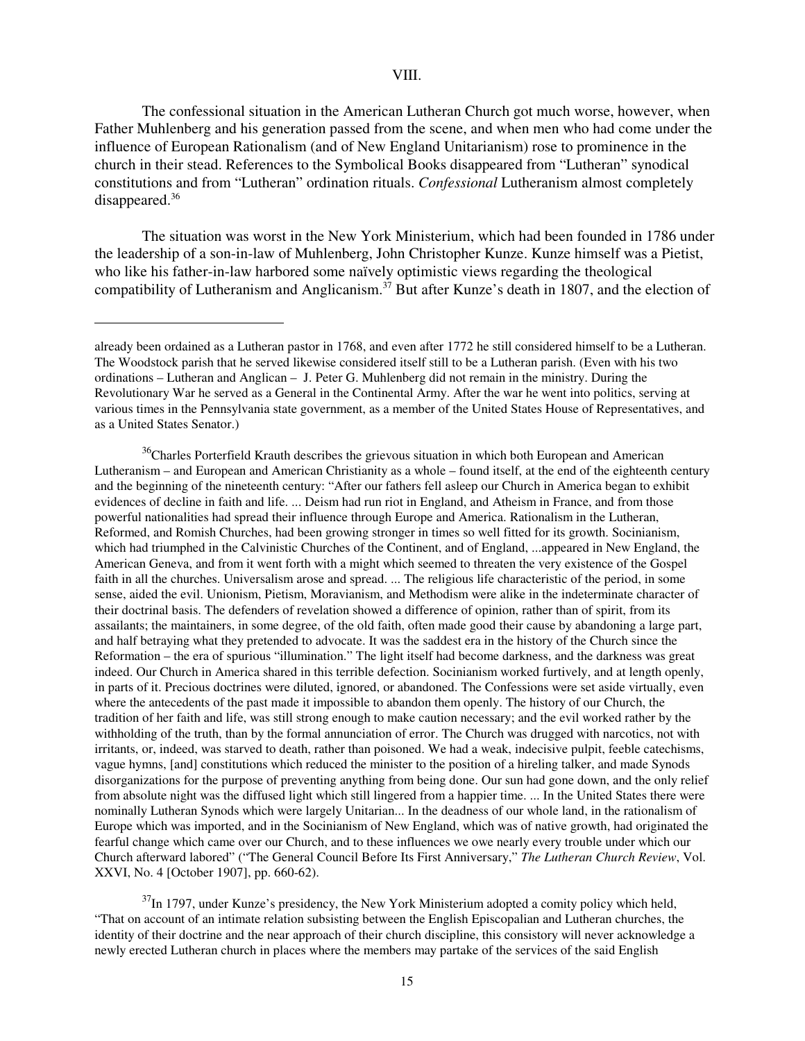## VIII.

The confessional situation in the American Lutheran Church got much worse, however, when Father Muhlenberg and his generation passed from the scene, and when men who had come under the influence of European Rationalism (and of New England Unitarianism) rose to prominence in the church in their stead. References to the Symbolical Books disappeared from "Lutheran" synodical constitutions and from "Lutheran" ordination rituals. *Confessional* Lutheranism almost completely disappeared.[36]

The situation was worst in the New York Ministerium, which had been founded in 1786 under the leadership of a son-in-law of Muhlenberg, John Christopher Kunze. Kunze himself was a Pietist, who like his father-in-law harbored some naïvely optimistic views regarding the theological compatibility of Lutheranism and Anglicanism.[37] But after Kunze's death in 1807, and the election of

---

already been ordained as a Lutheran pastor in 1768, and even after 1772 he still considered himself to be a Lutheran. The Woodstock parish that he served likewise considered itself still to be a Lutheran parish. (Even with his two ordinations – Lutheran and Anglican – J. Peter G. Muhlenberg did not remain in the ministry. During the Revolutionary War he served as a General in the Continental Army. After the war he went into politics, serving at various times in the Pennsylvania state government, as a member of the United States House of Representatives, and as a United States Senator.)

[36]Charles Porterfield Krauth describes the grievous situation in which both European and American Lutheranism – and European and American Christianity as a whole – found itself, at the end of the eighteenth century and the beginning of the nineteenth century: "After our fathers fell asleep our Church in America began to exhibit evidences of decline in faith and life. ... Deism had run riot in England, and Atheism in France, and from those powerful nationalities had spread their influence through Europe and America. Rationalism in the Lutheran, Reformed, and Romish Churches, had been growing stronger in times so well fitted for its growth. Socinianism, which had triumphed in the Calvinistic Churches of the Continent, and of England, ...appeared in New England, the American Geneva, and from it went forth with a might which seemed to threaten the very existence of the Gospel faith in all the churches. Universalism arose and spread. ... The religious life characteristic of the period, in some sense, aided the evil. Unionism, Pietism, Moravianism, and Methodism were alike in the indeterminate character of their doctrinal basis. The defenders of revelation showed a difference of opinion, rather than of spirit, from its assailants; the maintainers, in some degree, of the old faith, often made good their cause by abandoning a large part, and half betraying what they pretended to advocate. It was the saddest era in the history of the Church since the Reformation – the era of spurious "illumination." The light itself had become darkness, and the darkness was great indeed. Our Church in America shared in this terrible defection. Socinianism worked furtively, and at length openly, in parts of it. Precious doctrines were diluted, ignored, or abandoned. The Confessions were set aside virtually, even where the antecedents of the past made it impossible to abandon them openly. The history of our Church, the tradition of her faith and life, was still strong enough to make caution necessary; and the evil worked rather by the withholding of the truth, than by the formal annunciation of error. The Church was drugged with narcotics, not with irritants, or, indeed, was starved to death, rather than poisoned. We had a weak, indecisive pulpit, feeble catechisms, vague hymns, [and] constitutions which reduced the minister to the position of a hireling talker, and made Synods disorganizations for the purpose of preventing anything from being done. Our sun had gone down, and the only relief from absolute night was the diffused light which still lingered from a happier time. ... In the United States there were nominally Lutheran Synods which were largely Unitarian... In the deadness of our whole land, in the rationalism of Europe which was imported, and in the Socinianism of New England, which was of native growth, had originated the fearful change which came over our Church, and to these influences we owe nearly every trouble under which our Church afterward labored" ("The General Council Before Its First Anniversary," *The Lutheran Church Review*, Vol. XXVI, No. 4 [October 1907], pp. 660-62).

[37]In 1797, under Kunze's presidency, the New York Ministerium adopted a comity policy which held, "That on account of an intimate relation subsisting between the English Episcopalian and Lutheran churches, the identity of their doctrine and the near approach of their church discipline, this consistory will never acknowledge a newly erected Lutheran church in places where the members may partake of the services of the said English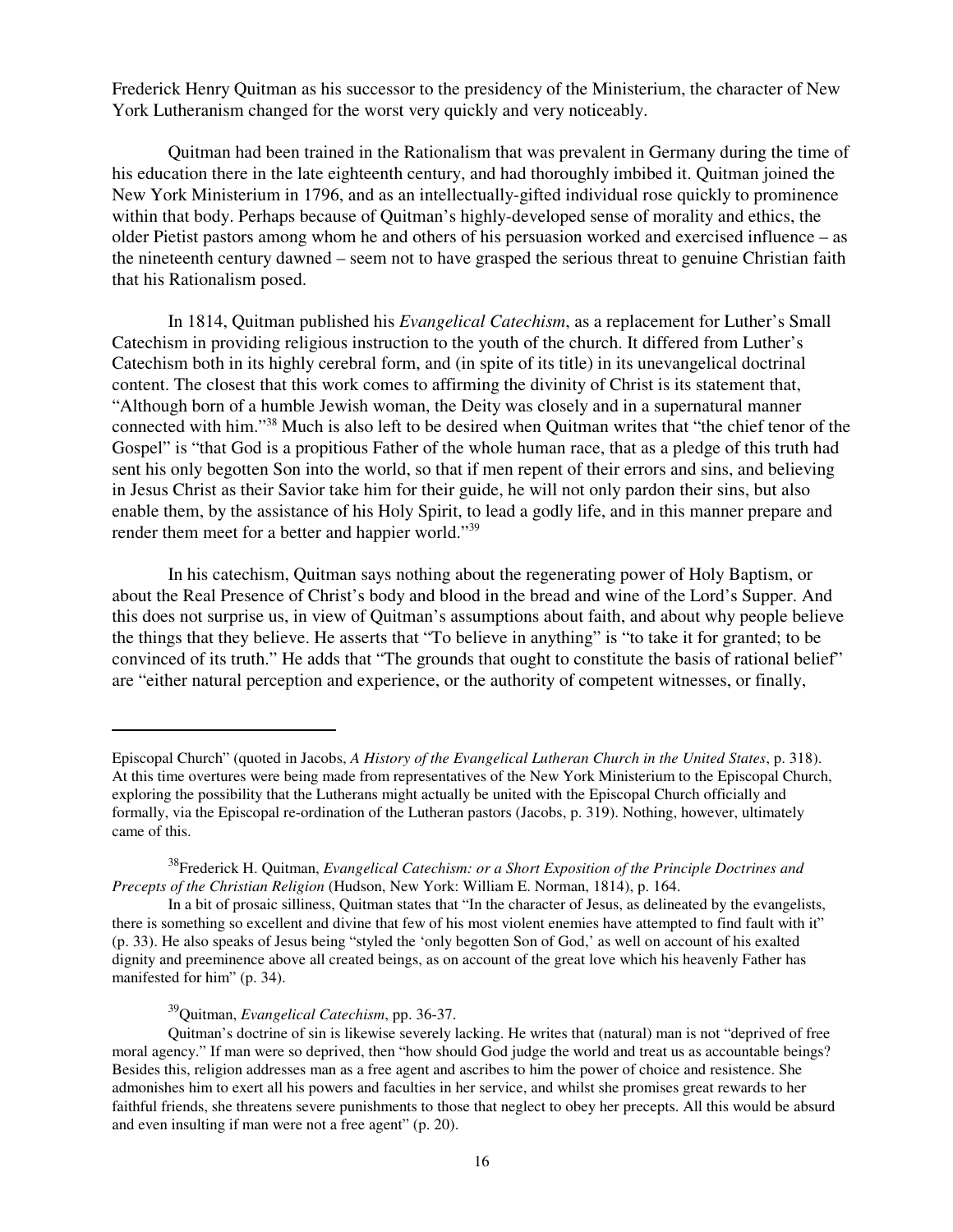Frederick Henry Quitman as his successor to the presidency of the Ministerium, the character of New York Lutheranism changed for the worst very quickly and very noticeably.

Quitman had been trained in the Rationalism that was prevalent in Germany during the time of his education there in the late eighteenth century, and had thoroughly imbibed it. Quitman joined the New York Ministerium in 1796, and as an intellectually-gifted individual rose quickly to prominence within that body. Perhaps because of Quitman's highly-developed sense of morality and ethics, the older Pietist pastors among whom he and others of his persuasion worked and exercised influence – as the nineteenth century dawned – seem not to have grasped the serious threat to genuine Christian faith that his Rationalism posed.

In 1814, Quitman published his *Evangelical Catechism*, as a replacement for Luther's Small Catechism in providing religious instruction to the youth of the church. It differed from Luther's Catechism both in its highly cerebral form, and (in spite of its title) in its unevangelical doctrinal content. The closest that this work comes to affirming the divinity of Christ is its statement that, "Although born of a humble Jewish woman, the Deity was closely and in a supernatural manner connected with him."[38] Much is also left to be desired when Quitman writes that "the chief tenor of the Gospel" is "that God is a propitious Father of the whole human race, that as a pledge of this truth had sent his only begotten Son into the world, so that if men repent of their errors and sins, and believing in Jesus Christ as their Savior take him for their guide, he will not only pardon their sins, but also enable them, by the assistance of his Holy Spirit, to lead a godly life, and in this manner prepare and render them meet for a better and happier world."[39]

In his catechism, Quitman says nothing about the regenerating power of Holy Baptism, or about the Real Presence of Christ's body and blood in the bread and wine of the Lord's Supper. And this does not surprise us, in view of Quitman's assumptions about faith, and about why people believe the things that they believe. He asserts that "To believe in anything" is "to take it for granted; to be convinced of its truth." He adds that "The grounds that ought to constitute the basis of rational belief" are "either natural perception and experience, or the authority of competent witnesses, or finally,

---

Episcopal Church" (quoted in Jacobs, *A History of the Evangelical Lutheran Church in the United States*, p. 318). At this time overtures were being made from representatives of the New York Ministerium to the Episcopal Church, exploring the possibility that the Lutherans might actually be united with the Episcopal Church officially and formally, via the Episcopal re-ordination of the Lutheran pastors (Jacobs, p. 319). Nothing, however, ultimately came of this.

[38] Frederick H. Quitman, *Evangelical Catechism: or a Short Exposition of the Principle Doctrines and Precepts of the Christian Religion* (Hudson, New York: William E. Norman, 1814), p. 164.

In a bit of prosaic silliness, Quitman states that "In the character of Jesus, as delineated by the evangelists, there is something so excellent and divine that few of his most violent enemies have attempted to find fault with it" (p. 33). He also speaks of Jesus being "styled the 'only begotten Son of God,' as well on account of his exalted dignity and preeminence above all created beings, as on account of the great love which his heavenly Father has manifested for him" (p. 34).

[39] Quitman, *Evangelical Catechism*, pp. 36-37.

Quitman's doctrine of sin is likewise severely lacking. He writes that (natural) man is not "deprived of free moral agency." If man were so deprived, then "how should God judge the world and treat us as accountable beings? Besides this, religion addresses man as a free agent and ascribes to him the power of choice and resistence. She admonishes him to exert all his powers and faculties in her service, and whilst she promises great rewards to her faithful friends, she threatens severe punishments to those that neglect to obey her precepts. All this would be absurd and even insulting if man were not a free agent" (p. 20).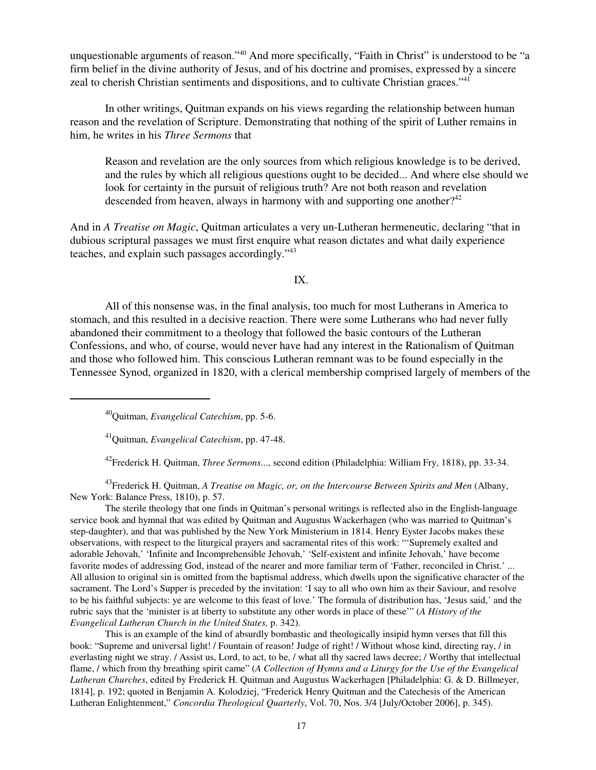unquestionable arguments of reason."[40] And more specifically, "Faith in Christ" is understood to be "a firm belief in the divine authority of Jesus, and of his doctrine and promises, expressed by a sincere zeal to cherish Christian sentiments and dispositions, and to cultivate Christian graces."[41]

In other writings, Quitman expands on his views regarding the relationship between human reason and the revelation of Scripture. Demonstrating that nothing of the spirit of Luther remains in him, he writes in his *Three Sermons* that

> Reason and revelation are the only sources from which religious knowledge is to be derived, and the rules by which all religious questions ought to be decided... And where else should we look for certainty in the pursuit of religious truth? Are not both reason and revelation descended from heaven, always in harmony with and supporting one another?[42]

And in *A Treatise on Magic*, Quitman articulates a very un-Lutheran hermeneutic, declaring "that in dubious scriptural passages we must first enquire what reason dictates and what daily experience teaches, and explain such passages accordingly."[43]

## IX.

All of this nonsense was, in the final analysis, too much for most Lutherans in America to stomach, and this resulted in a decisive reaction. There were some Lutherans who had never fully abandoned their commitment to a theology that followed the basic contours of the Lutheran Confessions, and who, of course, would never have had any interest in the Rationalism of Quitman and those who followed him. This conscious Lutheran remnant was to be found especially in the Tennessee Synod, organized in 1820, with a clerical membership comprised largely of members of the

---

[40]Quitman, *Evangelical Catechism*, pp. 5-6.

[41]Quitman, *Evangelical Catechism*, pp. 47-48.

[42]Frederick H. Quitman, *Three Sermons*..., second edition (Philadelphia: William Fry, 1818), pp. 33-34.

[43]Frederick H. Quitman, *A Treatise on Magic, or, on the Intercourse Between Spirits and Men* (Albany, New York: Balance Press, 1810), p. 57.

The sterile theology that one finds in Quitman's personal writings is reflected also in the English-language service book and hymnal that was edited by Quitman and Augustus Wackerhagen (who was married to Quitman's step-daughter), and that was published by the New York Ministerium in 1814. Henry Eyster Jacobs makes these observations, with respect to the liturgical prayers and sacramental rites of this work: "'Supremely exalted and adorable Jehovah,' 'Infinite and Incomprehensible Jehovah,' 'Self-existent and infinite Jehovah,' have become favorite modes of addressing God, instead of the nearer and more familiar term of 'Father, reconciled in Christ.' ... All allusion to original sin is omitted from the baptismal address, which dwells upon the significative character of the sacrament. The Lord's Supper is preceded by the invitation: 'I say to all who own him as their Saviour, and resolve to be his faithful subjects: ye are welcome to this feast of love.' The formula of distribution has, 'Jesus said,' and the rubric says that the 'minister is at liberty to substitute any other words in place of these'" (*A History of the Evangelical Lutheran Church in the United States,* p. 342).

This is an example of the kind of absurdly bombastic and theologically insipid hymn verses that fill this book: "Supreme and universal light! / Fountain of reason! Judge of right! / Without whose kind, directing ray, / in everlasting night we stray. / Assist us, Lord, to act, to be, / what all thy sacred laws decree; / Worthy that intellectual flame, / which from thy breathing spirit came" (*A Collection of Hymns and a Liturgy for the Use of the Evangelical Lutheran Churches*, edited by Frederick H. Quitman and Augustus Wackerhagen [Philadelphia: G. & D. Billmeyer, 1814], p. 192; quoted in Benjamin A. Kolodziej, "Frederick Henry Quitman and the Catechesis of the American Lutheran Enlightenment," *Concordia Theological Quarterly*, Vol. 70, Nos. 3/4 [July/October 2006], p. 345).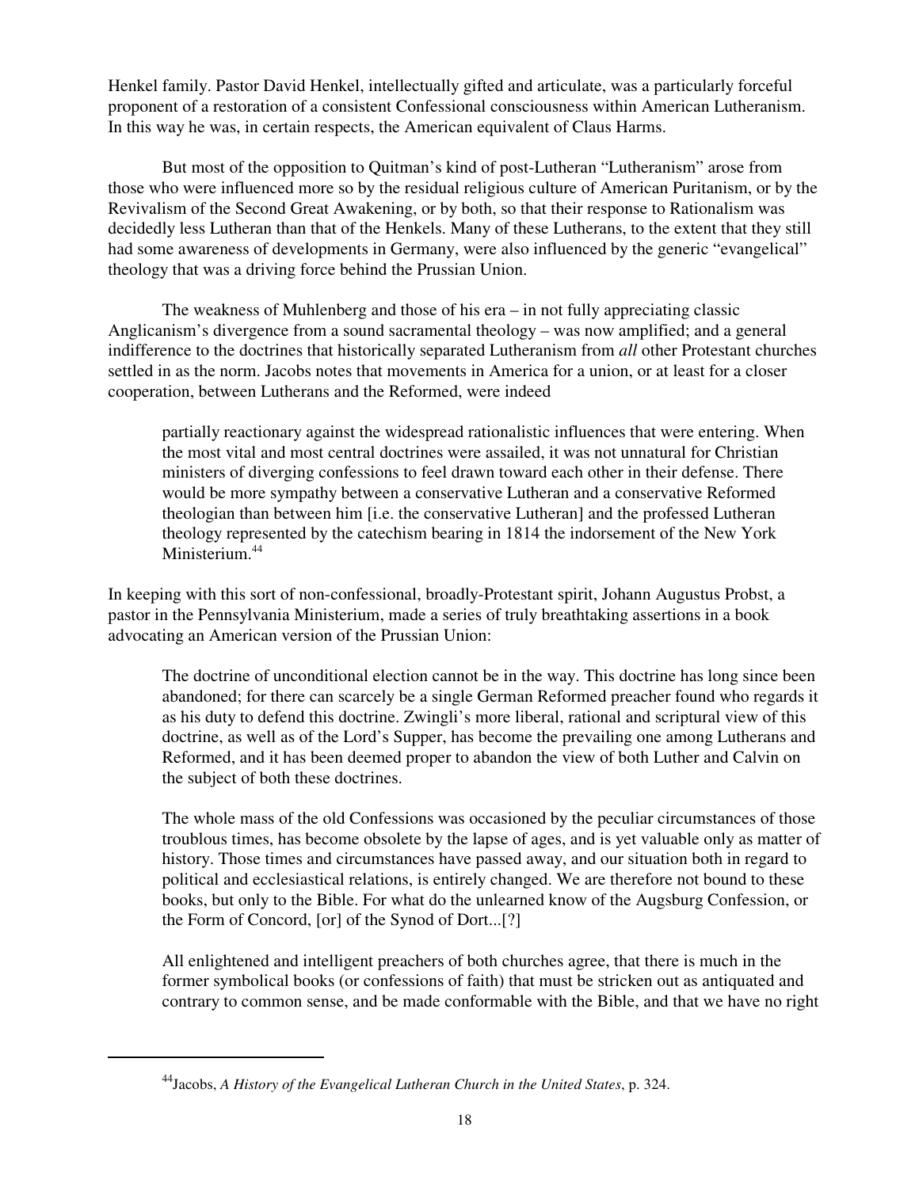Henkel family. Pastor David Henkel, intellectually gifted and articulate, was a particularly forceful proponent of a restoration of a consistent Confessional consciousness within American Lutheranism. In this way he was, in certain respects, the American equivalent of Claus Harms.

But most of the opposition to Quitman's kind of post-Lutheran "Lutheranism" arose from those who were influenced more so by the residual religious culture of American Puritanism, or by the Revivalism of the Second Great Awakening, or by both, so that their response to Rationalism was decidedly less Lutheran than that of the Henkels. Many of these Lutherans, to the extent that they still had some awareness of developments in Germany, were also influenced by the generic "evangelical" theology that was a driving force behind the Prussian Union.

The weakness of Muhlenberg and those of his era – in not fully appreciating classic Anglicanism's divergence from a sound sacramental theology – was now amplified; and a general indifference to the doctrines that historically separated Lutheranism from *all* other Protestant churches settled in as the norm. Jacobs notes that movements in America for a union, or at least for a closer cooperation, between Lutherans and the Reformed, were indeed

> partially reactionary against the widespread rationalistic influences that were entering. When the most vital and most central doctrines were assailed, it was not unnatural for Christian ministers of diverging confessions to feel drawn toward each other in their defense. There would be more sympathy between a conservative Lutheran and a conservative Reformed theologian than between him [i.e. the conservative Lutheran] and the professed Lutheran theology represented by the catechism bearing in 1814 the indorsement of the New York Ministerium.[44]

In keeping with this sort of non-confessional, broadly-Protestant spirit, Johann Augustus Probst, a pastor in the Pennsylvania Ministerium, made a series of truly breathtaking assertions in a book advocating an American version of the Prussian Union:

> The doctrine of unconditional election cannot be in the way. This doctrine has long since been abandoned; for there can scarcely be a single German Reformed preacher found who regards it as his duty to defend this doctrine. Zwingli's more liberal, rational and scriptural view of this doctrine, as well as of the Lord's Supper, has become the prevailing one among Lutherans and Reformed, and it has been deemed proper to abandon the view of both Luther and Calvin on the subject of both these doctrines.
>
> The whole mass of the old Confessions was occasioned by the peculiar circumstances of those troublous times, has become obsolete by the lapse of ages, and is yet valuable only as matter of history. Those times and circumstances have passed away, and our situation both in regard to political and ecclesiastical relations, is entirely changed. We are therefore not bound to these books, but only to the Bible. For what do the unlearned know of the Augsburg Confession, or the Form of Concord, [or] of the Synod of Dort...[?]
>
> All enlightened and intelligent preachers of both churches agree, that there is much in the former symbolical books (or confessions of faith) that must be stricken out as antiquated and contrary to common sense, and be made conformable with the Bible, and that we have no right

---

[44] Jacobs, *A History of the Evangelical Lutheran Church in the United States*, p. 324.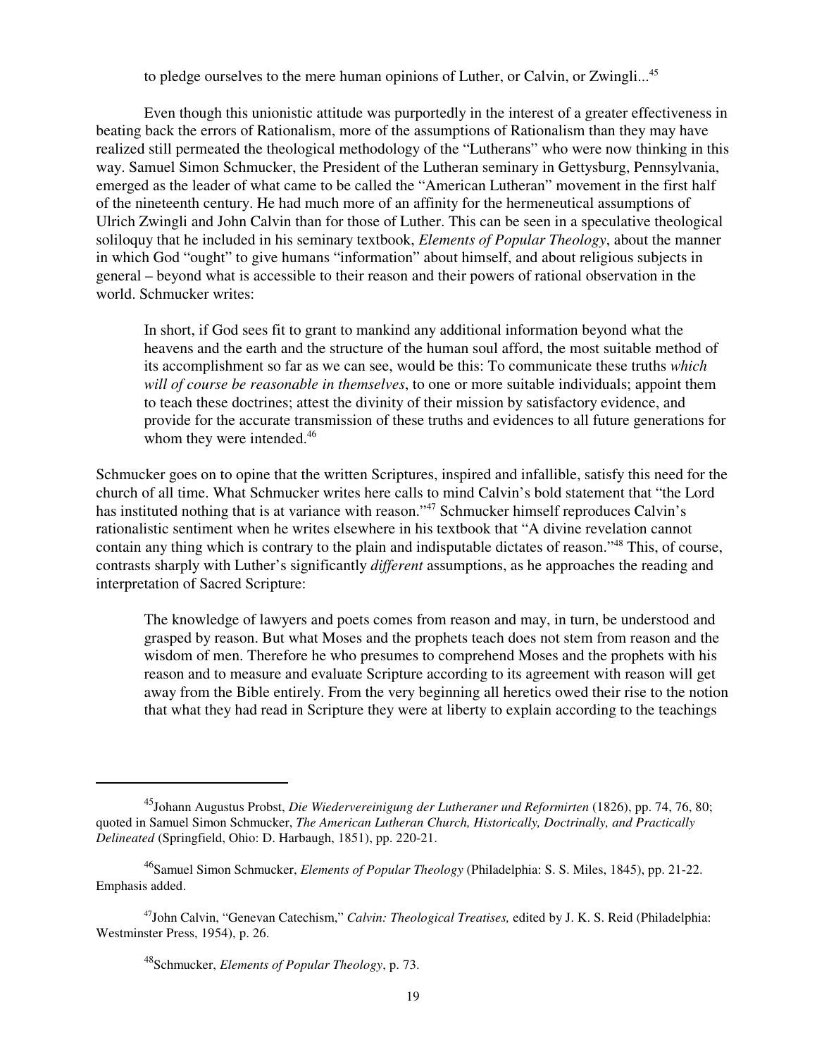> to pledge ourselves to the mere human opinions of Luther, or Calvin, or Zwingli...[45]

Even though this unionistic attitude was purportedly in the interest of a greater effectiveness in beating back the errors of Rationalism, more of the assumptions of Rationalism than they may have realized still permeated the theological methodology of the "Lutherans" who were now thinking in this way. Samuel Simon Schmucker, the President of the Lutheran seminary in Gettysburg, Pennsylvania, emerged as the leader of what came to be called the "American Lutheran" movement in the first half of the nineteenth century. He had much more of an affinity for the hermeneutical assumptions of Ulrich Zwingli and John Calvin than for those of Luther. This can be seen in a speculative theological soliloquy that he included in his seminary textbook, *Elements of Popular Theology*, about the manner in which God "ought" to give humans "information" about himself, and about religious subjects in general – beyond what is accessible to their reason and their powers of rational observation in the world. Schmucker writes:

> In short, if God sees fit to grant to mankind any additional information beyond what the heavens and the earth and the structure of the human soul afford, the most suitable method of its accomplishment so far as we can see, would be this: To communicate these truths *which will of course be reasonable in themselves*, to one or more suitable individuals; appoint them to teach these doctrines; attest the divinity of their mission by satisfactory evidence, and provide for the accurate transmission of these truths and evidences to all future generations for whom they were intended.[46]

Schmucker goes on to opine that the written Scriptures, inspired and infallible, satisfy this need for the church of all time. What Schmucker writes here calls to mind Calvin's bold statement that "the Lord has instituted nothing that is at variance with reason."[47] Schmucker himself reproduces Calvin's rationalistic sentiment when he writes elsewhere in his textbook that "A divine revelation cannot contain any thing which is contrary to the plain and indisputable dictates of reason."[48] This, of course, contrasts sharply with Luther's significantly *different* assumptions, as he approaches the reading and interpretation of Sacred Scripture:

> The knowledge of lawyers and poets comes from reason and may, in turn, be understood and grasped by reason. But what Moses and the prophets teach does not stem from reason and the wisdom of men. Therefore he who presumes to comprehend Moses and the prophets with his reason and to measure and evaluate Scripture according to its agreement with reason will get away from the Bible entirely. From the very beginning all heretics owed their rise to the notion that what they had read in Scripture they were at liberty to explain according to the teachings

---

[45] Johann Augustus Probst, *Die Wiedervereinigung der Lutheraner und Reformirten* (1826), pp. 74, 76, 80; quoted in Samuel Simon Schmucker, *The American Lutheran Church, Historically, Doctrinally, and Practically Delineated* (Springfield, Ohio: D. Harbaugh, 1851), pp. 220-21.

[46] Samuel Simon Schmucker, *Elements of Popular Theology* (Philadelphia: S. S. Miles, 1845), pp. 21-22. Emphasis added.

[47] John Calvin, "Genevan Catechism," *Calvin: Theological Treatises,* edited by J. K. S. Reid (Philadelphia: Westminster Press, 1954), p. 26.

[48] Schmucker, *Elements of Popular Theology*, p. 73.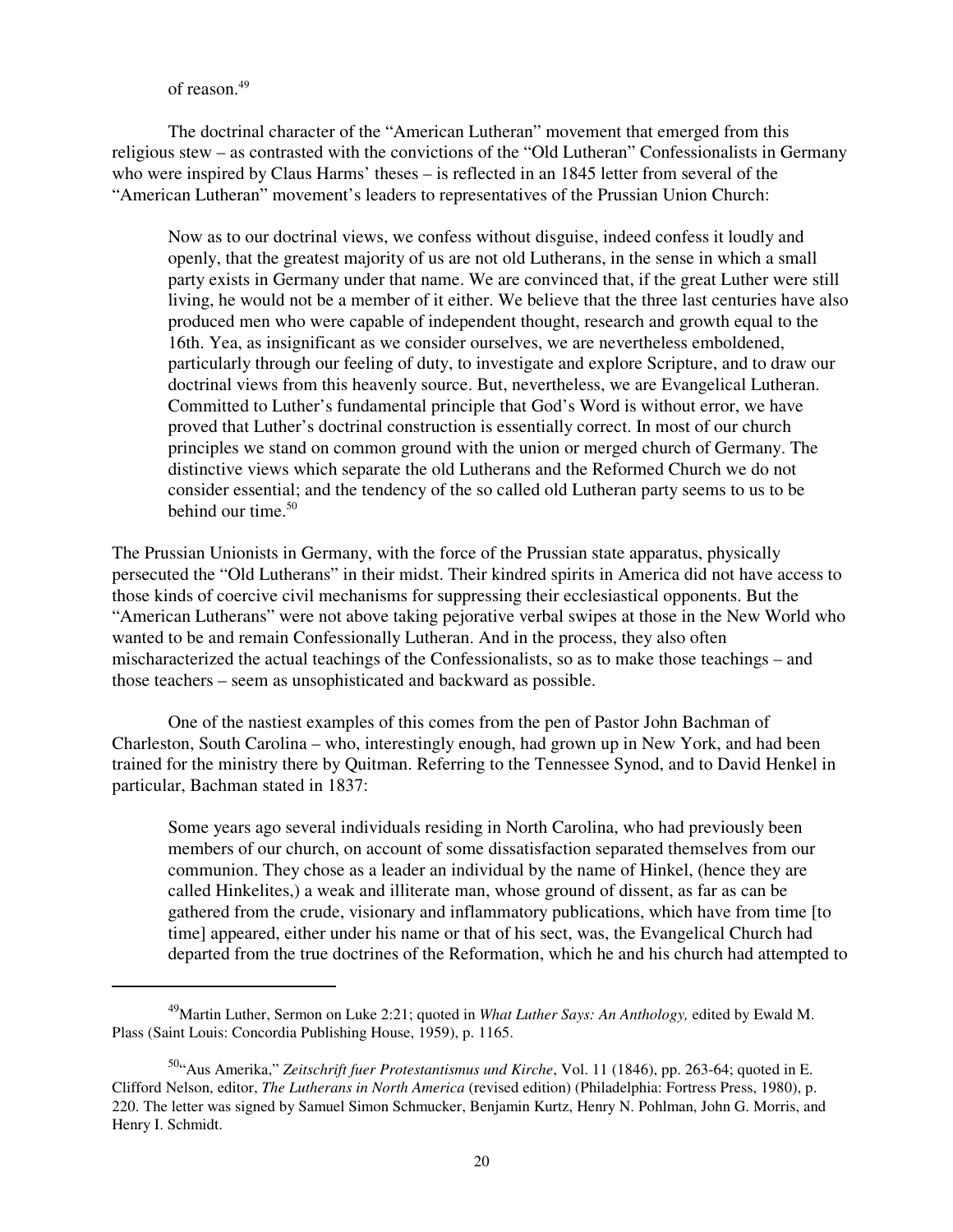of reason.[49]

The doctrinal character of the "American Lutheran" movement that emerged from this religious stew – as contrasted with the convictions of the "Old Lutheran" Confessionalists in Germany who were inspired by Claus Harms' theses – is reflected in an 1845 letter from several of the "American Lutheran" movement's leaders to representatives of the Prussian Union Church:

> Now as to our doctrinal views, we confess without disguise, indeed confess it loudly and openly, that the greatest majority of us are not old Lutherans, in the sense in which a small party exists in Germany under that name. We are convinced that, if the great Luther were still living, he would not be a member of it either. We believe that the three last centuries have also produced men who were capable of independent thought, research and growth equal to the 16th. Yea, as insignificant as we consider ourselves, we are nevertheless emboldened, particularly through our feeling of duty, to investigate and explore Scripture, and to draw our doctrinal views from this heavenly source. But, nevertheless, we are Evangelical Lutheran. Committed to Luther's fundamental principle that God's Word is without error, we have proved that Luther's doctrinal construction is essentially correct. In most of our church principles we stand on common ground with the union or merged church of Germany. The distinctive views which separate the old Lutherans and the Reformed Church we do not consider essential; and the tendency of the so called old Lutheran party seems to us to be behind our time.[50]

The Prussian Unionists in Germany, with the force of the Prussian state apparatus, physically persecuted the "Old Lutherans" in their midst. Their kindred spirits in America did not have access to those kinds of coercive civil mechanisms for suppressing their ecclesiastical opponents. But the "American Lutherans" were not above taking pejorative verbal swipes at those in the New World who wanted to be and remain Confessionally Lutheran. And in the process, they also often mischaracterized the actual teachings of the Confessionalists, so as to make those teachings – and those teachers – seem as unsophisticated and backward as possible.

One of the nastiest examples of this comes from the pen of Pastor John Bachman of Charleston, South Carolina – who, interestingly enough, had grown up in New York, and had been trained for the ministry there by Quitman. Referring to the Tennessee Synod, and to David Henkel in particular, Bachman stated in 1837:

> Some years ago several individuals residing in North Carolina, who had previously been members of our church, on account of some dissatisfaction separated themselves from our communion. They chose as a leader an individual by the name of Hinkel, (hence they are called Hinkelites,) a weak and illiterate man, whose ground of dissent, as far as can be gathered from the crude, visionary and inflammatory publications, which have from time [to time] appeared, either under his name or that of his sect, was, the Evangelical Church had departed from the true doctrines of the Reformation, which he and his church had attempted to

---

[49] Martin Luther, Sermon on Luke 2:21; quoted in *What Luther Says: An Anthology,* edited by Ewald M. Plass (Saint Louis: Concordia Publishing House, 1959), p. 1165.

[50] "Aus Amerika," *Zeitschrift fuer Protestantismus und Kirche*, Vol. 11 (1846), pp. 263-64; quoted in E. Clifford Nelson, editor, *The Lutherans in North America* (revised edition) (Philadelphia: Fortress Press, 1980), p. 220. The letter was signed by Samuel Simon Schmucker, Benjamin Kurtz, Henry N. Pohlman, John G. Morris, and Henry I. Schmidt.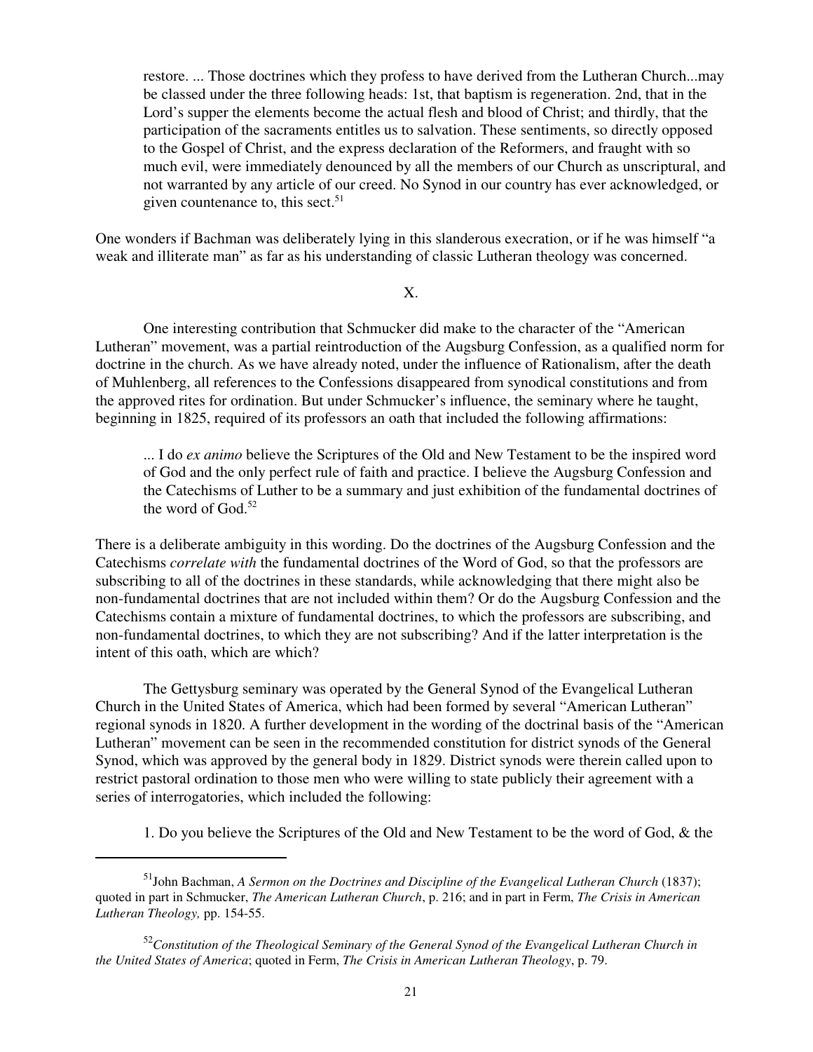> restore. ... Those doctrines which they profess to have derived from the Lutheran Church...may be classed under the three following heads: 1st, that baptism is regeneration. 2nd, that in the Lord's supper the elements become the actual flesh and blood of Christ; and thirdly, that the participation of the sacraments entitles us to salvation. These sentiments, so directly opposed to the Gospel of Christ, and the express declaration of the Reformers, and fraught with so much evil, were immediately denounced by all the members of our Church as unscriptural, and not warranted by any article of our creed. No Synod in our country has ever acknowledged, or given countenance to, this sect.[51]

One wonders if Bachman was deliberately lying in this slanderous execration, or if he was himself "a weak and illiterate man" as far as his understanding of classic Lutheran theology was concerned.

## X.

One interesting contribution that Schmucker did make to the character of the "American Lutheran" movement, was a partial reintroduction of the Augsburg Confession, as a qualified norm for doctrine in the church. As we have already noted, under the influence of Rationalism, after the death of Muhlenberg, all references to the Confessions disappeared from synodical constitutions and from the approved rites for ordination. But under Schmucker's influence, the seminary where he taught, beginning in 1825, required of its professors an oath that included the following affirmations:

> ... I do *ex animo* believe the Scriptures of the Old and New Testament to be the inspired word of God and the only perfect rule of faith and practice. I believe the Augsburg Confession and the Catechisms of Luther to be a summary and just exhibition of the fundamental doctrines of the word of God.[52]

There is a deliberate ambiguity in this wording. Do the doctrines of the Augsburg Confession and the Catechisms *correlate with* the fundamental doctrines of the Word of God, so that the professors are subscribing to all of the doctrines in these standards, while acknowledging that there might also be non-fundamental doctrines that are not included within them? Or do the Augsburg Confession and the Catechisms contain a mixture of fundamental doctrines, to which the professors are subscribing, and non-fundamental doctrines, to which they are not subscribing? And if the latter interpretation is the intent of this oath, which are which?

The Gettysburg seminary was operated by the General Synod of the Evangelical Lutheran Church in the United States of America, which had been formed by several "American Lutheran" regional synods in 1820. A further development in the wording of the doctrinal basis of the "American Lutheran" movement can be seen in the recommended constitution for district synods of the General Synod, which was approved by the general body in 1829. District synods were therein called upon to restrict pastoral ordination to those men who were willing to state publicly their agreement with a series of interrogatories, which included the following:

> 1. Do you believe the Scriptures of the Old and New Testament to be the word of God, & the

---

[51] John Bachman, *A Sermon on the Doctrines and Discipline of the Evangelical Lutheran Church* (1837); quoted in part in Schmucker, *The American Lutheran Church*, p. 216; and in part in Ferm, *The Crisis in American Lutheran Theology,* pp. 154-55.

[52] *Constitution of the Theological Seminary of the General Synod of the Evangelical Lutheran Church in the United States of America*; quoted in Ferm, *The Crisis in American Lutheran Theology*, p. 79.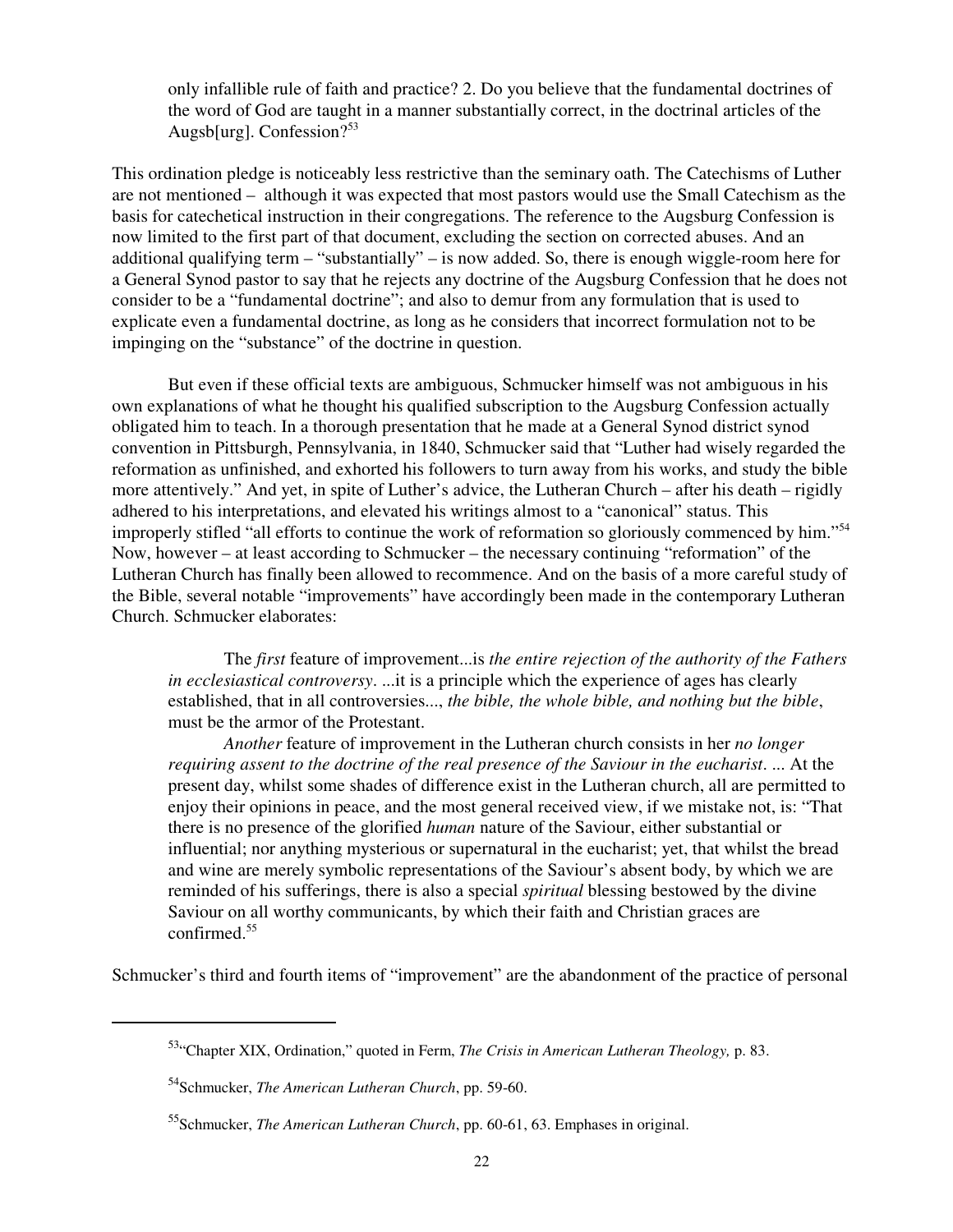> only infallible rule of faith and practice? 2. Do you believe that the fundamental doctrines of the word of God are taught in a manner substantially correct, in the doctrinal articles of the Augsb[urg]. Confession?[53]

This ordination pledge is noticeably less restrictive than the seminary oath. The Catechisms of Luther are not mentioned – although it was expected that most pastors would use the Small Catechism as the basis for catechetical instruction in their congregations. The reference to the Augsburg Confession is now limited to the first part of that document, excluding the section on corrected abuses. And an additional qualifying term – "substantially" – is now added. So, there is enough wiggle-room here for a General Synod pastor to say that he rejects any doctrine of the Augsburg Confession that he does not consider to be a "fundamental doctrine"; and also to demur from any formulation that is used to explicate even a fundamental doctrine, as long as he considers that incorrect formulation not to be impinging on the "substance" of the doctrine in question.

But even if these official texts are ambiguous, Schmucker himself was not ambiguous in his own explanations of what he thought his qualified subscription to the Augsburg Confession actually obligated him to teach. In a thorough presentation that he made at a General Synod district synod convention in Pittsburgh, Pennsylvania, in 1840, Schmucker said that "Luther had wisely regarded the reformation as unfinished, and exhorted his followers to turn away from his works, and study the bible more attentively." And yet, in spite of Luther's advice, the Lutheran Church – after his death – rigidly adhered to his interpretations, and elevated his writings almost to a "canonical" status. This improperly stifled "all efforts to continue the work of reformation so gloriously commenced by him."[54] Now, however – at least according to Schmucker – the necessary continuing "reformation" of the Lutheran Church has finally been allowed to recommence. And on the basis of a more careful study of the Bible, several notable "improvements" have accordingly been made in the contemporary Lutheran Church. Schmucker elaborates:

> The *first* feature of improvement...is *the entire rejection of the authority of the Fathers in ecclesiastical controversy*. ...it is a principle which the experience of ages has clearly established, that in all controversies..., *the bible, the whole bible, and nothing but the bible*, must be the armor of the Protestant.
>
> *Another* feature of improvement in the Lutheran church consists in her *no longer requiring assent to the doctrine of the real presence of the Saviour in the eucharist*. ... At the present day, whilst some shades of difference exist in the Lutheran church, all are permitted to enjoy their opinions in peace, and the most general received view, if we mistake not, is: "That there is no presence of the glorified *human* nature of the Saviour, either substantial or influential; nor anything mysterious or supernatural in the eucharist; yet, that whilst the bread and wine are merely symbolic representations of the Saviour's absent body, by which we are reminded of his sufferings, there is also a special *spiritual* blessing bestowed by the divine Saviour on all worthy communicants, by which their faith and Christian graces are confirmed.[55]

Schmucker's third and fourth items of "improvement" are the abandonment of the practice of personal

---

[53]"Chapter XIX, Ordination," quoted in Ferm, *The Crisis in American Lutheran Theology,* p. 83.

[54]Schmucker, *The American Lutheran Church*, pp. 59-60.

[55]Schmucker, *The American Lutheran Church*, pp. 60-61, 63. Emphases in original.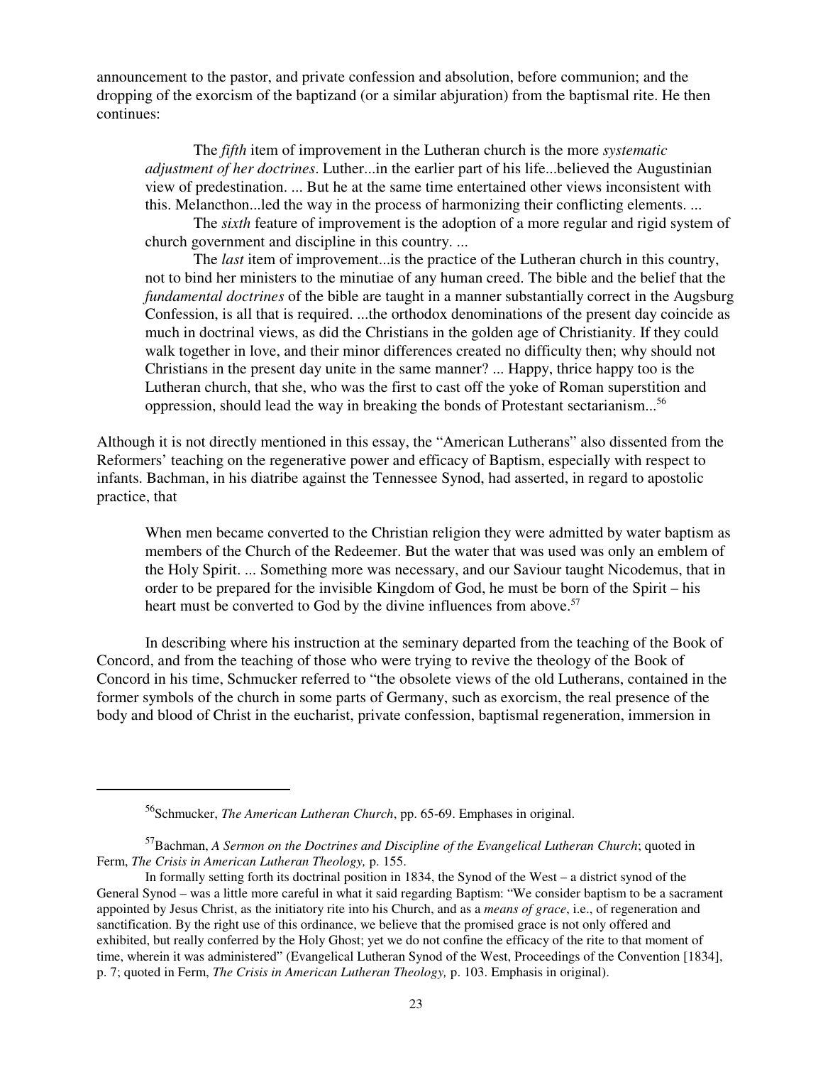announcement to the pastor, and private confession and absolution, before communion; and the dropping of the exorcism of the baptizand (or a similar abjuration) from the baptismal rite. He then continues:

> The *fifth* item of improvement in the Lutheran church is the more *systematic adjustment of her doctrines*. Luther...in the earlier part of his life...believed the Augustinian view of predestination. ... But he at the same time entertained other views inconsistent with this. Melancthon...led the way in the process of harmonizing their conflicting elements. ...
>
> The *sixth* feature of improvement is the adoption of a more regular and rigid system of church government and discipline in this country. ...
>
> The *last* item of improvement...is the practice of the Lutheran church in this country, not to bind her ministers to the minutiae of any human creed. The bible and the belief that the *fundamental doctrines* of the bible are taught in a manner substantially correct in the Augsburg Confession, is all that is required. ...the orthodox denominations of the present day coincide as much in doctrinal views, as did the Christians in the golden age of Christianity. If they could walk together in love, and their minor differences created no difficulty then; why should not Christians in the present day unite in the same manner? ... Happy, thrice happy too is the Lutheran church, that she, who was the first to cast off the yoke of Roman superstition and oppression, should lead the way in breaking the bonds of Protestant sectarianism...[56]

Although it is not directly mentioned in this essay, the "American Lutherans" also dissented from the Reformers' teaching on the regenerative power and efficacy of Baptism, especially with respect to infants. Bachman, in his diatribe against the Tennessee Synod, had asserted, in regard to apostolic practice, that

> When men became converted to the Christian religion they were admitted by water baptism as members of the Church of the Redeemer. But the water that was used was only an emblem of the Holy Spirit. ... Something more was necessary, and our Saviour taught Nicodemus, that in order to be prepared for the invisible Kingdom of God, he must be born of the Spirit – his heart must be converted to God by the divine influences from above.[57]

In describing where his instruction at the seminary departed from the teaching of the Book of Concord, and from the teaching of those who were trying to revive the theology of the Book of Concord in his time, Schmucker referred to "the obsolete views of the old Lutherans, contained in the former symbols of the church in some parts of Germany, such as exorcism, the real presence of the body and blood of Christ in the eucharist, private confession, baptismal regeneration, immersion in

---

[56] Schmucker, *The American Lutheran Church*, pp. 65-69. Emphases in original.

[57] Bachman, *A Sermon on the Doctrines and Discipline of the Evangelical Lutheran Church*; quoted in Ferm, *The Crisis in American Lutheran Theology,* p. 155.

In formally setting forth its doctrinal position in 1834, the Synod of the West – a district synod of the General Synod – was a little more careful in what it said regarding Baptism: "We consider baptism to be a sacrament appointed by Jesus Christ, as the initiatory rite into his Church, and as a *means of grace*, i.e., of regeneration and sanctification. By the right use of this ordinance, we believe that the promised grace is not only offered and exhibited, but really conferred by the Holy Ghost; yet we do not confine the efficacy of the rite to that moment of time, wherein it was administered" (Evangelical Lutheran Synod of the West, Proceedings of the Convention [1834], p. 7; quoted in Ferm, *The Crisis in American Lutheran Theology,* p. 103. Emphasis in original).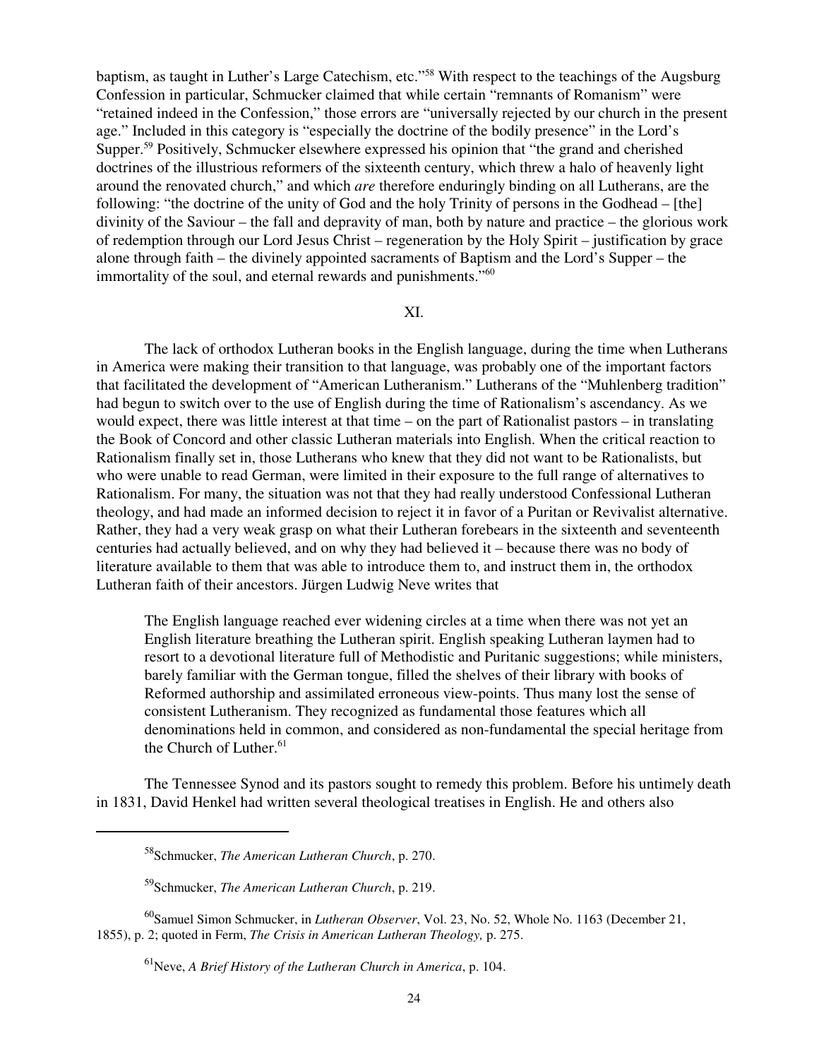baptism, as taught in Luther's Large Catechism, etc."[58] With respect to the teachings of the Augsburg Confession in particular, Schmucker claimed that while certain "remnants of Romanism" were "retained indeed in the Confession," those errors are "universally rejected by our church in the present age." Included in this category is "especially the doctrine of the bodily presence" in the Lord's Supper.[59] Positively, Schmucker elsewhere expressed his opinion that "the grand and cherished doctrines of the illustrious reformers of the sixteenth century, which threw a halo of heavenly light around the renovated church," and which *are* therefore enduringly binding on all Lutherans, are the following: "the doctrine of the unity of God and the holy Trinity of persons in the Godhead – [the] divinity of the Saviour – the fall and depravity of man, both by nature and practice – the glorious work of redemption through our Lord Jesus Christ – regeneration by the Holy Spirit – justification by grace alone through faith – the divinely appointed sacraments of Baptism and the Lord's Supper – the immortality of the soul, and eternal rewards and punishments."[60]

## XI.

The lack of orthodox Lutheran books in the English language, during the time when Lutherans in America were making their transition to that language, was probably one of the important factors that facilitated the development of "American Lutheranism." Lutherans of the "Muhlenberg tradition" had begun to switch over to the use of English during the time of Rationalism's ascendancy. As we would expect, there was little interest at that time – on the part of Rationalist pastors – in translating the Book of Concord and other classic Lutheran materials into English. When the critical reaction to Rationalism finally set in, those Lutherans who knew that they did not want to be Rationalists, but who were unable to read German, were limited in their exposure to the full range of alternatives to Rationalism. For many, the situation was not that they had really understood Confessional Lutheran theology, and had made an informed decision to reject it in favor of a Puritan or Revivalist alternative. Rather, they had a very weak grasp on what their Lutheran forebears in the sixteenth and seventeenth centuries had actually believed, and on why they had believed it – because there was no body of literature available to them that was able to introduce them to, and instruct them in, the orthodox Lutheran faith of their ancestors. Jürgen Ludwig Neve writes that

> The English language reached ever widening circles at a time when there was not yet an English literature breathing the Lutheran spirit. English speaking Lutheran laymen had to resort to a devotional literature full of Methodistic and Puritanic suggestions; while ministers, barely familiar with the German tongue, filled the shelves of their library with books of Reformed authorship and assimilated erroneous view-points. Thus many lost the sense of consistent Lutheranism. They recognized as fundamental those features which all denominations held in common, and considered as non-fundamental the special heritage from the Church of Luther.[61]

The Tennessee Synod and its pastors sought to remedy this problem. Before his untimely death in 1831, David Henkel had written several theological treatises in English. He and others also

---

[58]Schmucker, *The American Lutheran Church*, p. 270.

[59]Schmucker, *The American Lutheran Church*, p. 219.

[60]Samuel Simon Schmucker, in *Lutheran Observer*, Vol. 23, No. 52, Whole No. 1163 (December 21, 1855), p. 2; quoted in Ferm, *The Crisis in American Lutheran Theology,* p. 275.

[61]Neve, *A Brief History of the Lutheran Church in America*, p. 104.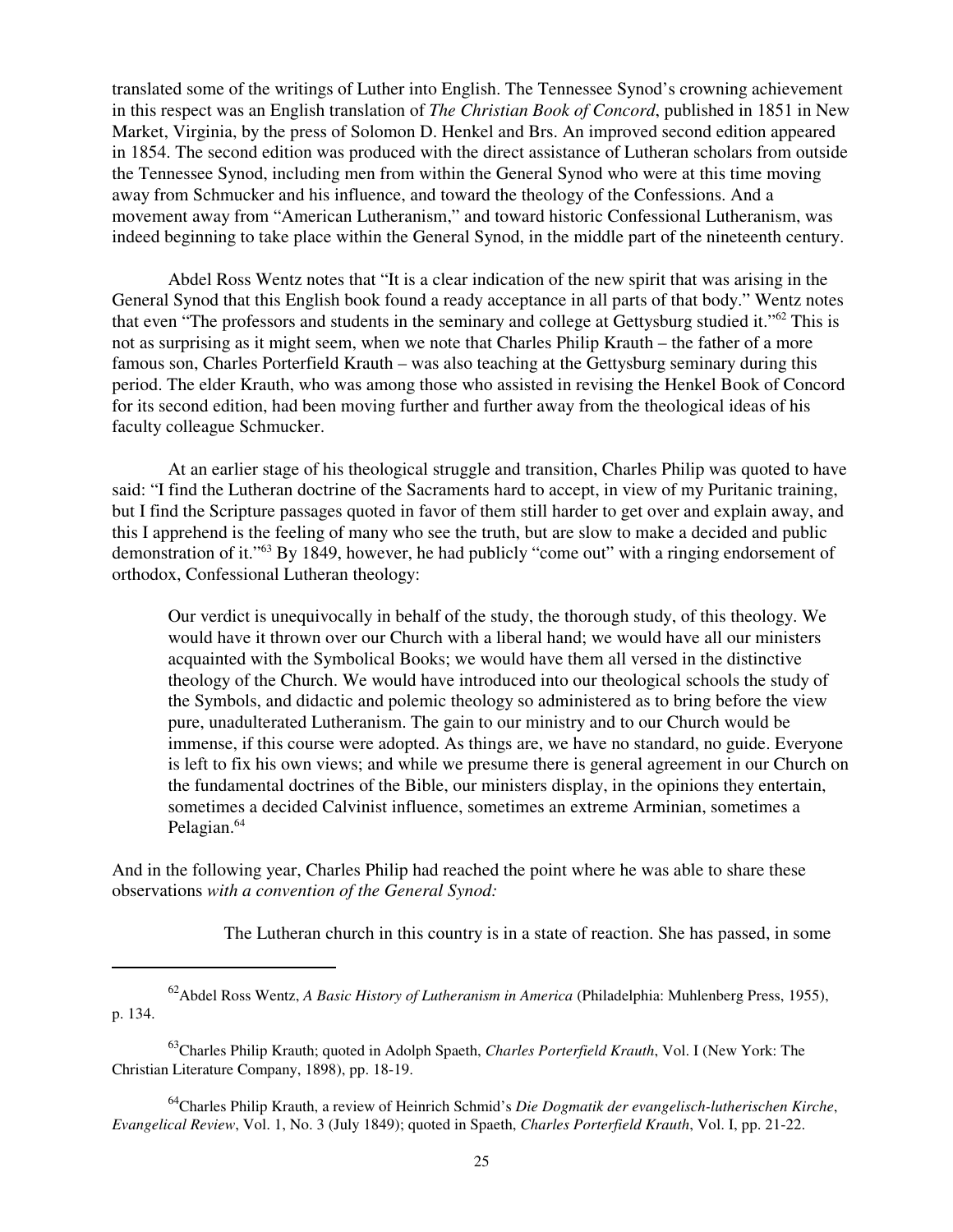translated some of the writings of Luther into English. The Tennessee Synod's crowning achievement in this respect was an English translation of *The Christian Book of Concord*, published in 1851 in New Market, Virginia, by the press of Solomon D. Henkel and Brs. An improved second edition appeared in 1854. The second edition was produced with the direct assistance of Lutheran scholars from outside the Tennessee Synod, including men from within the General Synod who were at this time moving away from Schmucker and his influence, and toward the theology of the Confessions. And a movement away from "American Lutheranism," and toward historic Confessional Lutheranism, was indeed beginning to take place within the General Synod, in the middle part of the nineteenth century.

Abdel Ross Wentz notes that "It is a clear indication of the new spirit that was arising in the General Synod that this English book found a ready acceptance in all parts of that body." Wentz notes that even "The professors and students in the seminary and college at Gettysburg studied it."[62] This is not as surprising as it might seem, when we note that Charles Philip Krauth – the father of a more famous son, Charles Porterfield Krauth – was also teaching at the Gettysburg seminary during this period. The elder Krauth, who was among those who assisted in revising the Henkel Book of Concord for its second edition, had been moving further and further away from the theological ideas of his faculty colleague Schmucker.

At an earlier stage of his theological struggle and transition, Charles Philip was quoted to have said: "I find the Lutheran doctrine of the Sacraments hard to accept, in view of my Puritanic training, but I find the Scripture passages quoted in favor of them still harder to get over and explain away, and this I apprehend is the feeling of many who see the truth, but are slow to make a decided and public demonstration of it."[63] By 1849, however, he had publicly "come out" with a ringing endorsement of orthodox, Confessional Lutheran theology:

> Our verdict is unequivocally in behalf of the study, the thorough study, of this theology. We would have it thrown over our Church with a liberal hand; we would have all our ministers acquainted with the Symbolical Books; we would have them all versed in the distinctive theology of the Church. We would have introduced into our theological schools the study of the Symbols, and didactic and polemic theology so administered as to bring before the view pure, unadulterated Lutheranism. The gain to our ministry and to our Church would be immense, if this course were adopted. As things are, we have no standard, no guide. Everyone is left to fix his own views; and while we presume there is general agreement in our Church on the fundamental doctrines of the Bible, our ministers display, in the opinions they entertain, sometimes a decided Calvinist influence, sometimes an extreme Arminian, sometimes a Pelagian.[64]

And in the following year, Charles Philip had reached the point where he was able to share these observations *with a convention of the General Synod:*

> The Lutheran church in this country is in a state of reaction. She has passed, in some

---

[62] Abdel Ross Wentz, *A Basic History of Lutheranism in America* (Philadelphia: Muhlenberg Press, 1955), p. 134.

[63] Charles Philip Krauth; quoted in Adolph Spaeth, *Charles Porterfield Krauth*, Vol. I (New York: The Christian Literature Company, 1898), pp. 18-19.

[64] Charles Philip Krauth, a review of Heinrich Schmid's *Die Dogmatik der evangelisch-lutherischen Kirche*, *Evangelical Review*, Vol. 1, No. 3 (July 1849); quoted in Spaeth, *Charles Porterfield Krauth*, Vol. I, pp. 21-22.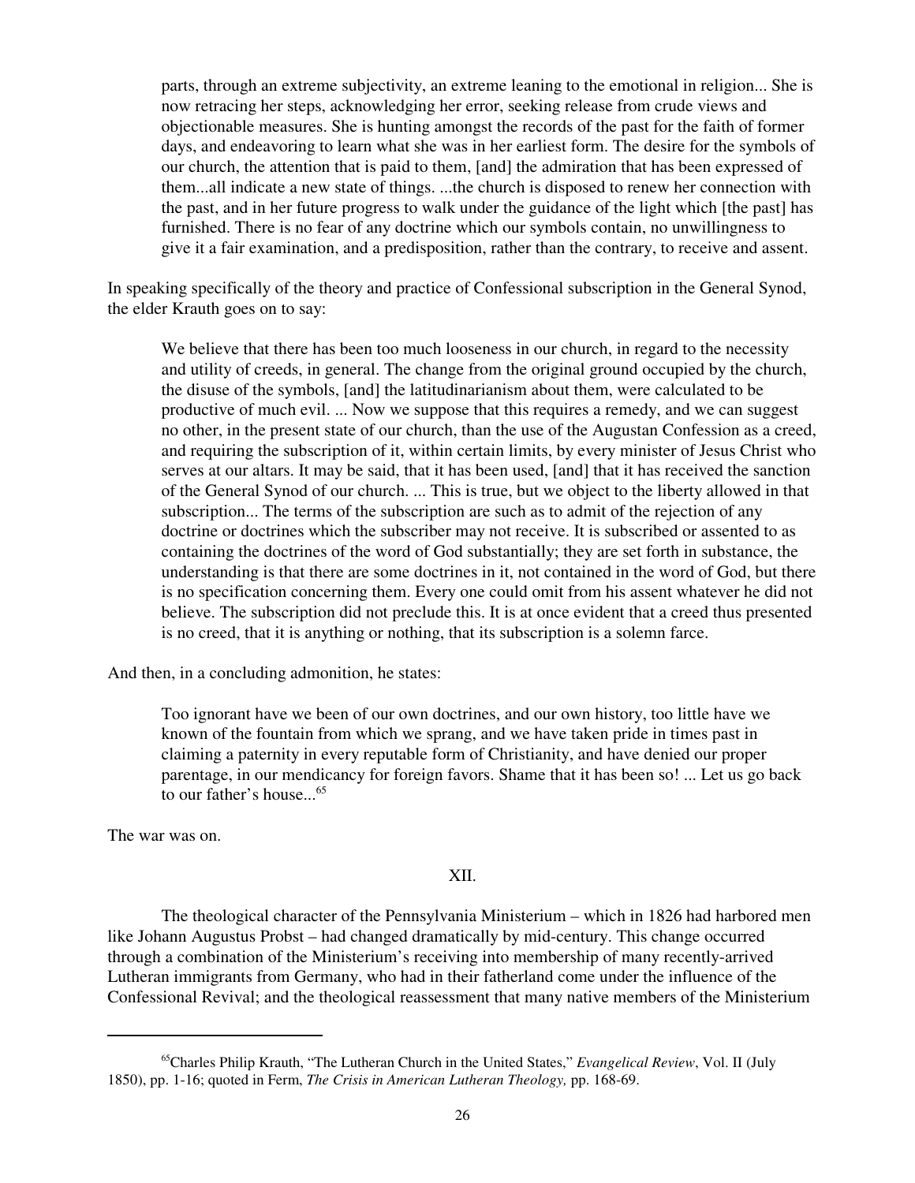> parts, through an extreme subjectivity, an extreme leaning to the emotional in religion... She is now retracing her steps, acknowledging her error, seeking release from crude views and objectionable measures. She is hunting amongst the records of the past for the faith of former days, and endeavoring to learn what she was in her earliest form. The desire for the symbols of our church, the attention that is paid to them, [and] the admiration that has been expressed of them...all indicate a new state of things. ...the church is disposed to renew her connection with the past, and in her future progress to walk under the guidance of the light which [the past] has furnished. There is no fear of any doctrine which our symbols contain, no unwillingness to give it a fair examination, and a predisposition, rather than the contrary, to receive and assent.

In speaking specifically of the theory and practice of Confessional subscription in the General Synod, the elder Krauth goes on to say:

> We believe that there has been too much looseness in our church, in regard to the necessity and utility of creeds, in general. The change from the original ground occupied by the church, the disuse of the symbols, [and] the latitudinarianism about them, were calculated to be productive of much evil. ... Now we suppose that this requires a remedy, and we can suggest no other, in the present state of our church, than the use of the Augustan Confession as a creed, and requiring the subscription of it, within certain limits, by every minister of Jesus Christ who serves at our altars. It may be said, that it has been used, [and] that it has received the sanction of the General Synod of our church. ... This is true, but we object to the liberty allowed in that subscription... The terms of the subscription are such as to admit of the rejection of any doctrine or doctrines which the subscriber may not receive. It is subscribed or assented to as containing the doctrines of the word of God substantially; they are set forth in substance, the understanding is that there are some doctrines in it, not contained in the word of God, but there is no specification concerning them. Every one could omit from his assent whatever he did not believe. The subscription did not preclude this. It is at once evident that a creed thus presented is no creed, that it is anything or nothing, that its subscription is a solemn farce.

And then, in a concluding admonition, he states:

> Too ignorant have we been of our own doctrines, and our own history, too little have we known of the fountain from which we sprang, and we have taken pride in times past in claiming a paternity in every reputable form of Christianity, and have denied our proper parentage, in our mendicancy for foreign favors. Shame that it has been so! ... Let us go back to our father's house...[65]

The war was on.

## XII.

The theological character of the Pennsylvania Ministerium – which in 1826 had harbored men like Johann Augustus Probst – had changed dramatically by mid-century. This change occurred through a combination of the Ministerium's receiving into membership of many recently-arrived Lutheran immigrants from Germany, who had in their fatherland come under the influence of the Confessional Revival; and the theological reassessment that many native members of the Ministerium

---

[65] Charles Philip Krauth, "The Lutheran Church in the United States," *Evangelical Review*, Vol. II (July 1850), pp. 1-16; quoted in Ferm, *The Crisis in American Lutheran Theology,* pp. 168-69.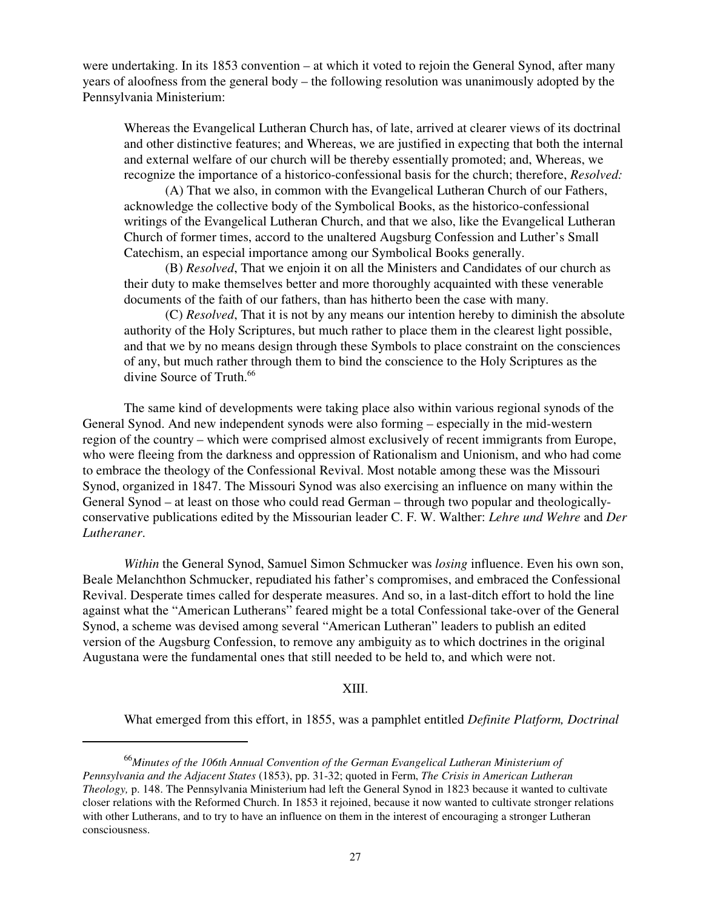were undertaking. In its 1853 convention – at which it voted to rejoin the General Synod, after many years of aloofness from the general body – the following resolution was unanimously adopted by the Pennsylvania Ministerium:

> Whereas the Evangelical Lutheran Church has, of late, arrived at clearer views of its doctrinal and other distinctive features; and Whereas, we are justified in expecting that both the internal and external welfare of our church will be thereby essentially promoted; and, Whereas, we recognize the importance of a historico-confessional basis for the church; therefore, *Resolved:*
>
> (A) That we also, in common with the Evangelical Lutheran Church of our Fathers, acknowledge the collective body of the Symbolical Books, as the historico-confessional writings of the Evangelical Lutheran Church, and that we also, like the Evangelical Lutheran Church of former times, accord to the unaltered Augsburg Confession and Luther's Small Catechism, an especial importance among our Symbolical Books generally.
>
> (B) *Resolved*, That we enjoin it on all the Ministers and Candidates of our church as their duty to make themselves better and more thoroughly acquainted with these venerable documents of the faith of our fathers, than has hitherto been the case with many.
>
> (C) *Resolved*, That it is not by any means our intention hereby to diminish the absolute authority of the Holy Scriptures, but much rather to place them in the clearest light possible, and that we by no means design through these Symbols to place constraint on the consciences of any, but much rather through them to bind the conscience to the Holy Scriptures as the divine Source of Truth.[66]

The same kind of developments were taking place also within various regional synods of the General Synod. And new independent synods were also forming – especially in the mid-western region of the country – which were comprised almost exclusively of recent immigrants from Europe, who were fleeing from the darkness and oppression of Rationalism and Unionism, and who had come to embrace the theology of the Confessional Revival. Most notable among these was the Missouri Synod, organized in 1847. The Missouri Synod was also exercising an influence on many within the General Synod – at least on those who could read German – through two popular and theologically-conservative publications edited by the Missourian leader C. F. W. Walther: *Lehre und Wehre* and *Der Lutheraner*.

*Within* the General Synod, Samuel Simon Schmucker was *losing* influence. Even his own son, Beale Melanchthon Schmucker, repudiated his father's compromises, and embraced the Confessional Revival. Desperate times called for desperate measures. And so, in a last-ditch effort to hold the line against what the "American Lutherans" feared might be a total Confessional take-over of the General Synod, a scheme was devised among several "American Lutheran" leaders to publish an edited version of the Augsburg Confession, to remove any ambiguity as to which doctrines in the original Augustana were the fundamental ones that still needed to be held to, and which were not.

## XIII.

What emerged from this effort, in 1855, was a pamphlet entitled *Definite Platform, Doctrinal*

---

[66] *Minutes of the 106th Annual Convention of the German Evangelical Lutheran Ministerium of Pennsylvania and the Adjacent States* (1853), pp. 31-32; quoted in Ferm, *The Crisis in American Lutheran Theology,* p. 148. The Pennsylvania Ministerium had left the General Synod in 1823 because it wanted to cultivate closer relations with the Reformed Church. In 1853 it rejoined, because it now wanted to cultivate stronger relations with other Lutherans, and to try to have an influence on them in the interest of encouraging a stronger Lutheran consciousness.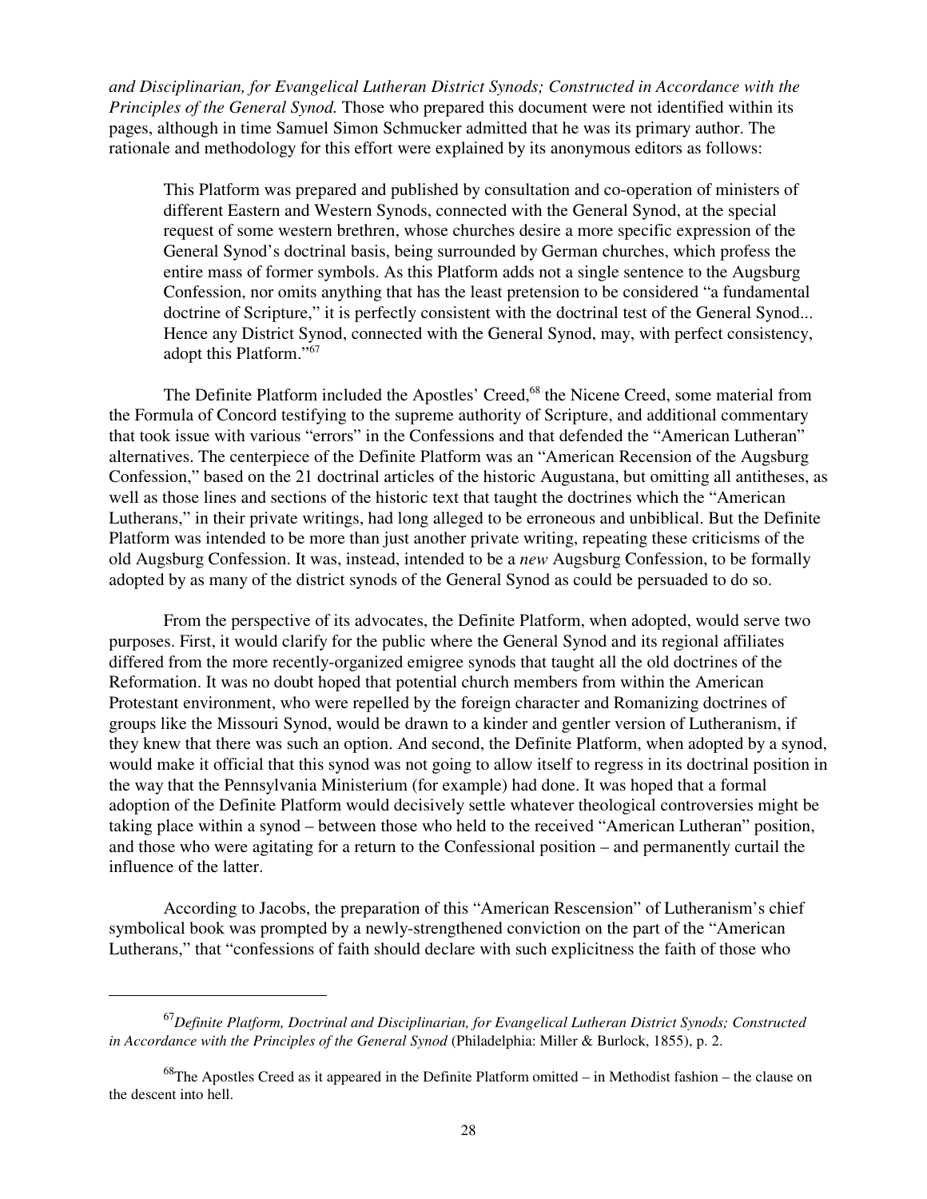*and Disciplinarian, for Evangelical Lutheran District Synods; Constructed in Accordance with the Principles of the General Synod.* Those who prepared this document were not identified within its pages, although in time Samuel Simon Schmucker admitted that he was its primary author. The rationale and methodology for this effort were explained by its anonymous editors as follows:

> This Platform was prepared and published by consultation and co-operation of ministers of different Eastern and Western Synods, connected with the General Synod, at the special request of some western brethren, whose churches desire a more specific expression of the General Synod's doctrinal basis, being surrounded by German churches, which profess the entire mass of former symbols. As this Platform adds not a single sentence to the Augsburg Confession, nor omits anything that has the least pretension to be considered "a fundamental doctrine of Scripture," it is perfectly consistent with the doctrinal test of the General Synod... Hence any District Synod, connected with the General Synod, may, with perfect consistency, adopt this Platform."[67]

The Definite Platform included the Apostles' Creed,[68] the Nicene Creed, some material from the Formula of Concord testifying to the supreme authority of Scripture, and additional commentary that took issue with various "errors" in the Confessions and that defended the "American Lutheran" alternatives. The centerpiece of the Definite Platform was an "American Recension of the Augsburg Confession," based on the 21 doctrinal articles of the historic Augustana, but omitting all antitheses, as well as those lines and sections of the historic text that taught the doctrines which the "American Lutherans," in their private writings, had long alleged to be erroneous and unbiblical. But the Definite Platform was intended to be more than just another private writing, repeating these criticisms of the old Augsburg Confession. It was, instead, intended to be a *new* Augsburg Confession, to be formally adopted by as many of the district synods of the General Synod as could be persuaded to do so.

From the perspective of its advocates, the Definite Platform, when adopted, would serve two purposes. First, it would clarify for the public where the General Synod and its regional affiliates differed from the more recently-organized emigree synods that taught all the old doctrines of the Reformation. It was no doubt hoped that potential church members from within the American Protestant environment, who were repelled by the foreign character and Romanizing doctrines of groups like the Missouri Synod, would be drawn to a kinder and gentler version of Lutheranism, if they knew that there was such an option. And second, the Definite Platform, when adopted by a synod, would make it official that this synod was not going to allow itself to regress in its doctrinal position in the way that the Pennsylvania Ministerium (for example) had done. It was hoped that a formal adoption of the Definite Platform would decisively settle whatever theological controversies might be taking place within a synod – between those who held to the received "American Lutheran" position, and those who were agitating for a return to the Confessional position – and permanently curtail the influence of the latter.

According to Jacobs, the preparation of this "American Rescension" of Lutheranism's chief symbolical book was prompted by a newly-strengthened conviction on the part of the "American Lutherans," that "confessions of faith should declare with such explicitness the faith of those who

---

[67] *Definite Platform, Doctrinal and Disciplinarian, for Evangelical Lutheran District Synods; Constructed in Accordance with the Principles of the General Synod* (Philadelphia: Miller & Burlock, 1855), p. 2.

[68] The Apostles Creed as it appeared in the Definite Platform omitted – in Methodist fashion – the clause on the descent into hell.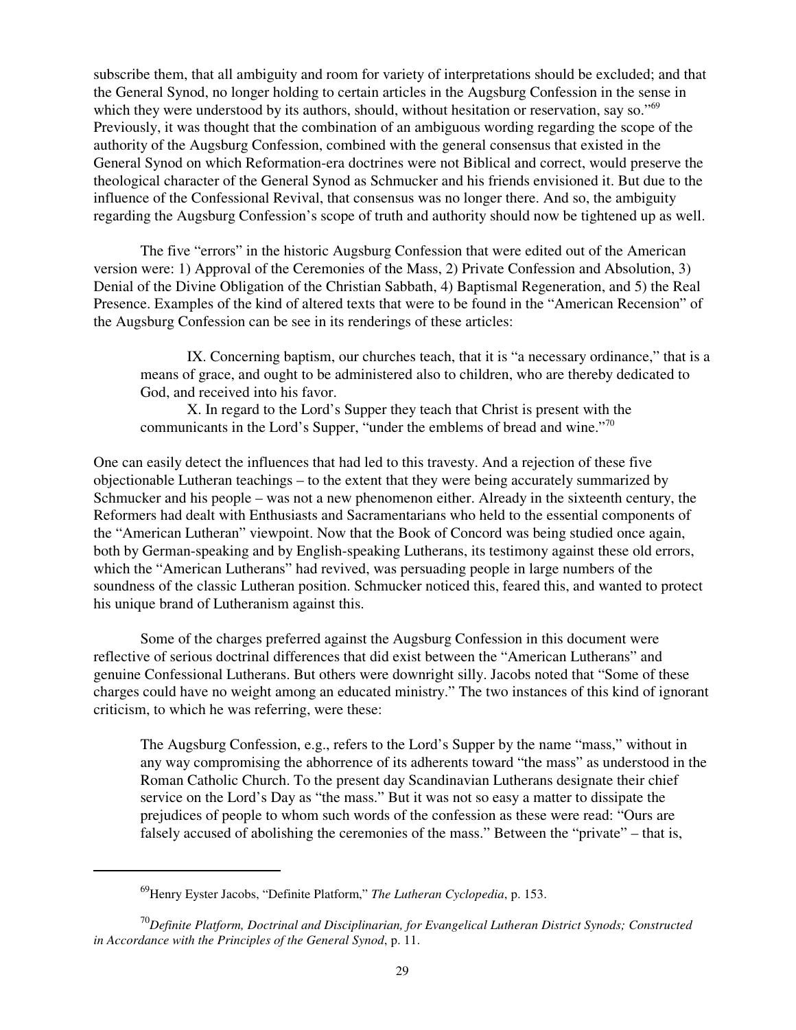subscribe them, that all ambiguity and room for variety of interpretations should be excluded; and that the General Synod, no longer holding to certain articles in the Augsburg Confession in the sense in which they were understood by its authors, should, without hesitation or reservation, say so."[69] Previously, it was thought that the combination of an ambiguous wording regarding the scope of the authority of the Augsburg Confession, combined with the general consensus that existed in the General Synod on which Reformation-era doctrines were not Biblical and correct, would preserve the theological character of the General Synod as Schmucker and his friends envisioned it. But due to the influence of the Confessional Revival, that consensus was no longer there. And so, the ambiguity regarding the Augsburg Confession's scope of truth and authority should now be tightened up as well.

The five "errors" in the historic Augsburg Confession that were edited out of the American version were: 1) Approval of the Ceremonies of the Mass, 2) Private Confession and Absolution, 3) Denial of the Divine Obligation of the Christian Sabbath, 4) Baptismal Regeneration, and 5) the Real Presence. Examples of the kind of altered texts that were to be found in the "American Recension" of the Augsburg Confession can be see in its renderings of these articles:

> IX. Concerning baptism, our churches teach, that it is "a necessary ordinance," that is a means of grace, and ought to be administered also to children, who are thereby dedicated to God, and received into his favor.
>
> X. In regard to the Lord's Supper they teach that Christ is present with the communicants in the Lord's Supper, "under the emblems of bread and wine."[70]

One can easily detect the influences that had led to this travesty. And a rejection of these five objectionable Lutheran teachings – to the extent that they were being accurately summarized by Schmucker and his people – was not a new phenomenon either. Already in the sixteenth century, the Reformers had dealt with Enthusiasts and Sacramentarians who held to the essential components of the "American Lutheran" viewpoint. Now that the Book of Concord was being studied once again, both by German-speaking and by English-speaking Lutherans, its testimony against these old errors, which the "American Lutherans" had revived, was persuading people in large numbers of the soundness of the classic Lutheran position. Schmucker noticed this, feared this, and wanted to protect his unique brand of Lutheranism against this.

Some of the charges preferred against the Augsburg Confession in this document were reflective of serious doctrinal differences that did exist between the "American Lutherans" and genuine Confessional Lutherans. But others were downright silly. Jacobs noted that "Some of these charges could have no weight among an educated ministry." The two instances of this kind of ignorant criticism, to which he was referring, were these:

> The Augsburg Confession, e.g., refers to the Lord's Supper by the name "mass," without in any way compromising the abhorrence of its adherents toward "the mass" as understood in the Roman Catholic Church. To the present day Scandinavian Lutherans designate their chief service on the Lord's Day as "the mass." But it was not so easy a matter to dissipate the prejudices of people to whom such words of the confession as these were read: "Ours are falsely accused of abolishing the ceremonies of the mass." Between the "private" – that is,

---

[69] Henry Eyster Jacobs, "Definite Platform," *The Lutheran Cyclopedia*, p. 153.

[70] *Definite Platform, Doctrinal and Disciplinarian, for Evangelical Lutheran District Synods; Constructed in Accordance with the Principles of the General Synod*, p. 11.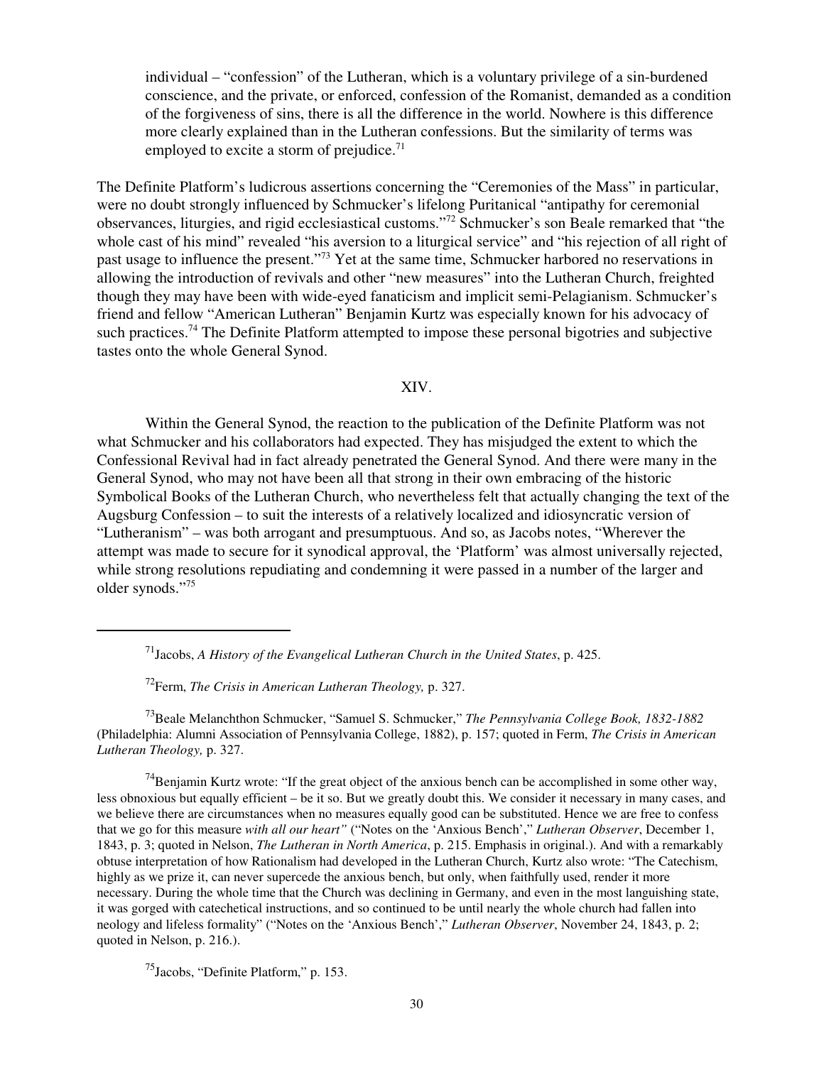> individual – "confession" of the Lutheran, which is a voluntary privilege of a sin-burdened conscience, and the private, or enforced, confession of the Romanist, demanded as a condition of the forgiveness of sins, there is all the difference in the world. Nowhere is this difference more clearly explained than in the Lutheran confessions. But the similarity of terms was employed to excite a storm of prejudice.[71]

The Definite Platform's ludicrous assertions concerning the "Ceremonies of the Mass" in particular, were no doubt strongly influenced by Schmucker's lifelong Puritanical "antipathy for ceremonial observances, liturgies, and rigid ecclesiastical customs."[72] Schmucker's son Beale remarked that "the whole cast of his mind" revealed "his aversion to a liturgical service" and "his rejection of all right of past usage to influence the present."[73] Yet at the same time, Schmucker harbored no reservations in allowing the introduction of revivals and other "new measures" into the Lutheran Church, freighted though they may have been with wide-eyed fanaticism and implicit semi-Pelagianism. Schmucker's friend and fellow "American Lutheran" Benjamin Kurtz was especially known for his advocacy of such practices.[74] The Definite Platform attempted to impose these personal bigotries and subjective tastes onto the whole General Synod.

## XIV.

Within the General Synod, the reaction to the publication of the Definite Platform was not what Schmucker and his collaborators had expected. They has misjudged the extent to which the Confessional Revival had in fact already penetrated the General Synod. And there were many in the General Synod, who may not have been all that strong in their own embracing of the historic Symbolical Books of the Lutheran Church, who nevertheless felt that actually changing the text of the Augsburg Confession – to suit the interests of a relatively localized and idiosyncratic version of "Lutheranism" – was both arrogant and presumptuous. And so, as Jacobs notes, "Wherever the attempt was made to secure for it synodical approval, the 'Platform' was almost universally rejected, while strong resolutions repudiating and condemning it were passed in a number of the larger and older synods."[75]

---

[71] Jacobs, *A History of the Evangelical Lutheran Church in the United States*, p. 425.

[72] Ferm, *The Crisis in American Lutheran Theology,* p. 327.

[73] Beale Melanchthon Schmucker, "Samuel S. Schmucker," *The Pennsylvania College Book, 1832-1882* (Philadelphia: Alumni Association of Pennsylvania College, 1882), p. 157; quoted in Ferm, *The Crisis in American Lutheran Theology,* p. 327.

[74] Benjamin Kurtz wrote: "If the great object of the anxious bench can be accomplished in some other way, less obnoxious but equally efficient – be it so. But we greatly doubt this. We consider it necessary in many cases, and we believe there are circumstances when no measures equally good can be substituted. Hence we are free to confess that we go for this measure *with all our heart"* ("Notes on the 'Anxious Bench'," *Lutheran Observer*, December 1, 1843, p. 3; quoted in Nelson, *The Lutheran in North America*, p. 215. Emphasis in original.). And with a remarkably obtuse interpretation of how Rationalism had developed in the Lutheran Church, Kurtz also wrote: "The Catechism, highly as we prize it, can never supercede the anxious bench, but only, when faithfully used, render it more necessary. During the whole time that the Church was declining in Germany, and even in the most languishing state, it was gorged with catechetical instructions, and so continued to be until nearly the whole church had fallen into neology and lifeless formality" ("Notes on the 'Anxious Bench'," *Lutheran Observer*, November 24, 1843, p. 2; quoted in Nelson, p. 216.).

[75] Jacobs, "Definite Platform," p. 153.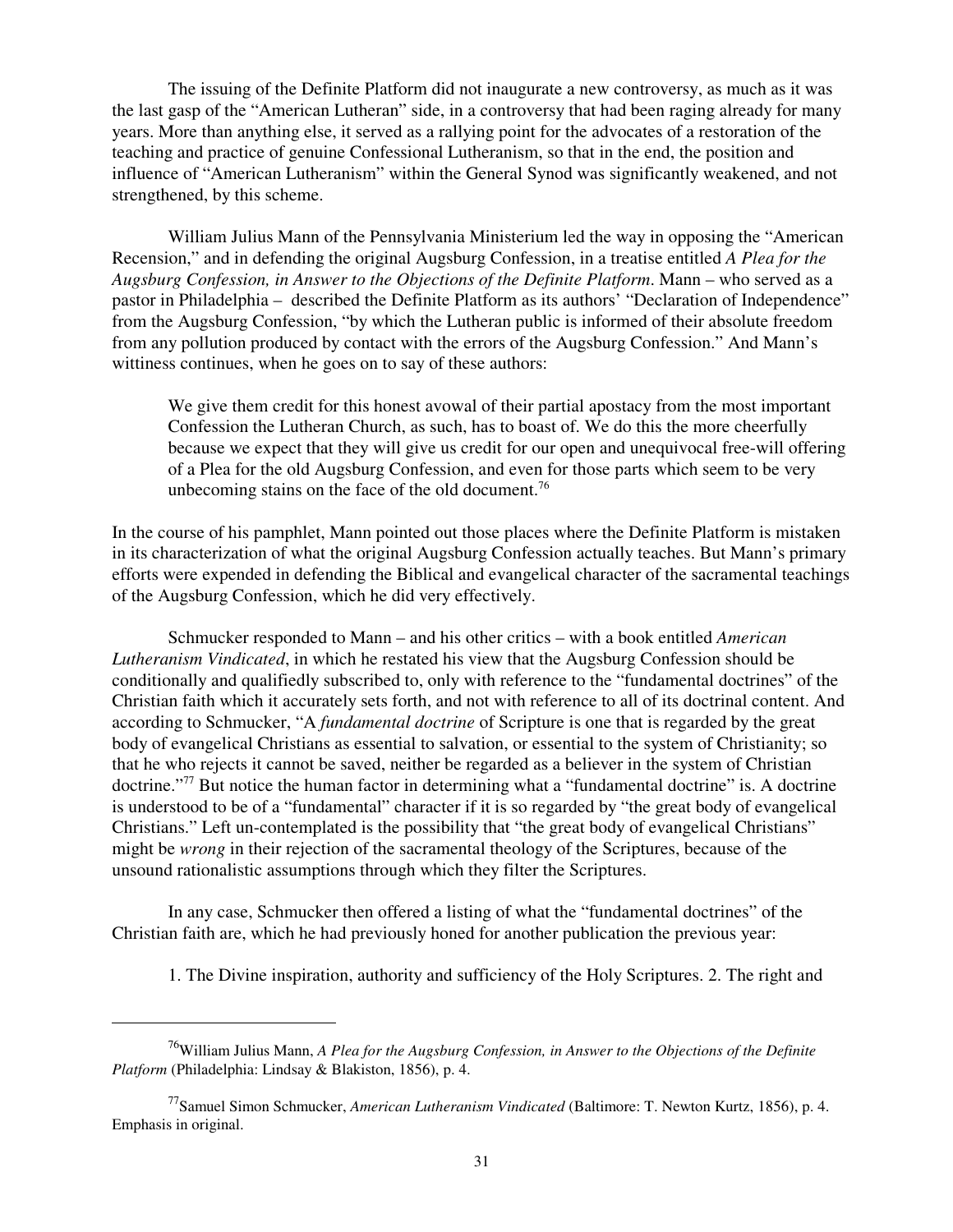The issuing of the Definite Platform did not inaugurate a new controversy, as much as it was the last gasp of the "American Lutheran" side, in a controversy that had been raging already for many years. More than anything else, it served as a rallying point for the advocates of a restoration of the teaching and practice of genuine Confessional Lutheranism, so that in the end, the position and influence of "American Lutheranism" within the General Synod was significantly weakened, and not strengthened, by this scheme.

William Julius Mann of the Pennsylvania Ministerium led the way in opposing the "American Recension," and in defending the original Augsburg Confession, in a treatise entitled *A Plea for the Augsburg Confession, in Answer to the Objections of the Definite Platform*. Mann – who served as a pastor in Philadelphia – described the Definite Platform as its authors' "Declaration of Independence" from the Augsburg Confession, "by which the Lutheran public is informed of their absolute freedom from any pollution produced by contact with the errors of the Augsburg Confession." And Mann's wittiness continues, when he goes on to say of these authors:

> We give them credit for this honest avowal of their partial apostacy from the most important Confession the Lutheran Church, as such, has to boast of. We do this the more cheerfully because we expect that they will give us credit for our open and unequivocal free-will offering of a Plea for the old Augsburg Confession, and even for those parts which seem to be very unbecoming stains on the face of the old document.[76]

In the course of his pamphlet, Mann pointed out those places where the Definite Platform is mistaken in its characterization of what the original Augsburg Confession actually teaches. But Mann's primary efforts were expended in defending the Biblical and evangelical character of the sacramental teachings of the Augsburg Confession, which he did very effectively.

Schmucker responded to Mann – and his other critics – with a book entitled *American Lutheranism Vindicated*, in which he restated his view that the Augsburg Confession should be conditionally and qualifiedly subscribed to, only with reference to the "fundamental doctrines" of the Christian faith which it accurately sets forth, and not with reference to all of its doctrinal content. And according to Schmucker, "A *fundamental doctrine* of Scripture is one that is regarded by the great body of evangelical Christians as essential to salvation, or essential to the system of Christianity; so that he who rejects it cannot be saved, neither be regarded as a believer in the system of Christian doctrine."[77] But notice the human factor in determining what a "fundamental doctrine" is. A doctrine is understood to be of a "fundamental" character if it is so regarded by "the great body of evangelical Christians." Left un-contemplated is the possibility that "the great body of evangelical Christians" might be *wrong* in their rejection of the sacramental theology of the Scriptures, because of the unsound rationalistic assumptions through which they filter the Scriptures.

In any case, Schmucker then offered a listing of what the "fundamental doctrines" of the Christian faith are, which he had previously honed for another publication the previous year:

> 1. The Divine inspiration, authority and sufficiency of the Holy Scriptures. 2. The right and

---

[76] William Julius Mann, *A Plea for the Augsburg Confession, in Answer to the Objections of the Definite Platform* (Philadelphia: Lindsay & Blakiston, 1856), p. 4.

[77] Samuel Simon Schmucker, *American Lutheranism Vindicated* (Baltimore: T. Newton Kurtz, 1856), p. 4. Emphasis in original.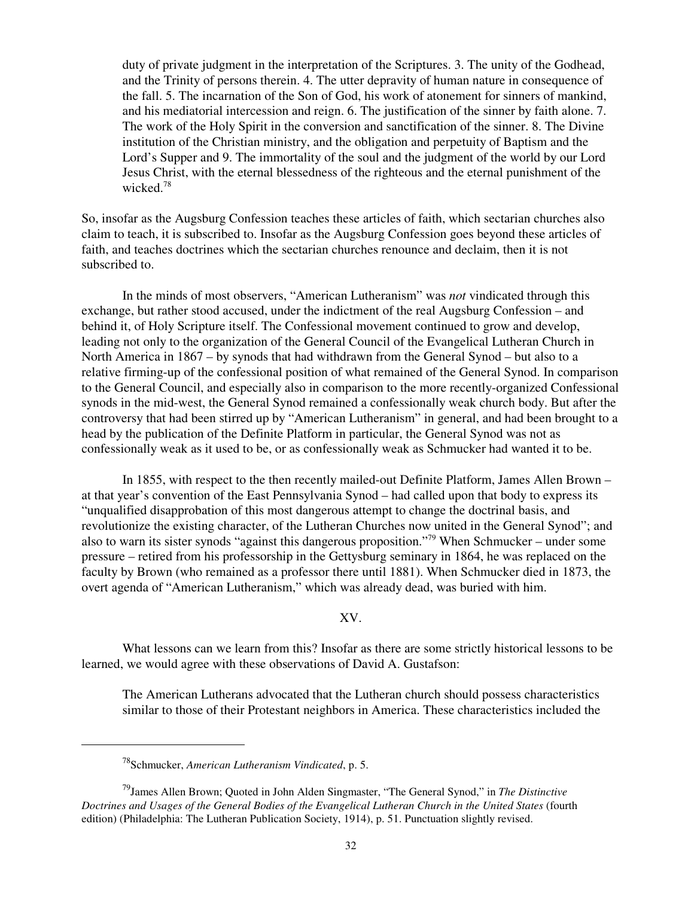> duty of private judgment in the interpretation of the Scriptures. 3. The unity of the Godhead, and the Trinity of persons therein. 4. The utter depravity of human nature in consequence of the fall. 5. The incarnation of the Son of God, his work of atonement for sinners of mankind, and his mediatorial intercession and reign. 6. The justification of the sinner by faith alone. 7. The work of the Holy Spirit in the conversion and sanctification of the sinner. 8. The Divine institution of the Christian ministry, and the obligation and perpetuity of Baptism and the Lord's Supper and 9. The immortality of the soul and the judgment of the world by our Lord Jesus Christ, with the eternal blessedness of the righteous and the eternal punishment of the wicked.[78]

So, insofar as the Augsburg Confession teaches these articles of faith, which sectarian churches also claim to teach, it is subscribed to. Insofar as the Augsburg Confession goes beyond these articles of faith, and teaches doctrines which the sectarian churches renounce and declaim, then it is not subscribed to.

In the minds of most observers, "American Lutheranism" was *not* vindicated through this exchange, but rather stood accused, under the indictment of the real Augsburg Confession – and behind it, of Holy Scripture itself. The Confessional movement continued to grow and develop, leading not only to the organization of the General Council of the Evangelical Lutheran Church in North America in 1867 – by synods that had withdrawn from the General Synod – but also to a relative firming-up of the confessional position of what remained of the General Synod. In comparison to the General Council, and especially also in comparison to the more recently-organized Confessional synods in the mid-west, the General Synod remained a confessionally weak church body. But after the controversy that had been stirred up by "American Lutheranism" in general, and had been brought to a head by the publication of the Definite Platform in particular, the General Synod was not as confessionally weak as it used to be, or as confessionally weak as Schmucker had wanted it to be.

In 1855, with respect to the then recently mailed-out Definite Platform, James Allen Brown – at that year's convention of the East Pennsylvania Synod – had called upon that body to express its "unqualified disapprobation of this most dangerous attempt to change the doctrinal basis, and revolutionize the existing character, of the Lutheran Churches now united in the General Synod"; and also to warn its sister synods "against this dangerous proposition."[79] When Schmucker – under some pressure – retired from his professorship in the Gettysburg seminary in 1864, he was replaced on the faculty by Brown (who remained as a professor there until 1881). When Schmucker died in 1873, the overt agenda of "American Lutheranism," which was already dead, was buried with him.

## XV.

What lessons can we learn from this? Insofar as there are some strictly historical lessons to be learned, we would agree with these observations of David A. Gustafson:

> The American Lutherans advocated that the Lutheran church should possess characteristics similar to those of their Protestant neighbors in America. These characteristics included the

---

[78] Schmucker, *American Lutheranism Vindicated*, p. 5.

[79] James Allen Brown; Quoted in John Alden Singmaster, "The General Synod," in *The Distinctive Doctrines and Usages of the General Bodies of the Evangelical Lutheran Church in the United States* (fourth edition) (Philadelphia: The Lutheran Publication Society, 1914), p. 51. Punctuation slightly revised.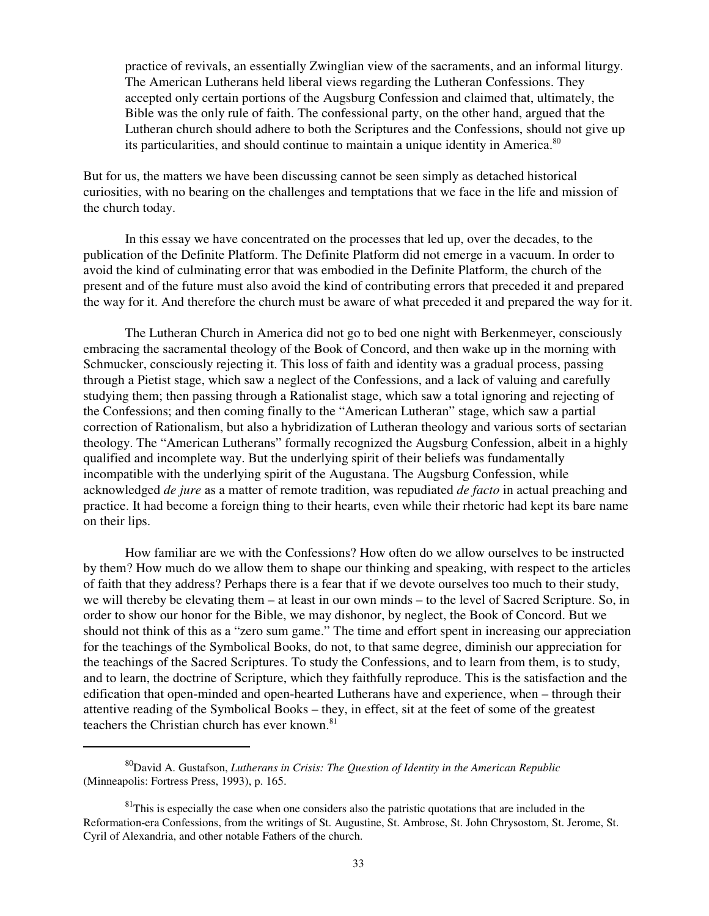> practice of revivals, an essentially Zwinglian view of the sacraments, and an informal liturgy. The American Lutherans held liberal views regarding the Lutheran Confessions. They accepted only certain portions of the Augsburg Confession and claimed that, ultimately, the Bible was the only rule of faith. The confessional party, on the other hand, argued that the Lutheran church should adhere to both the Scriptures and the Confessions, should not give up its particularities, and should continue to maintain a unique identity in America.[80]

But for us, the matters we have been discussing cannot be seen simply as detached historical curiosities, with no bearing on the challenges and temptations that we face in the life and mission of the church today.

In this essay we have concentrated on the processes that led up, over the decades, to the publication of the Definite Platform. The Definite Platform did not emerge in a vacuum. In order to avoid the kind of culminating error that was embodied in the Definite Platform, the church of the present and of the future must also avoid the kind of contributing errors that preceded it and prepared the way for it. And therefore the church must be aware of what preceded it and prepared the way for it.

The Lutheran Church in America did not go to bed one night with Berkenmeyer, consciously embracing the sacramental theology of the Book of Concord, and then wake up in the morning with Schmucker, consciously rejecting it. This loss of faith and identity was a gradual process, passing through a Pietist stage, which saw a neglect of the Confessions, and a lack of valuing and carefully studying them; then passing through a Rationalist stage, which saw a total ignoring and rejecting of the Confessions; and then coming finally to the "American Lutheran" stage, which saw a partial correction of Rationalism, but also a hybridization of Lutheran theology and various sorts of sectarian theology. The "American Lutherans" formally recognized the Augsburg Confession, albeit in a highly qualified and incomplete way. But the underlying spirit of their beliefs was fundamentally incompatible with the underlying spirit of the Augustana. The Augsburg Confession, while acknowledged *de jure* as a matter of remote tradition, was repudiated *de facto* in actual preaching and practice. It had become a foreign thing to their hearts, even while their rhetoric had kept its bare name on their lips.

How familiar are we with the Confessions? How often do we allow ourselves to be instructed by them? How much do we allow them to shape our thinking and speaking, with respect to the articles of faith that they address? Perhaps there is a fear that if we devote ourselves too much to their study, we will thereby be elevating them – at least in our own minds – to the level of Sacred Scripture. So, in order to show our honor for the Bible, we may dishonor, by neglect, the Book of Concord. But we should not think of this as a "zero sum game." The time and effort spent in increasing our appreciation for the teachings of the Symbolical Books, do not, to that same degree, diminish our appreciation for the teachings of the Sacred Scriptures. To study the Confessions, and to learn from them, is to study, and to learn, the doctrine of Scripture, which they faithfully reproduce. This is the satisfaction and the edification that open-minded and open-hearted Lutherans have and experience, when – through their attentive reading of the Symbolical Books – they, in effect, sit at the feet of some of the greatest teachers the Christian church has ever known.[81]

---

[80] David A. Gustafson, *Lutherans in Crisis: The Question of Identity in the American Republic* (Minneapolis: Fortress Press, 1993), p. 165.

[81] This is especially the case when one considers also the patristic quotations that are included in the Reformation-era Confessions, from the writings of St. Augustine, St. Ambrose, St. John Chrysostom, St. Jerome, St. Cyril of Alexandria, and other notable Fathers of the church.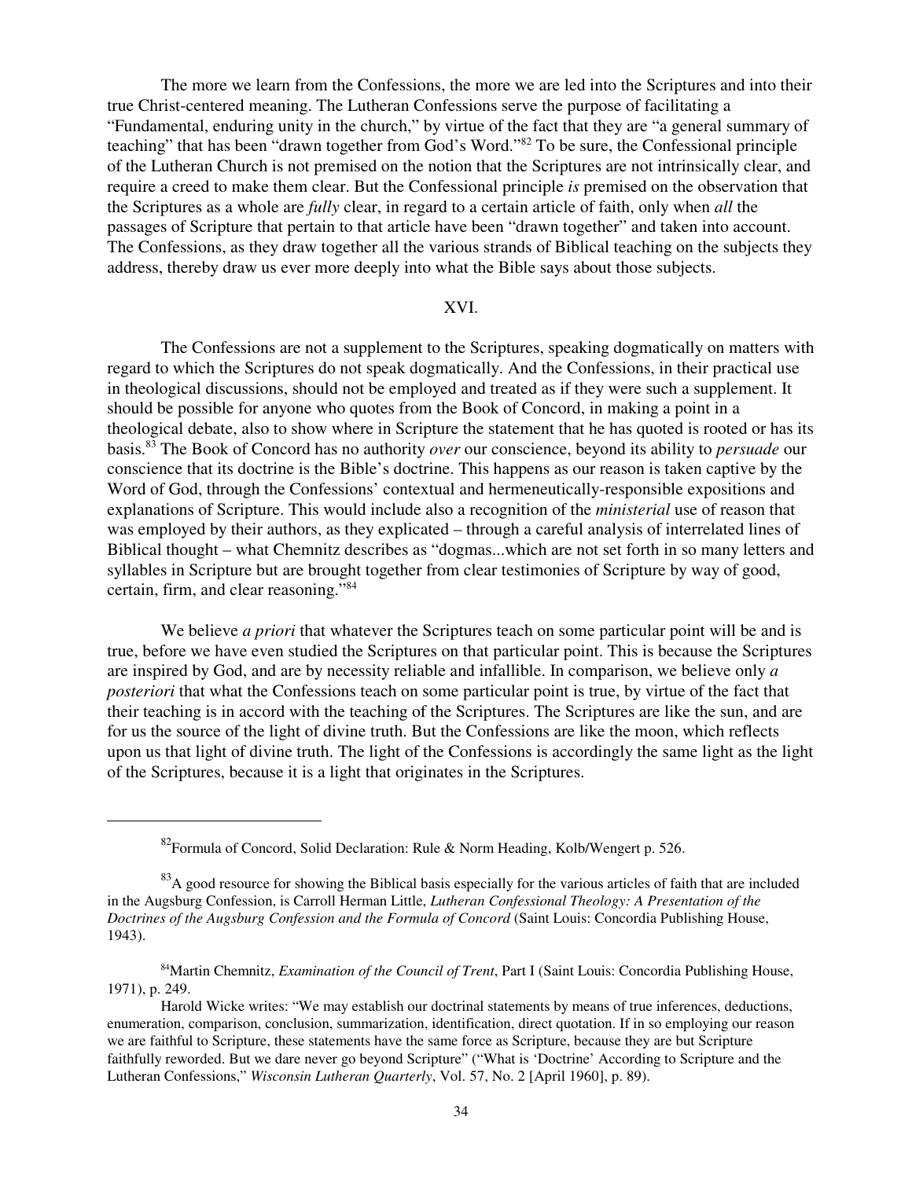The more we learn from the Confessions, the more we are led into the Scriptures and into their true Christ-centered meaning. The Lutheran Confessions serve the purpose of facilitating a "Fundamental, enduring unity in the church," by virtue of the fact that they are "a general summary of teaching" that has been "drawn together from God's Word."[82] To be sure, the Confessional principle of the Lutheran Church is not premised on the notion that the Scriptures are not intrinsically clear, and require a creed to make them clear. But the Confessional principle *is* premised on the observation that the Scriptures as a whole are *fully* clear, in regard to a certain article of faith, only when *all* the passages of Scripture that pertain to that article have been "drawn together" and taken into account. The Confessions, as they draw together all the various strands of Biblical teaching on the subjects they address, thereby draw us ever more deeply into what the Bible says about those subjects.

## XVI.

The Confessions are not a supplement to the Scriptures, speaking dogmatically on matters with regard to which the Scriptures do not speak dogmatically. And the Confessions, in their practical use in theological discussions, should not be employed and treated as if they were such a supplement. It should be possible for anyone who quotes from the Book of Concord, in making a point in a theological debate, also to show where in Scripture the statement that he has quoted is rooted or has its basis.[83] The Book of Concord has no authority *over* our conscience, beyond its ability to *persuade* our conscience that its doctrine is the Bible's doctrine. This happens as our reason is taken captive by the Word of God, through the Confessions' contextual and hermeneutically-responsible expositions and explanations of Scripture. This would include also a recognition of the *ministerial* use of reason that was employed by their authors, as they explicated – through a careful analysis of interrelated lines of Biblical thought – what Chemnitz describes as "dogmas...which are not set forth in so many letters and syllables in Scripture but are brought together from clear testimonies of Scripture by way of good, certain, firm, and clear reasoning."[84]

We believe *a priori* that whatever the Scriptures teach on some particular point will be and is true, before we have even studied the Scriptures on that particular point. This is because the Scriptures are inspired by God, and are by necessity reliable and infallible. In comparison, we believe only *a posteriori* that what the Confessions teach on some particular point is true, by virtue of the fact that their teaching is in accord with the teaching of the Scriptures. The Scriptures are like the sun, and are for us the source of the light of divine truth. But the Confessions are like the moon, which reflects upon us that light of divine truth. The light of the Confessions is accordingly the same light as the light of the Scriptures, because it is a light that originates in the Scriptures.

---

[82] Formula of Concord, Solid Declaration: Rule & Norm Heading, Kolb/Wengert p. 526.

[83] A good resource for showing the Biblical basis especially for the various articles of faith that are included in the Augsburg Confession, is Carroll Herman Little, *Lutheran Confessional Theology: A Presentation of the Doctrines of the Augsburg Confession and the Formula of Concord* (Saint Louis: Concordia Publishing House, 1943).

[84] Martin Chemnitz, *Examination of the Council of Trent*, Part I (Saint Louis: Concordia Publishing House, 1971), p. 249.

Harold Wicke writes: "We may establish our doctrinal statements by means of true inferences, deductions, enumeration, comparison, conclusion, summarization, identification, direct quotation. If in so employing our reason we are faithful to Scripture, these statements have the same force as Scripture, because they are but Scripture faithfully reworded. But we dare never go beyond Scripture" ("What is 'Doctrine' According to Scripture and the Lutheran Confessions," *Wisconsin Lutheran Quarterly*, Vol. 57, No. 2 [April 1960], p. 89).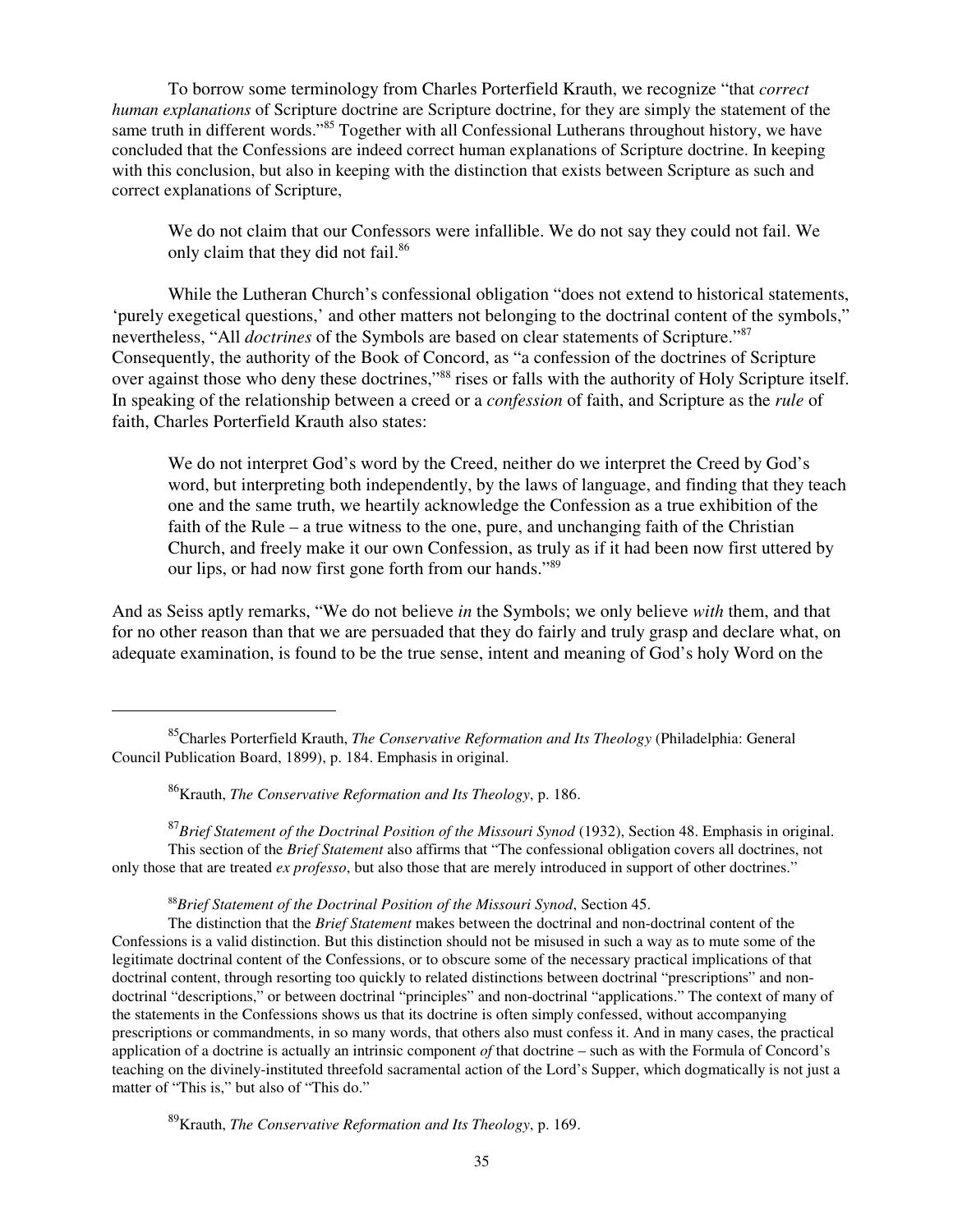To borrow some terminology from Charles Porterfield Krauth, we recognize "that *correct human explanations* of Scripture doctrine are Scripture doctrine, for they are simply the statement of the same truth in different words."[85] Together with all Confessional Lutherans throughout history, we have concluded that the Confessions are indeed correct human explanations of Scripture doctrine. In keeping with this conclusion, but also in keeping with the distinction that exists between Scripture as such and correct explanations of Scripture,

> We do not claim that our Confessors were infallible. We do not say they could not fail. We only claim that they did not fail.[86]

While the Lutheran Church's confessional obligation "does not extend to historical statements, 'purely exegetical questions,' and other matters not belonging to the doctrinal content of the symbols," nevertheless, "All *doctrines* of the Symbols are based on clear statements of Scripture."[87] Consequently, the authority of the Book of Concord, as "a confession of the doctrines of Scripture over against those who deny these doctrines,"[88] rises or falls with the authority of Holy Scripture itself. In speaking of the relationship between a creed or a *confession* of faith, and Scripture as the *rule* of faith, Charles Porterfield Krauth also states:

> We do not interpret God's word by the Creed, neither do we interpret the Creed by God's word, but interpreting both independently, by the laws of language, and finding that they teach one and the same truth, we heartily acknowledge the Confession as a true exhibition of the faith of the Rule – a true witness to the one, pure, and unchanging faith of the Christian Church, and freely make it our own Confession, as truly as if it had been now first uttered by our lips, or had now first gone forth from our hands."[89]

And as Seiss aptly remarks, "We do not believe *in* the Symbols; we only believe *with* them, and that for no other reason than that we are persuaded that they do fairly and truly grasp and declare what, on adequate examination, is found to be the true sense, intent and meaning of God's holy Word on the

---

[85] Charles Porterfield Krauth, *The Conservative Reformation and Its Theology* (Philadelphia: General Council Publication Board, 1899), p. 184. Emphasis in original.

[86] Krauth, *The Conservative Reformation and Its Theology*, p. 186.

[87] *Brief Statement of the Doctrinal Position of the Missouri Synod* (1932), Section 48. Emphasis in original. This section of the *Brief Statement* also affirms that "The confessional obligation covers all doctrines, not only those that are treated *ex professo*, but also those that are merely introduced in support of other doctrines."

[88] *Brief Statement of the Doctrinal Position of the Missouri Synod*, Section 45.

The distinction that the *Brief Statement* makes between the doctrinal and non-doctrinal content of the Confessions is a valid distinction. But this distinction should not be misused in such a way as to mute some of the legitimate doctrinal content of the Confessions, or to obscure some of the necessary practical implications of that doctrinal content, through resorting too quickly to related distinctions between doctrinal "prescriptions" and non-doctrinal "descriptions," or between doctrinal "principles" and non-doctrinal "applications." The context of many of the statements in the Confessions shows us that its doctrine is often simply confessed, without accompanying prescriptions or commandments, in so many words, that others also must confess it. And in many cases, the practical application of a doctrine is actually an intrinsic component *of* that doctrine – such as with the Formula of Concord's teaching on the divinely-instituted threefold sacramental action of the Lord's Supper, which dogmatically is not just a matter of "This is," but also of "This do."

[89] Krauth, *The Conservative Reformation and Its Theology*, p. 169.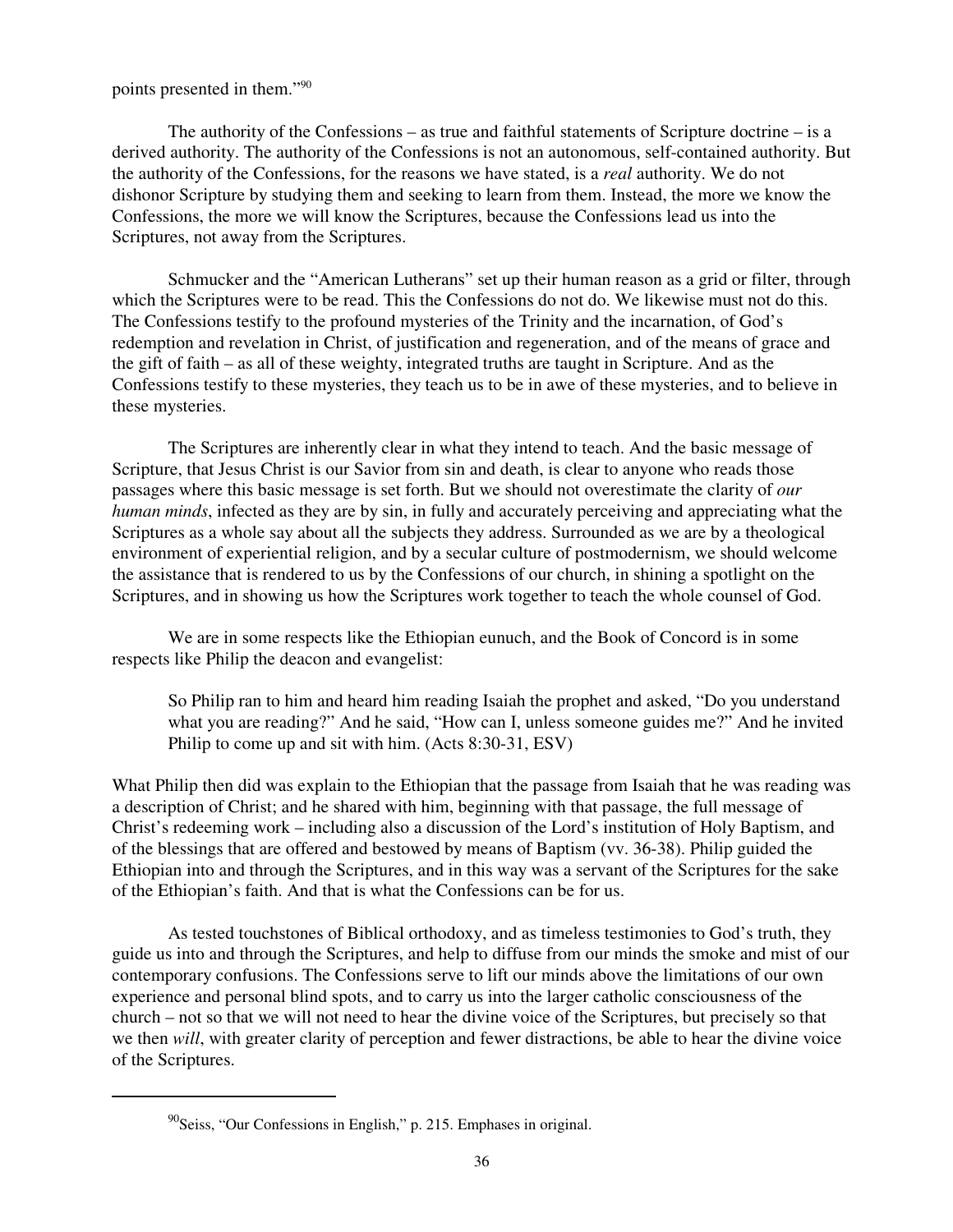points presented in them."[90]

The authority of the Confessions – as true and faithful statements of Scripture doctrine – is a derived authority. The authority of the Confessions is not an autonomous, self-contained authority. But the authority of the Confessions, for the reasons we have stated, is a *real* authority. We do not dishonor Scripture by studying them and seeking to learn from them. Instead, the more we know the Confessions, the more we will know the Scriptures, because the Confessions lead us into the Scriptures, not away from the Scriptures.

Schmucker and the "American Lutherans" set up their human reason as a grid or filter, through which the Scriptures were to be read. This the Confessions do not do. We likewise must not do this. The Confessions testify to the profound mysteries of the Trinity and the incarnation, of God's redemption and revelation in Christ, of justification and regeneration, and of the means of grace and the gift of faith – as all of these weighty, integrated truths are taught in Scripture. And as the Confessions testify to these mysteries, they teach us to be in awe of these mysteries, and to believe in these mysteries.

The Scriptures are inherently clear in what they intend to teach. And the basic message of Scripture, that Jesus Christ is our Savior from sin and death, is clear to anyone who reads those passages where this basic message is set forth. But we should not overestimate the clarity of *our human minds*, infected as they are by sin, in fully and accurately perceiving and appreciating what the Scriptures as a whole say about all the subjects they address. Surrounded as we are by a theological environment of experiential religion, and by a secular culture of postmodernism, we should welcome the assistance that is rendered to us by the Confessions of our church, in shining a spotlight on the Scriptures, and in showing us how the Scriptures work together to teach the whole counsel of God.

We are in some respects like the Ethiopian eunuch, and the Book of Concord is in some respects like Philip the deacon and evangelist:

> So Philip ran to him and heard him reading Isaiah the prophet and asked, "Do you understand what you are reading?" And he said, "How can I, unless someone guides me?" And he invited Philip to come up and sit with him. (Acts 8:30-31, ESV)

What Philip then did was explain to the Ethiopian that the passage from Isaiah that he was reading was a description of Christ; and he shared with him, beginning with that passage, the full message of Christ's redeeming work – including also a discussion of the Lord's institution of Holy Baptism, and of the blessings that are offered and bestowed by means of Baptism (vv. 36-38). Philip guided the Ethiopian into and through the Scriptures, and in this way was a servant of the Scriptures for the sake of the Ethiopian's faith. And that is what the Confessions can be for us.

As tested touchstones of Biblical orthodoxy, and as timeless testimonies to God's truth, they guide us into and through the Scriptures, and help to diffuse from our minds the smoke and mist of our contemporary confusions. The Confessions serve to lift our minds above the limitations of our own experience and personal blind spots, and to carry us into the larger catholic consciousness of the church – not so that we will not need to hear the divine voice of the Scriptures, but precisely so that we then *will*, with greater clarity of perception and fewer distractions, be able to hear the divine voice of the Scriptures.

---

[90] Seiss, "Our Confessions in English," p. 215. Emphases in original.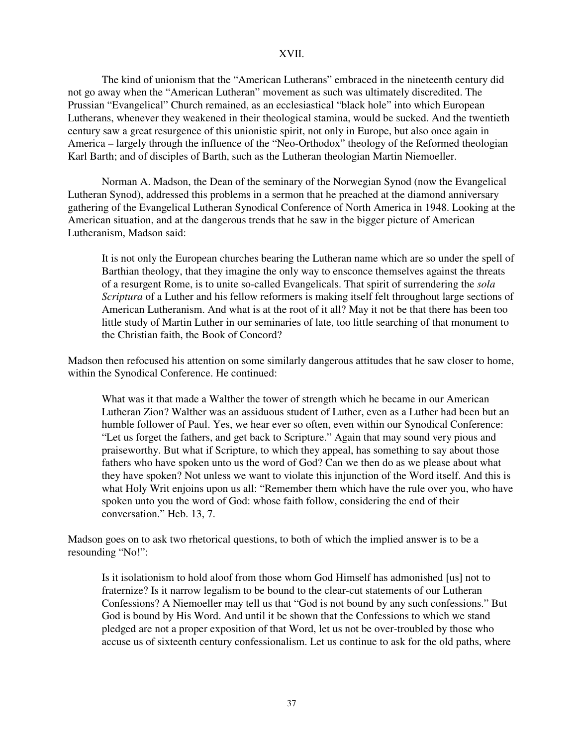## XVII.

The kind of unionism that the "American Lutherans" embraced in the nineteenth century did not go away when the "American Lutheran" movement as such was ultimately discredited. The Prussian "Evangelical" Church remained, as an ecclesiastical "black hole" into which European Lutherans, whenever they weakened in their theological stamina, would be sucked. And the twentieth century saw a great resurgence of this unionistic spirit, not only in Europe, but also once again in America – largely through the influence of the "Neo-Orthodox" theology of the Reformed theologian Karl Barth; and of disciples of Barth, such as the Lutheran theologian Martin Niemoeller.

Norman A. Madson, the Dean of the seminary of the Norwegian Synod (now the Evangelical Lutheran Synod), addressed this problems in a sermon that he preached at the diamond anniversary gathering of the Evangelical Lutheran Synodical Conference of North America in 1948. Looking at the American situation, and at the dangerous trends that he saw in the bigger picture of American Lutheranism, Madson said:

> It is not only the European churches bearing the Lutheran name which are so under the spell of Barthian theology, that they imagine the only way to ensconce themselves against the threats of a resurgent Rome, is to unite so-called Evangelicals. That spirit of surrendering the *sola Scriptura* of a Luther and his fellow reformers is making itself felt throughout large sections of American Lutheranism. And what is at the root of it all? May it not be that there has been too little study of Martin Luther in our seminaries of late, too little searching of that monument to the Christian faith, the Book of Concord?

Madson then refocused his attention on some similarly dangerous attitudes that he saw closer to home, within the Synodical Conference. He continued:

> What was it that made a Walther the tower of strength which he became in our American Lutheran Zion? Walther was an assiduous student of Luther, even as a Luther had been but an humble follower of Paul. Yes, we hear ever so often, even within our Synodical Conference: "Let us forget the fathers, and get back to Scripture." Again that may sound very pious and praiseworthy. But what if Scripture, to which they appeal, has something to say about those fathers who have spoken unto us the word of God? Can we then do as we please about what they have spoken? Not unless we want to violate this injunction of the Word itself. And this is what Holy Writ enjoins upon us all: "Remember them which have the rule over you, who have spoken unto you the word of God: whose faith follow, considering the end of their conversation." Heb. 13, 7.

Madson goes on to ask two rhetorical questions, to both of which the implied answer is to be a resounding "No!":

> Is it isolationism to hold aloof from those whom God Himself has admonished [us] not to fraternize? Is it narrow legalism to be bound to the clear-cut statements of our Lutheran Confessions? A Niemoeller may tell us that "God is not bound by any such confessions." But God is bound by His Word. And until it be shown that the Confessions to which we stand pledged are not a proper exposition of that Word, let us not be over-troubled by those who accuse us of sixteenth century confessionalism. Let us continue to ask for the old paths, where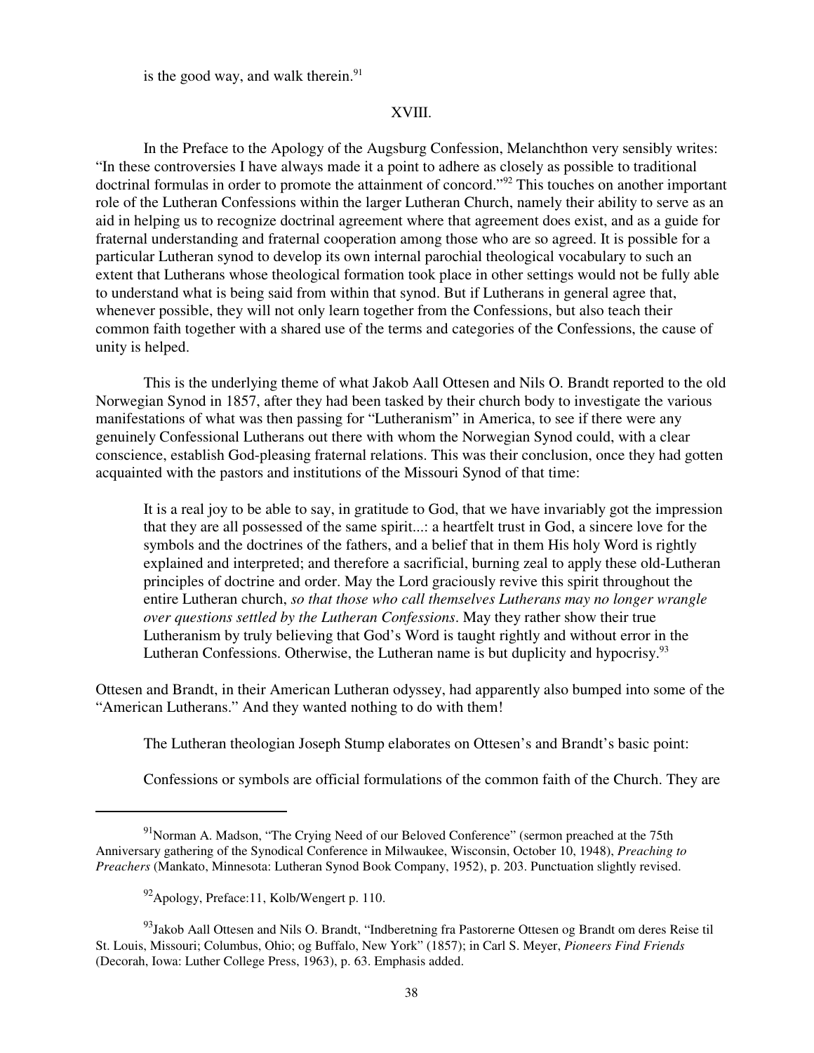is the good way, and walk therein.[91]

## XVIII.

In the Preface to the Apology of the Augsburg Confession, Melanchthon very sensibly writes: "In these controversies I have always made it a point to adhere as closely as possible to traditional doctrinal formulas in order to promote the attainment of concord."[92] This touches on another important role of the Lutheran Confessions within the larger Lutheran Church, namely their ability to serve as an aid in helping us to recognize doctrinal agreement where that agreement does exist, and as a guide for fraternal understanding and fraternal cooperation among those who are so agreed. It is possible for a particular Lutheran synod to develop its own internal parochial theological vocabulary to such an extent that Lutherans whose theological formation took place in other settings would not be fully able to understand what is being said from within that synod. But if Lutherans in general agree that, whenever possible, they will not only learn together from the Confessions, but also teach their common faith together with a shared use of the terms and categories of the Confessions, the cause of unity is helped.

This is the underlying theme of what Jakob Aall Ottesen and Nils O. Brandt reported to the old Norwegian Synod in 1857, after they had been tasked by their church body to investigate the various manifestations of what was then passing for "Lutheranism" in America, to see if there were any genuinely Confessional Lutherans out there with whom the Norwegian Synod could, with a clear conscience, establish God-pleasing fraternal relations. This was their conclusion, once they had gotten acquainted with the pastors and institutions of the Missouri Synod of that time:

> It is a real joy to be able to say, in gratitude to God, that we have invariably got the impression that they are all possessed of the same spirit...: a heartfelt trust in God, a sincere love for the symbols and the doctrines of the fathers, and a belief that in them His holy Word is rightly explained and interpreted; and therefore a sacrificial, burning zeal to apply these old-Lutheran principles of doctrine and order. May the Lord graciously revive this spirit throughout the entire Lutheran church, *so that those who call themselves Lutherans may no longer wrangle over questions settled by the Lutheran Confessions*. May they rather show their true Lutheranism by truly believing that God's Word is taught rightly and without error in the Lutheran Confessions. Otherwise, the Lutheran name is but duplicity and hypocrisy.[93]

Ottesen and Brandt, in their American Lutheran odyssey, had apparently also bumped into some of the "American Lutherans." And they wanted nothing to do with them!

The Lutheran theologian Joseph Stump elaborates on Ottesen's and Brandt's basic point:

> Confessions or symbols are official formulations of the common faith of the Church. They are

---

[91] Norman A. Madson, "The Crying Need of our Beloved Conference" (sermon preached at the 75th Anniversary gathering of the Synodical Conference in Milwaukee, Wisconsin, October 10, 1948), *Preaching to Preachers* (Mankato, Minnesota: Lutheran Synod Book Company, 1952), p. 203. Punctuation slightly revised.

[92] Apology, Preface:11, Kolb/Wengert p. 110.

[93] Jakob Aall Ottesen and Nils O. Brandt, "Indberetning fra Pastorerne Ottesen og Brandt om deres Reise til St. Louis, Missouri; Columbus, Ohio; og Buffalo, New York" (1857); in Carl S. Meyer, *Pioneers Find Friends* (Decorah, Iowa: Luther College Press, 1963), p. 63. Emphasis added.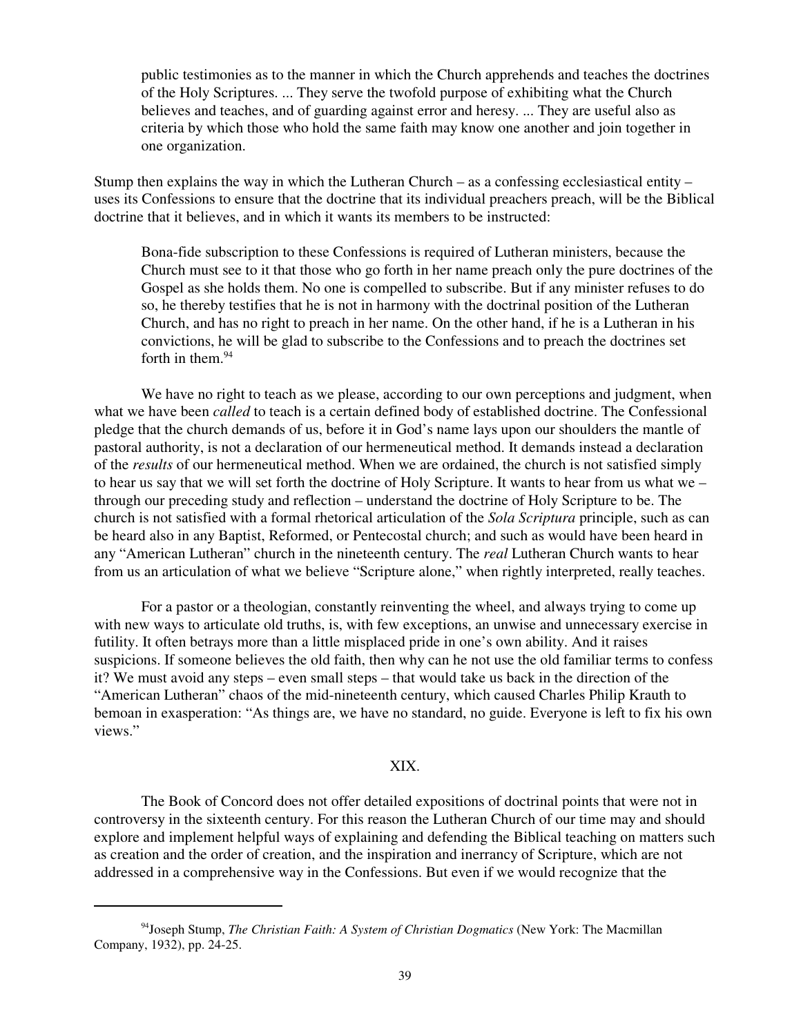> public testimonies as to the manner in which the Church apprehends and teaches the doctrines of the Holy Scriptures. ... They serve the twofold purpose of exhibiting what the Church believes and teaches, and of guarding against error and heresy. ... They are useful also as criteria by which those who hold the same faith may know one another and join together in one organization.

Stump then explains the way in which the Lutheran Church – as a confessing ecclesiastical entity – uses its Confessions to ensure that the doctrine that its individual preachers preach, will be the Biblical doctrine that it believes, and in which it wants its members to be instructed:

> Bona-fide subscription to these Confessions is required of Lutheran ministers, because the Church must see to it that those who go forth in her name preach only the pure doctrines of the Gospel as she holds them. No one is compelled to subscribe. But if any minister refuses to do so, he thereby testifies that he is not in harmony with the doctrinal position of the Lutheran Church, and has no right to preach in her name. On the other hand, if he is a Lutheran in his convictions, he will be glad to subscribe to the Confessions and to preach the doctrines set forth in them.[94]

We have no right to teach as we please, according to our own perceptions and judgment, when what we have been *called* to teach is a certain defined body of established doctrine. The Confessional pledge that the church demands of us, before it in God's name lays upon our shoulders the mantle of pastoral authority, is not a declaration of our hermeneutical method. It demands instead a declaration of the *results* of our hermeneutical method. When we are ordained, the church is not satisfied simply to hear us say that we will set forth the doctrine of Holy Scripture. It wants to hear from us what we – through our preceding study and reflection – understand the doctrine of Holy Scripture to be. The church is not satisfied with a formal rhetorical articulation of the *Sola Scriptura* principle, such as can be heard also in any Baptist, Reformed, or Pentecostal church; and such as would have been heard in any "American Lutheran" church in the nineteenth century. The *real* Lutheran Church wants to hear from us an articulation of what we believe "Scripture alone," when rightly interpreted, really teaches.

For a pastor or a theologian, constantly reinventing the wheel, and always trying to come up with new ways to articulate old truths, is, with few exceptions, an unwise and unnecessary exercise in futility. It often betrays more than a little misplaced pride in one's own ability. And it raises suspicions. If someone believes the old faith, then why can he not use the old familiar terms to confess it? We must avoid any steps – even small steps – that would take us back in the direction of the "American Lutheran" chaos of the mid-nineteenth century, which caused Charles Philip Krauth to bemoan in exasperation: "As things are, we have no standard, no guide. Everyone is left to fix his own views."

## XIX.

The Book of Concord does not offer detailed expositions of doctrinal points that were not in controversy in the sixteenth century. For this reason the Lutheran Church of our time may and should explore and implement helpful ways of explaining and defending the Biblical teaching on matters such as creation and the order of creation, and the inspiration and inerrancy of Scripture, which are not addressed in a comprehensive way in the Confessions. But even if we would recognize that the

---

[94] Joseph Stump, *The Christian Faith: A System of Christian Dogmatics* (New York: The Macmillan Company, 1932), pp. 24-25.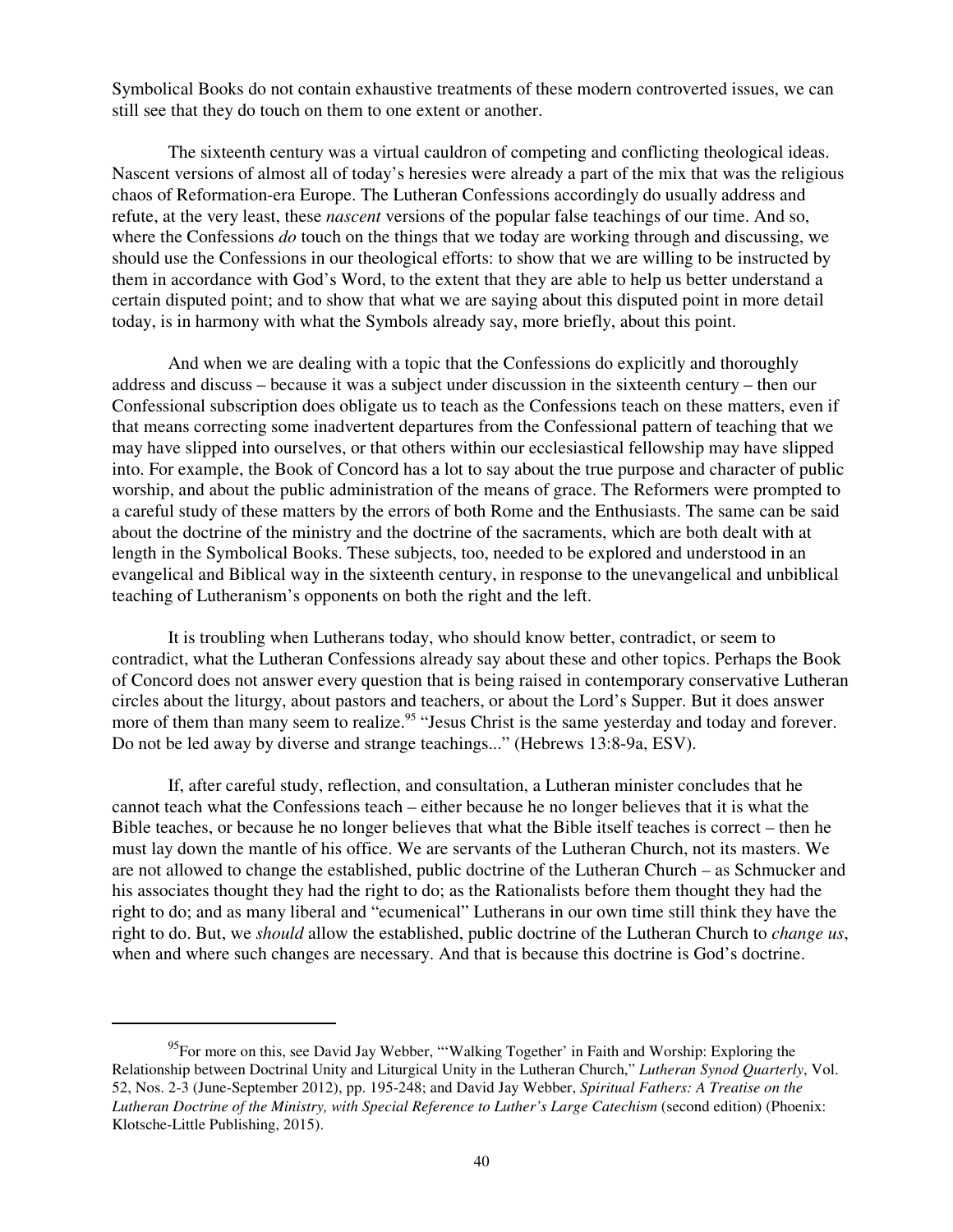Symbolical Books do not contain exhaustive treatments of these modern controverted issues, we can still see that they do touch on them to one extent or another.

The sixteenth century was a virtual cauldron of competing and conflicting theological ideas. Nascent versions of almost all of today's heresies were already a part of the mix that was the religious chaos of Reformation-era Europe. The Lutheran Confessions accordingly do usually address and refute, at the very least, these *nascent* versions of the popular false teachings of our time. And so, where the Confessions *do* touch on the things that we today are working through and discussing, we should use the Confessions in our theological efforts: to show that we are willing to be instructed by them in accordance with God's Word, to the extent that they are able to help us better understand a certain disputed point; and to show that what we are saying about this disputed point in more detail today, is in harmony with what the Symbols already say, more briefly, about this point.

And when we are dealing with a topic that the Confessions do explicitly and thoroughly address and discuss – because it was a subject under discussion in the sixteenth century – then our Confessional subscription does obligate us to teach as the Confessions teach on these matters, even if that means correcting some inadvertent departures from the Confessional pattern of teaching that we may have slipped into ourselves, or that others within our ecclesiastical fellowship may have slipped into. For example, the Book of Concord has a lot to say about the true purpose and character of public worship, and about the public administration of the means of grace. The Reformers were prompted to a careful study of these matters by the errors of both Rome and the Enthusiasts. The same can be said about the doctrine of the ministry and the doctrine of the sacraments, which are both dealt with at length in the Symbolical Books. These subjects, too, needed to be explored and understood in an evangelical and Biblical way in the sixteenth century, in response to the unevangelical and unbiblical teaching of Lutheranism's opponents on both the right and the left.

It is troubling when Lutherans today, who should know better, contradict, or seem to contradict, what the Lutheran Confessions already say about these and other topics. Perhaps the Book of Concord does not answer every question that is being raised in contemporary conservative Lutheran circles about the liturgy, about pastors and teachers, or about the Lord's Supper. But it does answer more of them than many seem to realize.[95] "Jesus Christ is the same yesterday and today and forever. Do not be led away by diverse and strange teachings..." (Hebrews 13:8-9a, ESV).

If, after careful study, reflection, and consultation, a Lutheran minister concludes that he cannot teach what the Confessions teach – either because he no longer believes that it is what the Bible teaches, or because he no longer believes that what the Bible itself teaches is correct – then he must lay down the mantle of his office. We are servants of the Lutheran Church, not its masters. We are not allowed to change the established, public doctrine of the Lutheran Church – as Schmucker and his associates thought they had the right to do; as the Rationalists before them thought they had the right to do; and as many liberal and "ecumenical" Lutherans in our own time still think they have the right to do. But, we *should* allow the established, public doctrine of the Lutheran Church to *change us*, when and where such changes are necessary. And that is because this doctrine is God's doctrine.

---

[95] For more on this, see David Jay Webber, "'Walking Together' in Faith and Worship: Exploring the Relationship between Doctrinal Unity and Liturgical Unity in the Lutheran Church," *Lutheran Synod Quarterly*, Vol. 52, Nos. 2-3 (June-September 2012), pp. 195-248; and David Jay Webber, *Spiritual Fathers: A Treatise on the Lutheran Doctrine of the Ministry, with Special Reference to Luther's Large Catechism* (second edition) (Phoenix: Klotsche-Little Publishing, 2015).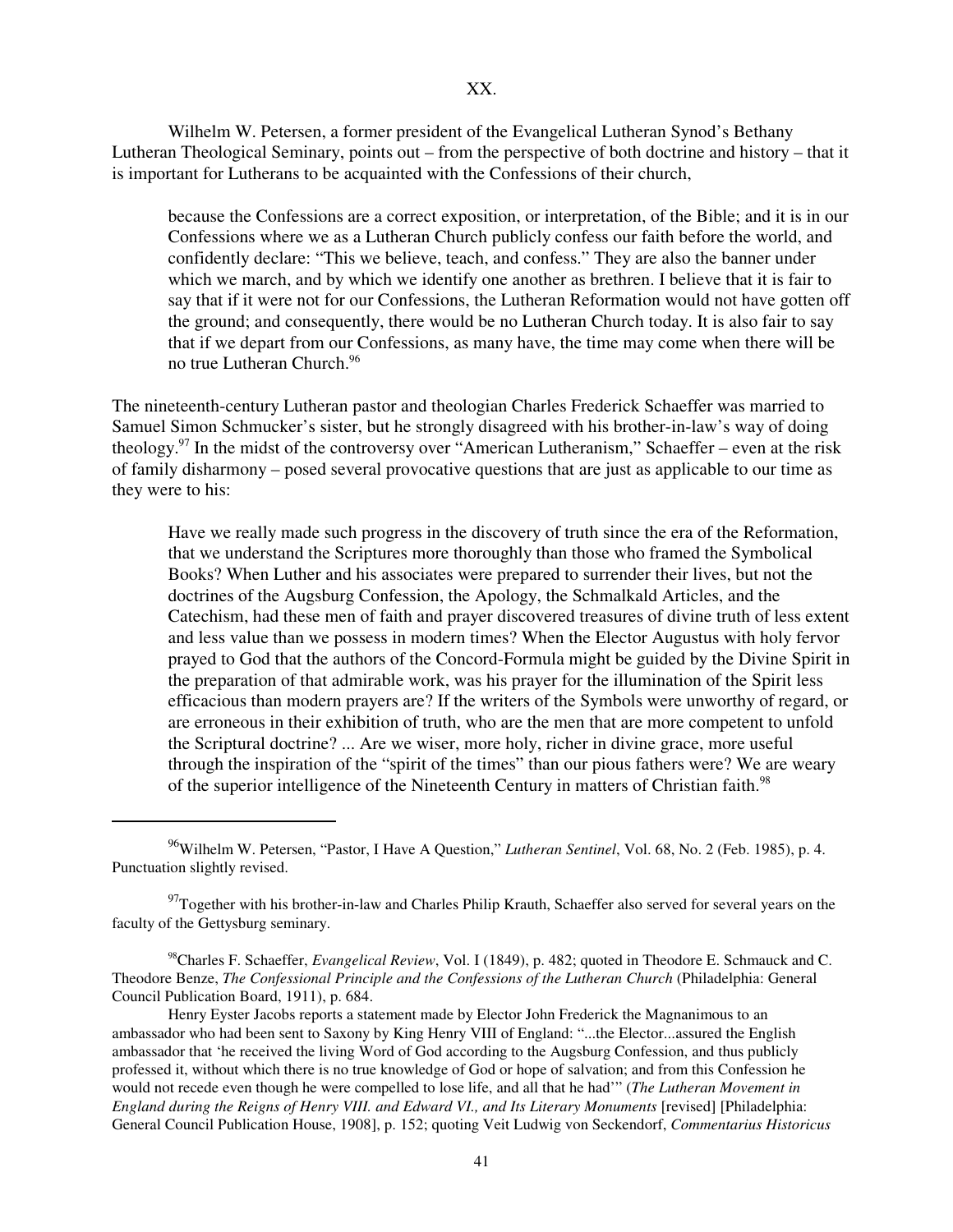XX.

Wilhelm W. Petersen, a former president of the Evangelical Lutheran Synod's Bethany Lutheran Theological Seminary, points out – from the perspective of both doctrine and history – that it is important for Lutherans to be acquainted with the Confessions of their church,

> because the Confessions are a correct exposition, or interpretation, of the Bible; and it is in our Confessions where we as a Lutheran Church publicly confess our faith before the world, and confidently declare: "This we believe, teach, and confess." They are also the banner under which we march, and by which we identify one another as brethren. I believe that it is fair to say that if it were not for our Confessions, the Lutheran Reformation would not have gotten off the ground; and consequently, there would be no Lutheran Church today. It is also fair to say that if we depart from our Confessions, as many have, the time may come when there will be no true Lutheran Church.[96]

The nineteenth-century Lutheran pastor and theologian Charles Frederick Schaeffer was married to Samuel Simon Schmucker's sister, but he strongly disagreed with his brother-in-law's way of doing theology.[97] In the midst of the controversy over "American Lutheranism," Schaeffer – even at the risk of family disharmony – posed several provocative questions that are just as applicable to our time as they were to his:

> Have we really made such progress in the discovery of truth since the era of the Reformation, that we understand the Scriptures more thoroughly than those who framed the Symbolical Books? When Luther and his associates were prepared to surrender their lives, but not the doctrines of the Augsburg Confession, the Apology, the Schmalkald Articles, and the Catechism, had these men of faith and prayer discovered treasures of divine truth of less extent and less value than we possess in modern times? When the Elector Augustus with holy fervor prayed to God that the authors of the Concord-Formula might be guided by the Divine Spirit in the preparation of that admirable work, was his prayer for the illumination of the Spirit less efficacious than modern prayers are? If the writers of the Symbols were unworthy of regard, or are erroneous in their exhibition of truth, who are the men that are more competent to unfold the Scriptural doctrine? ... Are we wiser, more holy, richer in divine grace, more useful through the inspiration of the "spirit of the times" than our pious fathers were? We are weary of the superior intelligence of the Nineteenth Century in matters of Christian faith.[98]

---

[96]Wilhelm W. Petersen, "Pastor, I Have A Question," *Lutheran Sentinel*, Vol. 68, No. 2 (Feb. 1985), p. 4. Punctuation slightly revised.

[97]Together with his brother-in-law and Charles Philip Krauth, Schaeffer also served for several years on the faculty of the Gettysburg seminary.

[98]Charles F. Schaeffer, *Evangelical Review*, Vol. I (1849), p. 482; quoted in Theodore E. Schmauck and C. Theodore Benze, *The Confessional Principle and the Confessions of the Lutheran Church* (Philadelphia: General Council Publication Board, 1911), p. 684.

Henry Eyster Jacobs reports a statement made by Elector John Frederick the Magnanimous to an ambassador who had been sent to Saxony by King Henry VIII of England: "...the Elector...assured the English ambassador that 'he received the living Word of God according to the Augsburg Confession, and thus publicly professed it, without which there is no true knowledge of God or hope of salvation; and from this Confession he would not recede even though he were compelled to lose life, and all that he had'" (*The Lutheran Movement in England during the Reigns of Henry VIII. and Edward VI., and Its Literary Monuments* [revised] [Philadelphia: General Council Publication House, 1908], p. 152; quoting Veit Ludwig von Seckendorf, *Commentarius Historicus*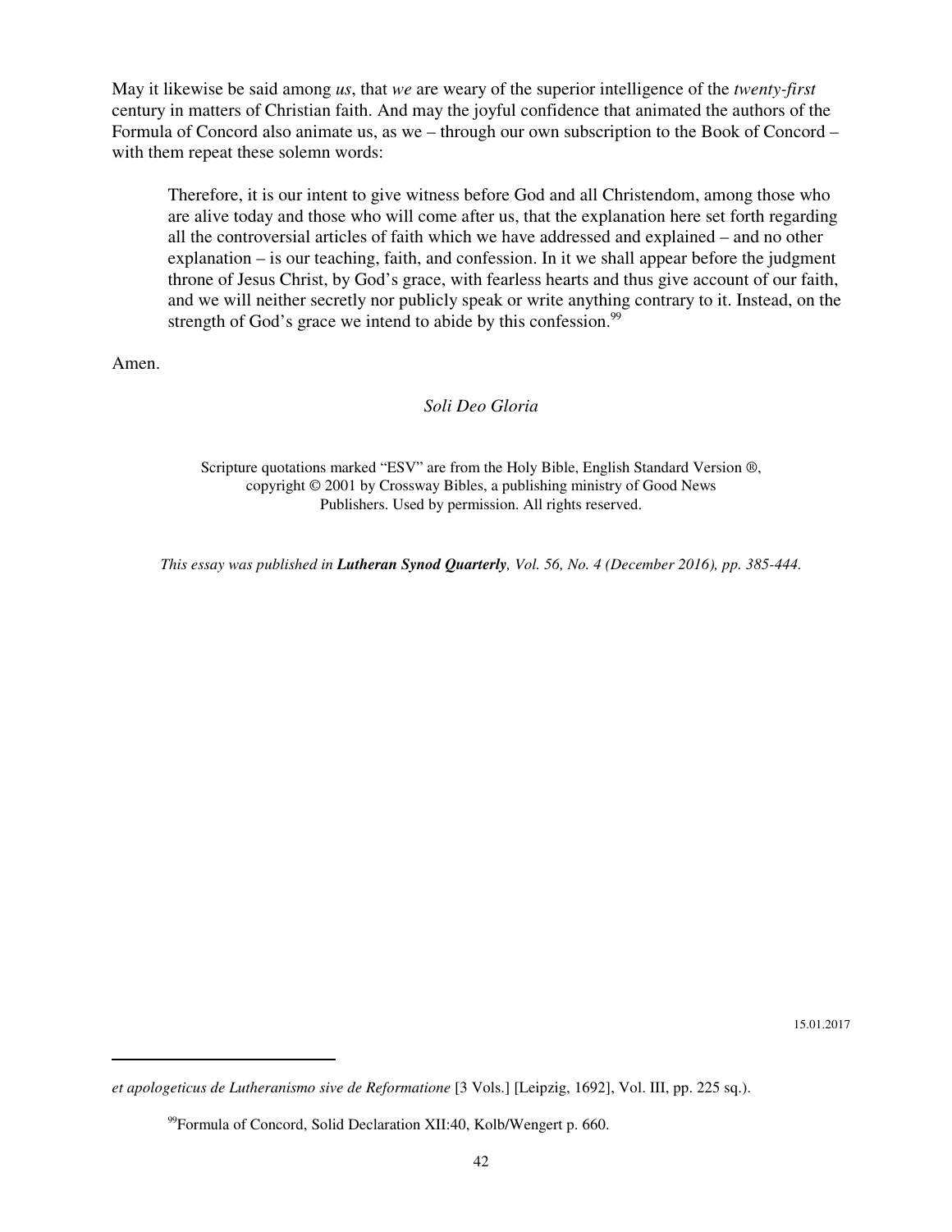May it likewise be said among *us*, that *we* are weary of the superior intelligence of the *twenty-first* century in matters of Christian faith. And may the joyful confidence that animated the authors of the Formula of Concord also animate us, as we – through our own subscription to the Book of Concord – with them repeat these solemn words:

> Therefore, it is our intent to give witness before God and all Christendom, among those who are alive today and those who will come after us, that the explanation here set forth regarding all the controversial articles of faith which we have addressed and explained – and no other explanation – is our teaching, faith, and confession. In it we shall appear before the judgment throne of Jesus Christ, by God's grace, with fearless hearts and thus give account of our faith, and we will neither secretly nor publicly speak or write anything contrary to it. Instead, on the strength of God's grace we intend to abide by this confession.[99]

Amen.

*Soli Deo Gloria*

Scripture quotations marked "ESV" are from the Holy Bible, English Standard Version ®, copyright © 2001 by Crossway Bibles, a publishing ministry of Good News Publishers. Used by permission. All rights reserved.

*This essay was published in* ***Lutheran Synod Quarterly****, Vol. 56, No. 4 (December 2016), pp. 385-444.*

15.01.2017

---

*et apologeticus de Lutheranismo sive de Reformatione* [3 Vols.] [Leipzig, 1692], Vol. III, pp. 225 sq.).

[99] Formula of Concord, Solid Declaration XII:40, Kolb/Wengert p. 660.